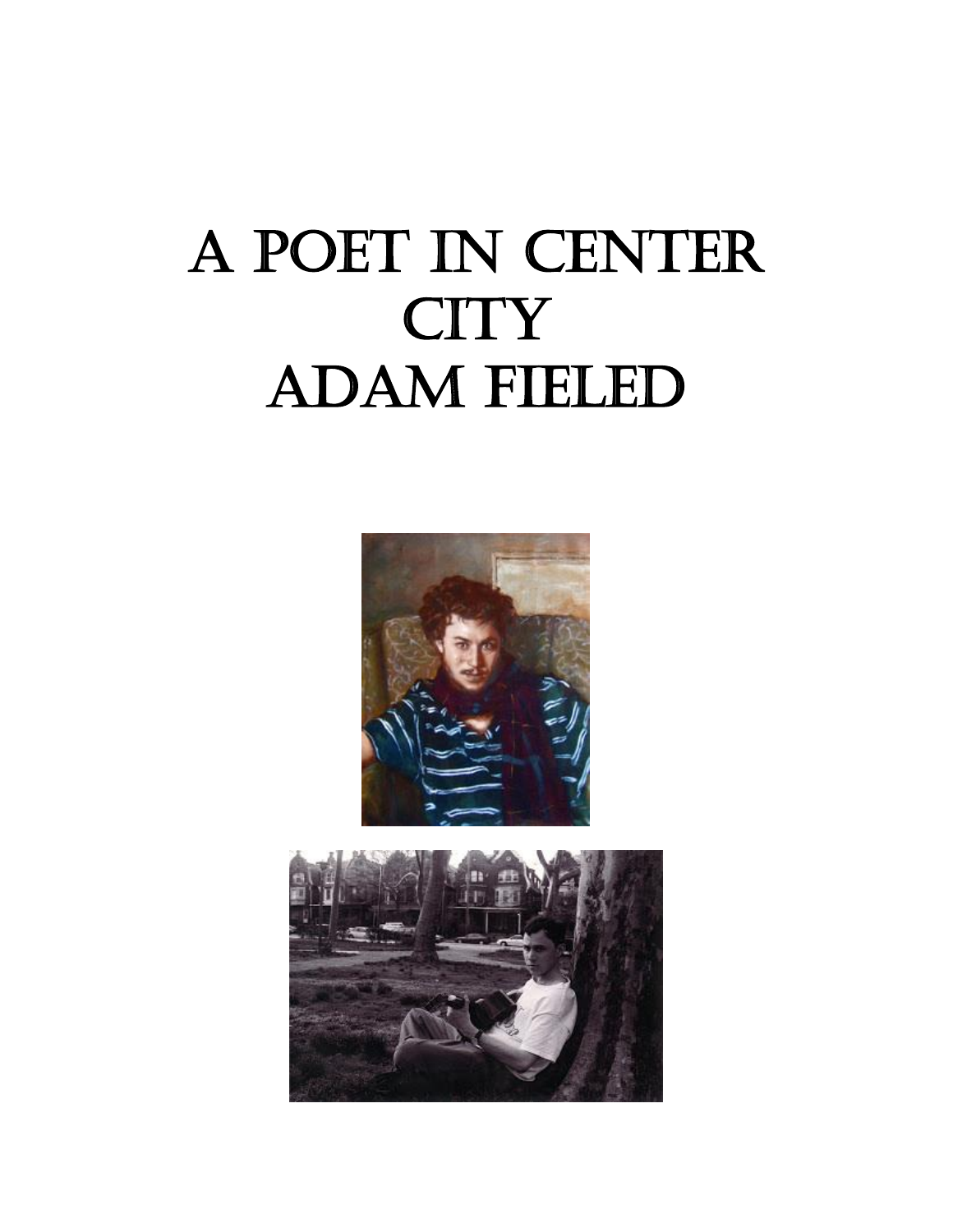# A Poet in Center City
# Adam Fieled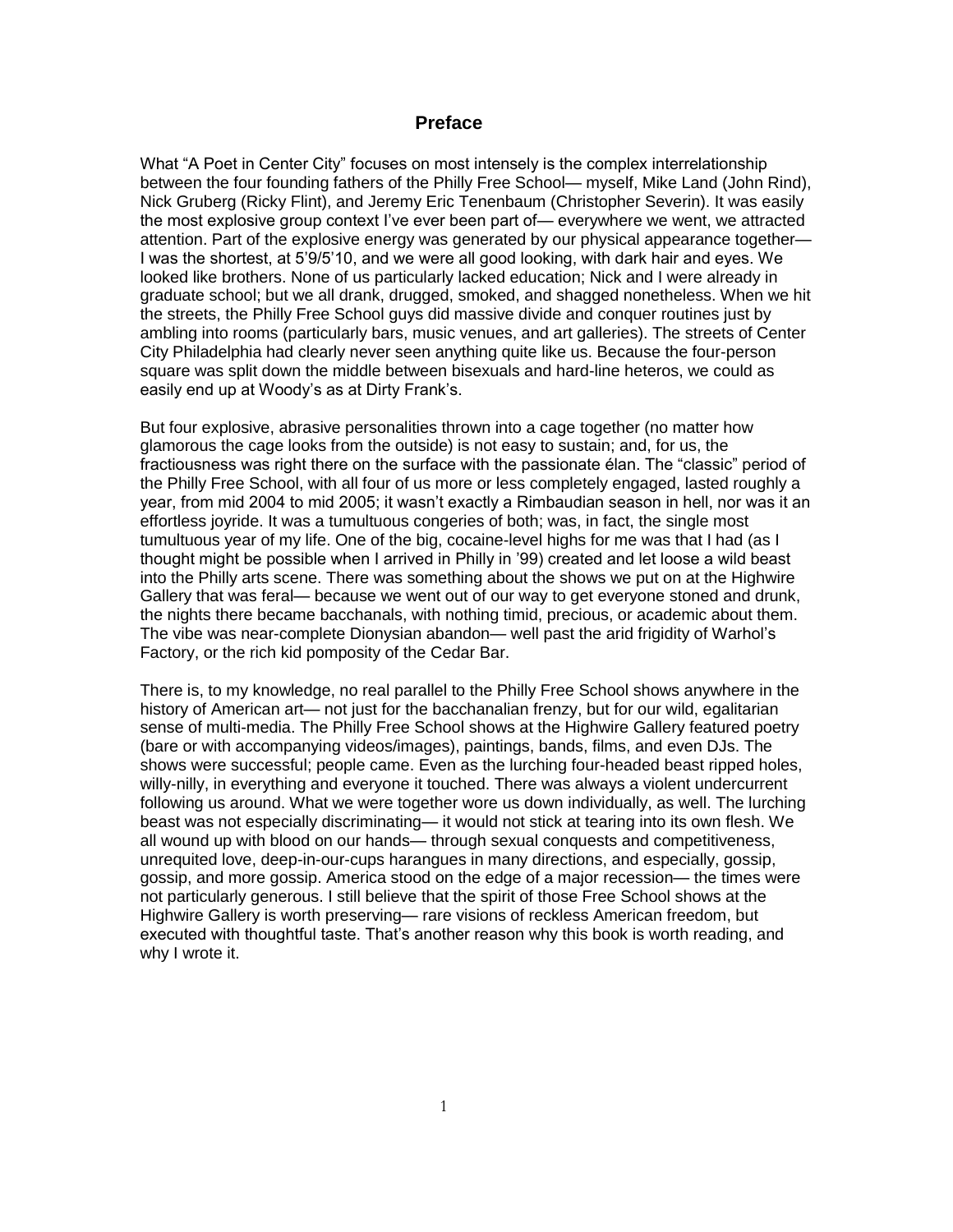## Preface

What "A Poet in Center City" focuses on most intensely is the complex interrelationship between the four founding fathers of the Philly Free School— myself, Mike Land (John Rind), Nick Gruberg (Ricky Flint), and Jeremy Eric Tenenbaum (Christopher Severin). It was easily the most explosive group context I've ever been part of— everywhere we went, we attracted attention. Part of the explosive energy was generated by our physical appearance together— I was the shortest, at 5'9/5'10, and we were all good looking, with dark hair and eyes. We looked like brothers. None of us particularly lacked education; Nick and I were already in graduate school; but we all drank, drugged, smoked, and shagged nonetheless. When we hit the streets, the Philly Free School guys did massive divide and conquer routines just by ambling into rooms (particularly bars, music venues, and art galleries). The streets of Center City Philadelphia had clearly never seen anything quite like us. Because the four-person square was split down the middle between bisexuals and hard-line heteros, we could as easily end up at Woody's as at Dirty Frank's.

But four explosive, abrasive personalities thrown into a cage together (no matter how glamorous the cage looks from the outside) is not easy to sustain; and, for us, the fractiousness was right there on the surface with the passionate élan. The "classic" period of the Philly Free School, with all four of us more or less completely engaged, lasted roughly a year, from mid 2004 to mid 2005; it wasn't exactly a Rimbaudian season in hell, nor was it an effortless joyride. It was a tumultuous congeries of both; was, in fact, the single most tumultuous year of my life. One of the big, cocaine-level highs for me was that I had (as I thought might be possible when I arrived in Philly in '99) created and let loose a wild beast into the Philly arts scene. There was something about the shows we put on at the Highwire Gallery that was feral— because we went out of our way to get everyone stoned and drunk, the nights there became bacchanals, with nothing timid, precious, or academic about them. The vibe was near-complete Dionysian abandon— well past the arid frigidity of Warhol's Factory, or the rich kid pomposity of the Cedar Bar.

There is, to my knowledge, no real parallel to the Philly Free School shows anywhere in the history of American art— not just for the bacchanalian frenzy, but for our wild, egalitarian sense of multi-media. The Philly Free School shows at the Highwire Gallery featured poetry (bare or with accompanying videos/images), paintings, bands, films, and even DJs. The shows were successful; people came. Even as the lurching four-headed beast ripped holes, willy-nilly, in everything and everyone it touched. There was always a violent undercurrent following us around. What we were together wore us down individually, as well. The lurching beast was not especially discriminating— it would not stick at tearing into its own flesh. We all wound up with blood on our hands— through sexual conquests and competitiveness, unrequited love, deep-in-our-cups harangues in many directions, and especially, gossip, gossip, and more gossip. America stood on the edge of a major recession— the times were not particularly generous. I still believe that the spirit of those Free School shows at the Highwire Gallery is worth preserving— rare visions of reckless American freedom, but executed with thoughtful taste. That's another reason why this book is worth reading, and why I wrote it.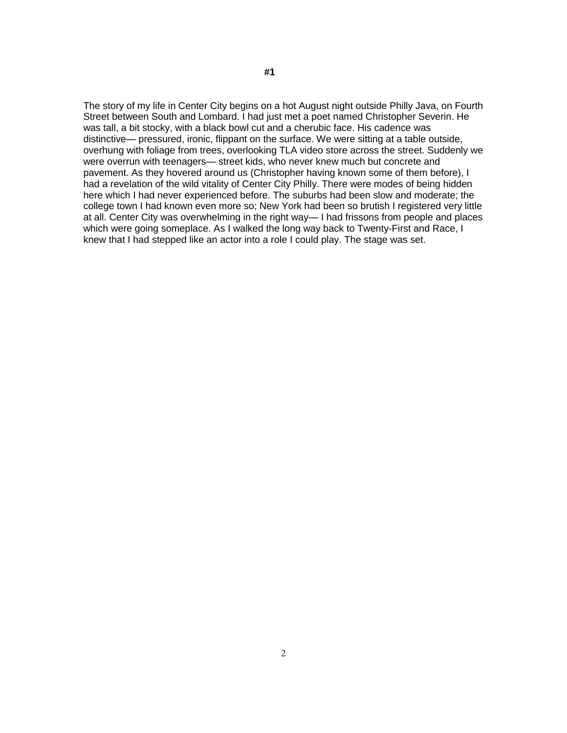**#1**

The story of my life in Center City begins on a hot August night outside Philly Java, on Fourth Street between South and Lombard. I had just met a poet named Christopher Severin. He was tall, a bit stocky, with a black bowl cut and a cherubic face. His cadence was distinctive— pressured, ironic, flippant on the surface. We were sitting at a table outside, overhung with foliage from trees, overlooking TLA video store across the street. Suddenly we were overrun with teenagers— street kids, who never knew much but concrete and pavement. As they hovered around us (Christopher having known some of them before), I had a revelation of the wild vitality of Center City Philly. There were modes of being hidden here which I had never experienced before. The suburbs had been slow and moderate; the college town I had known even more so; New York had been so brutish I registered very little at all. Center City was overwhelming in the right way— I had frissons from people and places which were going someplace. As I walked the long way back to Twenty-First and Race, I knew that I had stepped like an actor into a role I could play. The stage was set.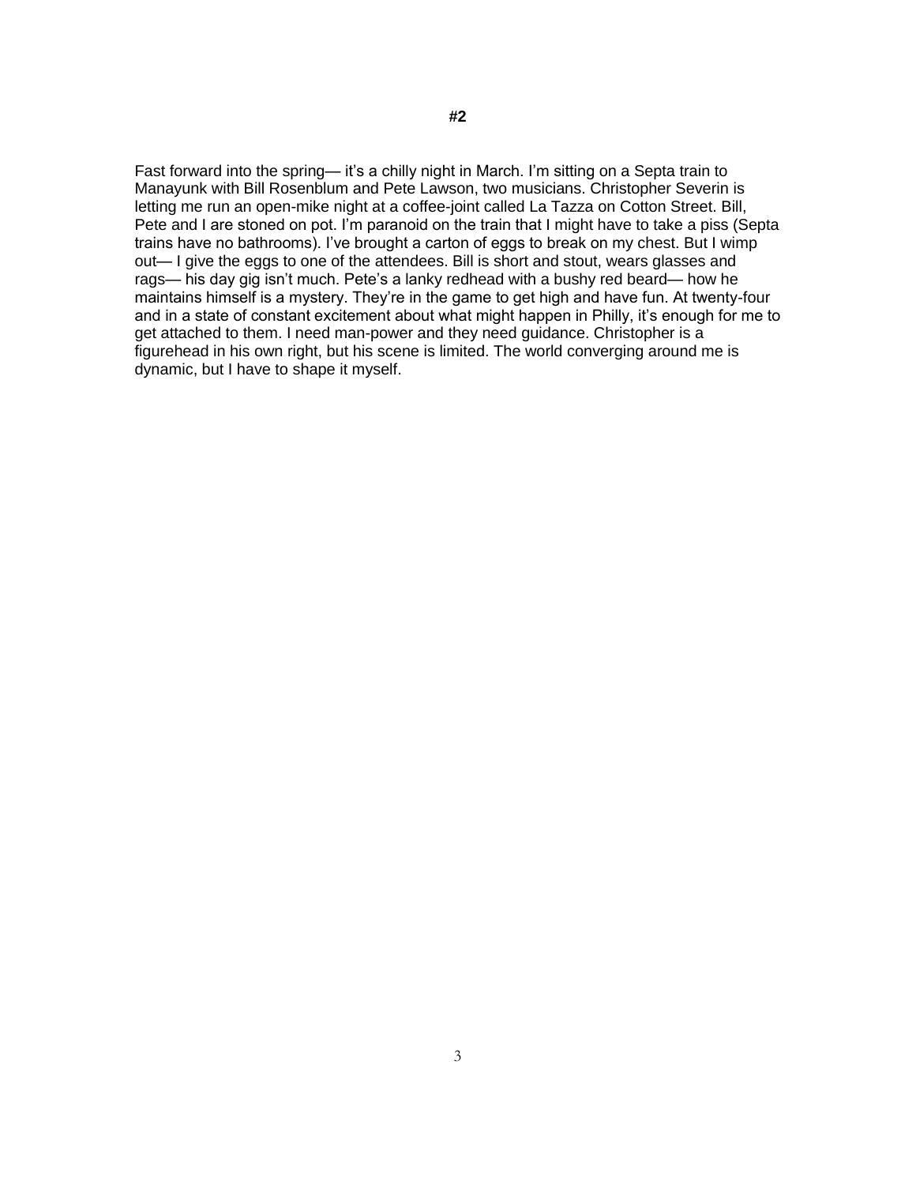**#2**

Fast forward into the spring— it's a chilly night in March. I'm sitting on a Septa train to Manayunk with Bill Rosenblum and Pete Lawson, two musicians. Christopher Severin is letting me run an open-mike night at a coffee-joint called La Tazza on Cotton Street. Bill, Pete and I are stoned on pot. I'm paranoid on the train that I might have to take a piss (Septa trains have no bathrooms). I've brought a carton of eggs to break on my chest. But I wimp out— I give the eggs to one of the attendees. Bill is short and stout, wears glasses and rags— his day gig isn't much. Pete's a lanky redhead with a bushy red beard— how he maintains himself is a mystery. They're in the game to get high and have fun. At twenty-four and in a state of constant excitement about what might happen in Philly, it's enough for me to get attached to them. I need man-power and they need guidance. Christopher is a figurehead in his own right, but his scene is limited. The world converging around me is dynamic, but I have to shape it myself.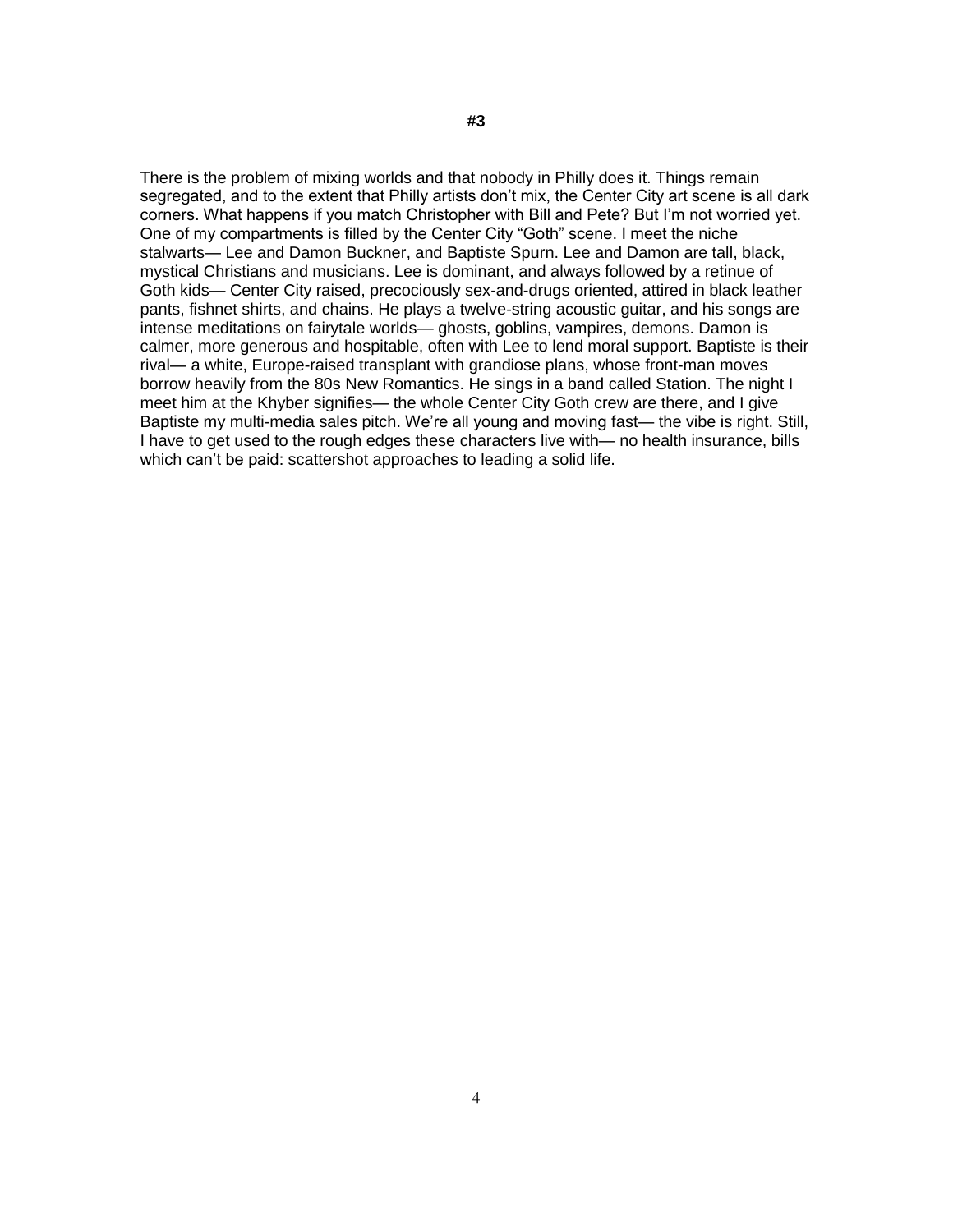**#3**

There is the problem of mixing worlds and that nobody in Philly does it. Things remain segregated, and to the extent that Philly artists don't mix, the Center City art scene is all dark corners. What happens if you match Christopher with Bill and Pete? But I'm not worried yet. One of my compartments is filled by the Center City "Goth" scene. I meet the niche stalwarts— Lee and Damon Buckner, and Baptiste Spurn. Lee and Damon are tall, black, mystical Christians and musicians. Lee is dominant, and always followed by a retinue of Goth kids— Center City raised, precociously sex-and-drugs oriented, attired in black leather pants, fishnet shirts, and chains. He plays a twelve-string acoustic guitar, and his songs are intense meditations on fairytale worlds— ghosts, goblins, vampires, demons. Damon is calmer, more generous and hospitable, often with Lee to lend moral support. Baptiste is their rival— a white, Europe-raised transplant with grandiose plans, whose front-man moves borrow heavily from the 80s New Romantics. He sings in a band called Station. The night I meet him at the Khyber signifies— the whole Center City Goth crew are there, and I give Baptiste my multi-media sales pitch. We're all young and moving fast— the vibe is right. Still, I have to get used to the rough edges these characters live with— no health insurance, bills which can't be paid: scattershot approaches to leading a solid life.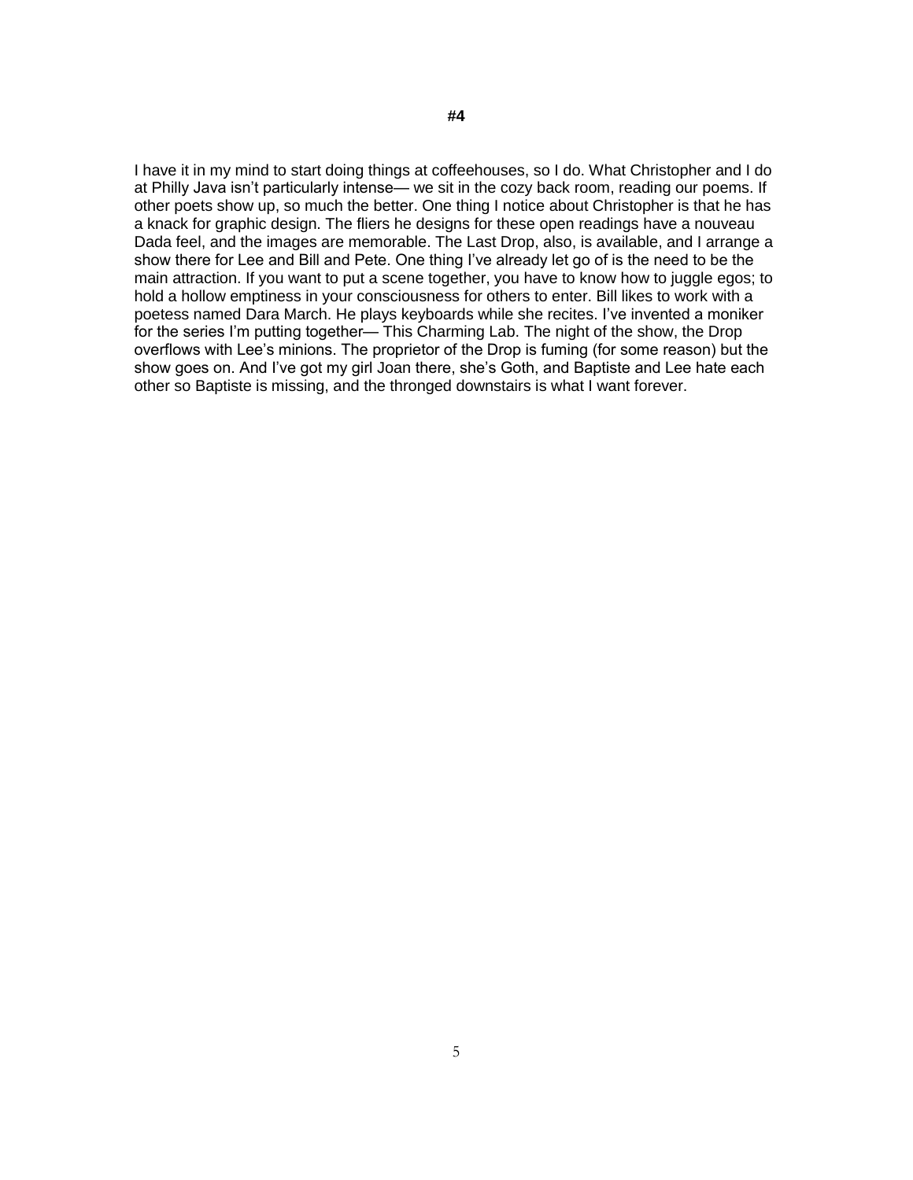**#4**

I have it in my mind to start doing things at coffeehouses, so I do. What Christopher and I do at Philly Java isn't particularly intense— we sit in the cozy back room, reading our poems. If other poets show up, so much the better. One thing I notice about Christopher is that he has a knack for graphic design. The fliers he designs for these open readings have a nouveau Dada feel, and the images are memorable. The Last Drop, also, is available, and I arrange a show there for Lee and Bill and Pete. One thing I've already let go of is the need to be the main attraction. If you want to put a scene together, you have to know how to juggle egos; to hold a hollow emptiness in your consciousness for others to enter. Bill likes to work with a poetess named Dara March. He plays keyboards while she recites. I've invented a moniker for the series I'm putting together— This Charming Lab. The night of the show, the Drop overflows with Lee's minions. The proprietor of the Drop is fuming (for some reason) but the show goes on. And I've got my girl Joan there, she's Goth, and Baptiste and Lee hate each other so Baptiste is missing, and the thronged downstairs is what I want forever.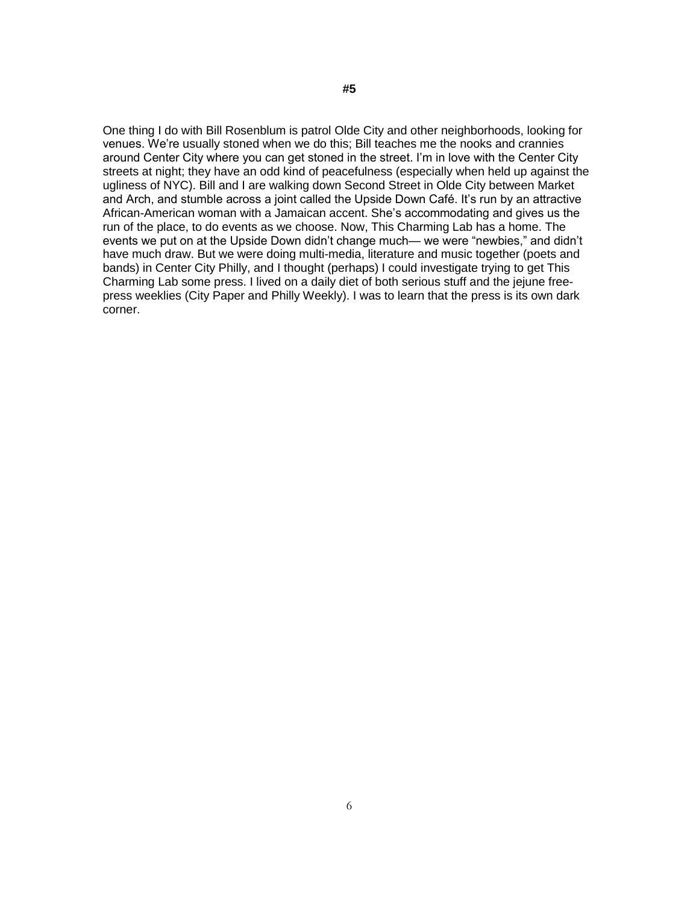**#5**

One thing I do with Bill Rosenblum is patrol Olde City and other neighborhoods, looking for venues. We're usually stoned when we do this; Bill teaches me the nooks and crannies around Center City where you can get stoned in the street. I'm in love with the Center City streets at night; they have an odd kind of peacefulness (especially when held up against the ugliness of NYC). Bill and I are walking down Second Street in Olde City between Market and Arch, and stumble across a joint called the Upside Down Café. It's run by an attractive African-American woman with a Jamaican accent. She's accommodating and gives us the run of the place, to do events as we choose. Now, This Charming Lab has a home. The events we put on at the Upside Down didn't change much— we were "newbies," and didn't have much draw. But we were doing multi-media, literature and music together (poets and bands) in Center City Philly, and I thought (perhaps) I could investigate trying to get This Charming Lab some press. I lived on a daily diet of both serious stuff and the jejune free-press weeklies (City Paper and Philly Weekly). I was to learn that the press is its own dark corner.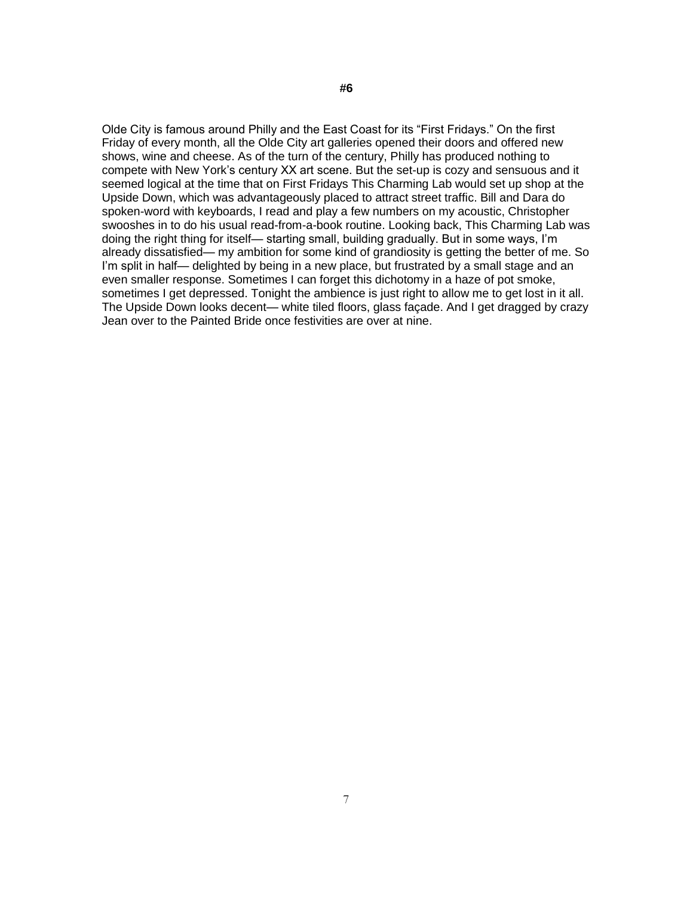**#6**

Olde City is famous around Philly and the East Coast for its “First Fridays.” On the first Friday of every month, all the Olde City art galleries opened their doors and offered new shows, wine and cheese. As of the turn of the century, Philly has produced nothing to compete with New York’s century XX art scene. But the set-up is cozy and sensuous and it seemed logical at the time that on First Fridays This Charming Lab would set up shop at the Upside Down, which was advantageously placed to attract street traffic. Bill and Dara do spoken-word with keyboards, I read and play a few numbers on my acoustic, Christopher swooshes in to do his usual read-from-a-book routine. Looking back, This Charming Lab was doing the right thing for itself— starting small, building gradually. But in some ways, I’m already dissatisfied— my ambition for some kind of grandiosity is getting the better of me. So I’m split in half— delighted by being in a new place, but frustrated by a small stage and an even smaller response. Sometimes I can forget this dichotomy in a haze of pot smoke, sometimes I get depressed. Tonight the ambience is just right to allow me to get lost in it all. The Upside Down looks decent— white tiled floors, glass façade. And I get dragged by crazy Jean over to the Painted Bride once festivities are over at nine.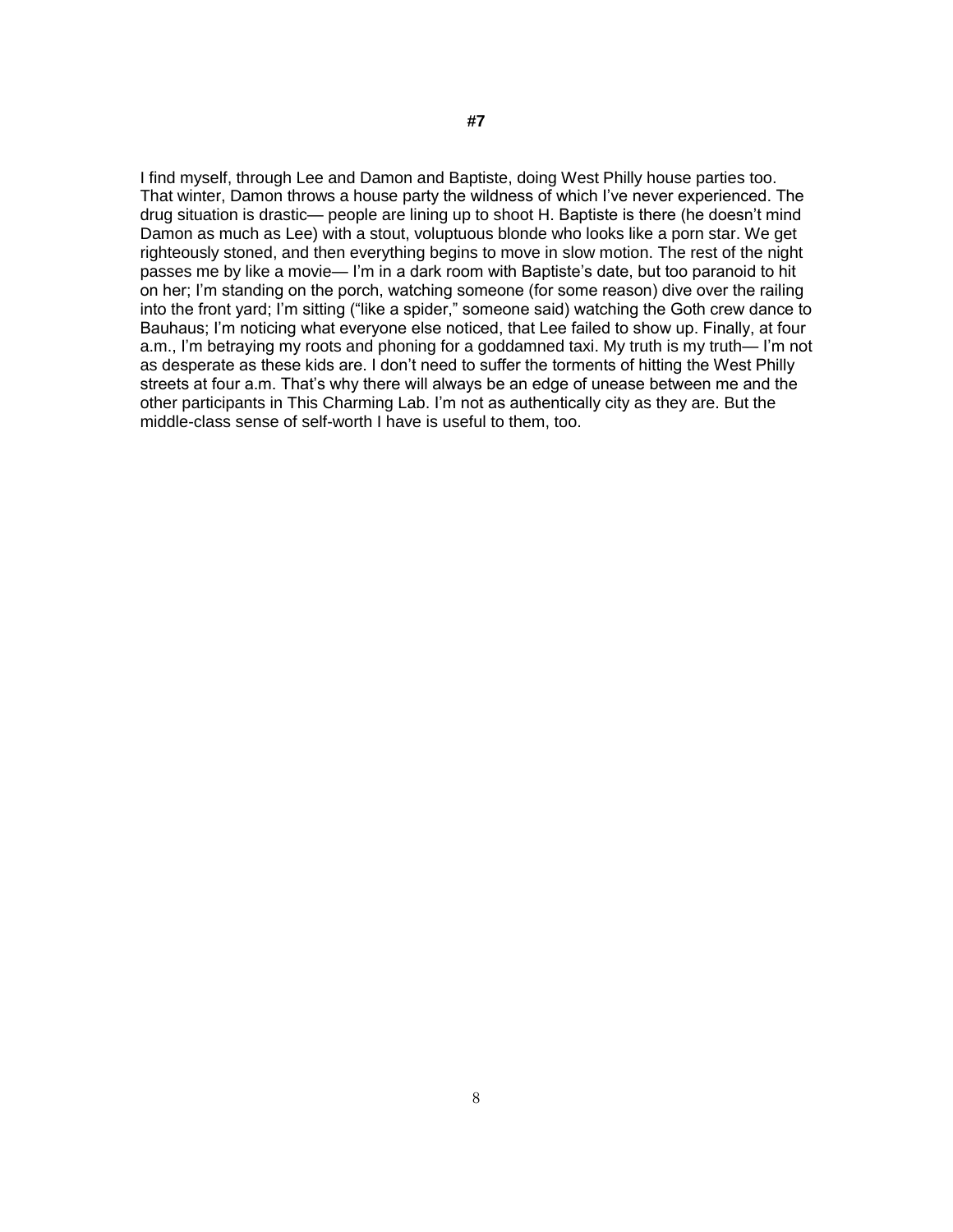# #7

I find myself, through Lee and Damon and Baptiste, doing West Philly house parties too. That winter, Damon throws a house party the wildness of which I've never experienced. The drug situation is drastic— people are lining up to shoot H. Baptiste is there (he doesn't mind Damon as much as Lee) with a stout, voluptuous blonde who looks like a porn star. We get righteously stoned, and then everything begins to move in slow motion. The rest of the night passes me by like a movie— I'm in a dark room with Baptiste's date, but too paranoid to hit on her; I'm standing on the porch, watching someone (for some reason) dive over the railing into the front yard; I'm sitting ("like a spider," someone said) watching the Goth crew dance to Bauhaus; I'm noticing what everyone else noticed, that Lee failed to show up. Finally, at four a.m., I'm betraying my roots and phoning for a goddamned taxi. My truth is my truth— I'm not as desperate as these kids are. I don't need to suffer the torments of hitting the West Philly streets at four a.m. That's why there will always be an edge of unease between me and the other participants in This Charming Lab. I'm not as authentically city as they are. But the middle-class sense of self-worth I have is useful to them, too.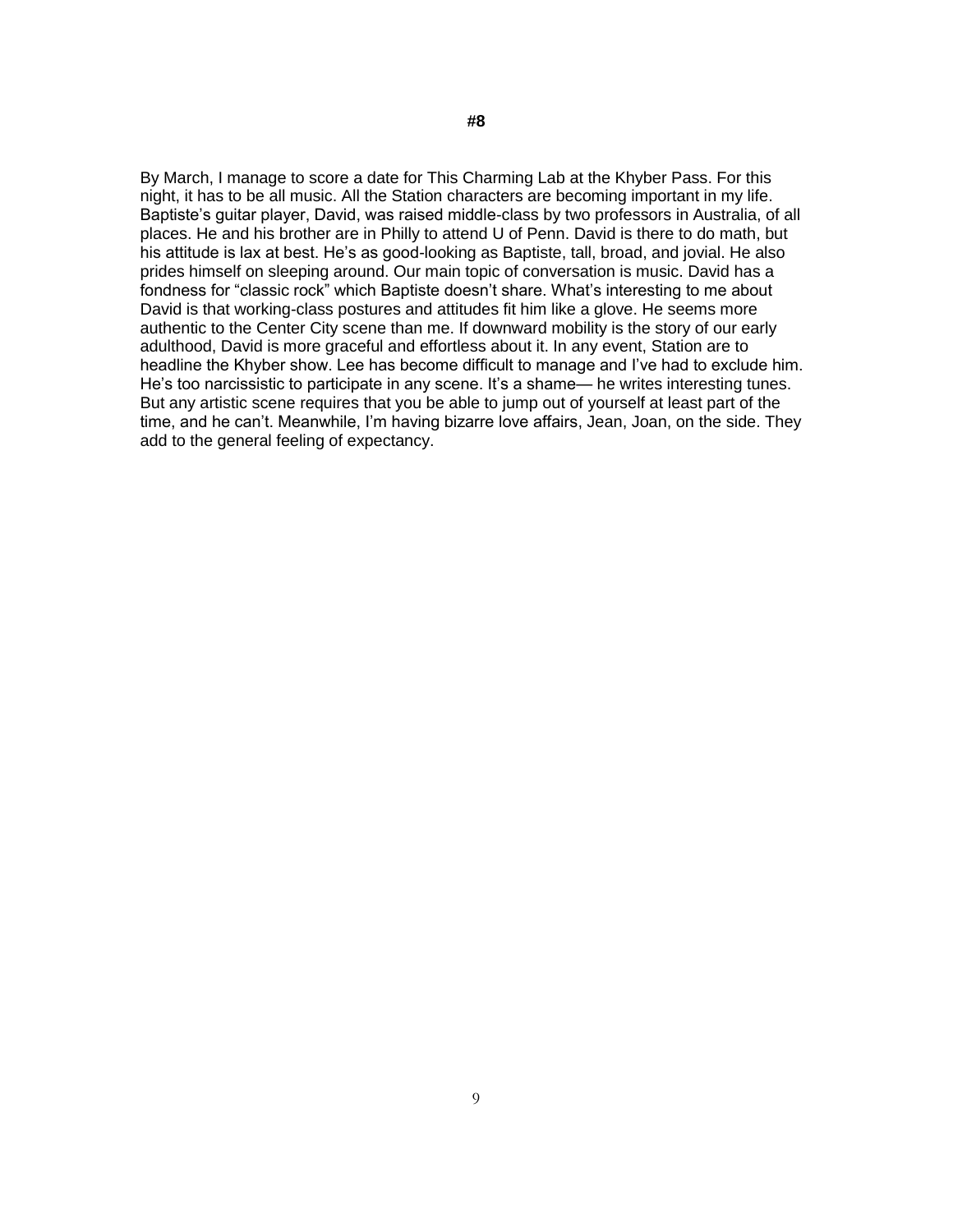**#8**

By March, I manage to score a date for This Charming Lab at the Khyber Pass. For this night, it has to be all music. All the Station characters are becoming important in my life. Baptiste's guitar player, David, was raised middle-class by two professors in Australia, of all places. He and his brother are in Philly to attend U of Penn. David is there to do math, but his attitude is lax at best. He's as good-looking as Baptiste, tall, broad, and jovial. He also prides himself on sleeping around. Our main topic of conversation is music. David has a fondness for "classic rock" which Baptiste doesn't share. What's interesting to me about David is that working-class postures and attitudes fit him like a glove. He seems more authentic to the Center City scene than me. If downward mobility is the story of our early adulthood, David is more graceful and effortless about it. In any event, Station are to headline the Khyber show. Lee has become difficult to manage and I've had to exclude him. He's too narcissistic to participate in any scene. It's a shame— he writes interesting tunes. But any artistic scene requires that you be able to jump out of yourself at least part of the time, and he can't. Meanwhile, I'm having bizarre love affairs, Jean, Joan, on the side. They add to the general feeling of expectancy.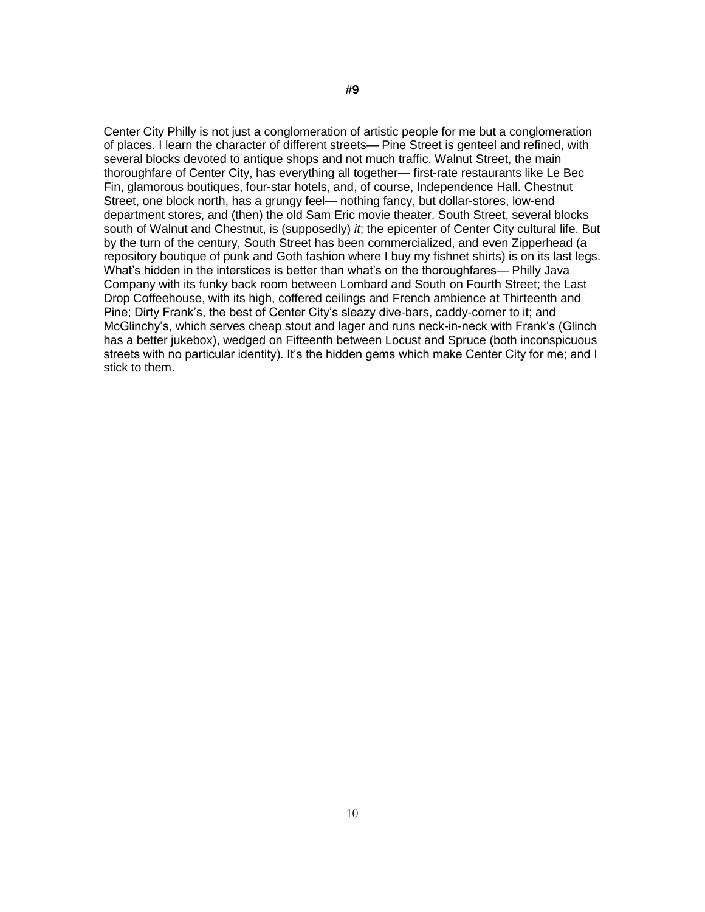# #9

Center City Philly is not just a conglomeration of artistic people for me but a conglomeration of places. I learn the character of different streets— Pine Street is genteel and refined, with several blocks devoted to antique shops and not much traffic. Walnut Street, the main thoroughfare of Center City, has everything all together— first-rate restaurants like Le Bec Fin, glamorous boutiques, four-star hotels, and, of course, Independence Hall. Chestnut Street, one block north, has a grungy feel— nothing fancy, but dollar-stores, low-end department stores, and (then) the old Sam Eric movie theater. South Street, several blocks south of Walnut and Chestnut, is (supposedly) *it*; the epicenter of Center City cultural life. But by the turn of the century, South Street has been commercialized, and even Zipperhead (a repository boutique of punk and Goth fashion where I buy my fishnet shirts) is on its last legs. What's hidden in the interstices is better than what's on the thoroughfares— Philly Java Company with its funky back room between Lombard and South on Fourth Street; the Last Drop Coffeehouse, with its high, coffered ceilings and French ambience at Thirteenth and Pine; Dirty Frank's, the best of Center City's sleazy dive-bars, caddy-corner to it; and McGlinchy's, which serves cheap stout and lager and runs neck-in-neck with Frank's (Glinch has a better jukebox), wedged on Fifteenth between Locust and Spruce (both inconspicuous streets with no particular identity). It's the hidden gems which make Center City for me; and I stick to them.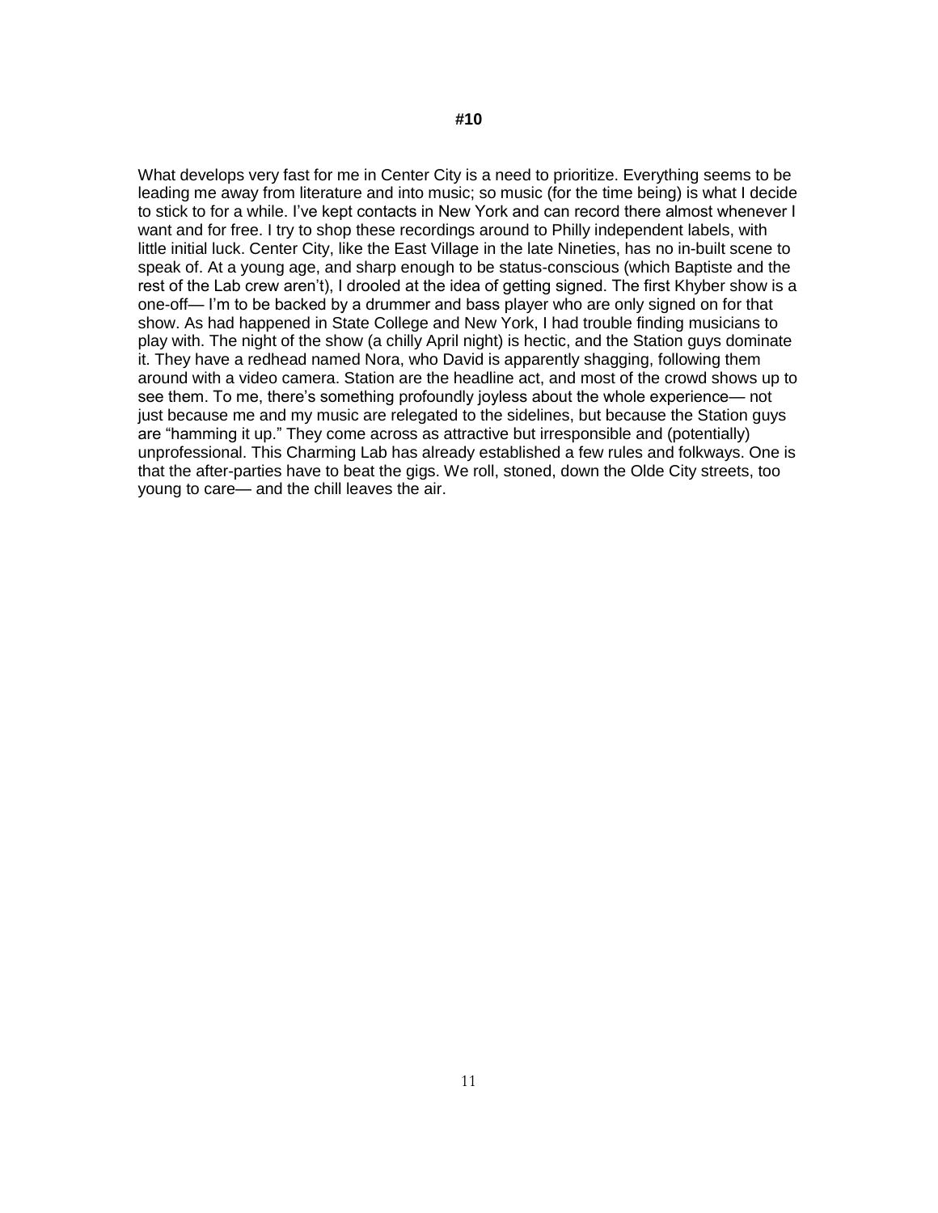**#10**

What develops very fast for me in Center City is a need to prioritize. Everything seems to be leading me away from literature and into music; so music (for the time being) is what I decide to stick to for a while. I've kept contacts in New York and can record there almost whenever I want and for free. I try to shop these recordings around to Philly independent labels, with little initial luck. Center City, like the East Village in the late Nineties, has no in-built scene to speak of. At a young age, and sharp enough to be status-conscious (which Baptiste and the rest of the Lab crew aren't), I drooled at the idea of getting signed. The first Khyber show is a one-off— I'm to be backed by a drummer and bass player who are only signed on for that show. As had happened in State College and New York, I had trouble finding musicians to play with. The night of the show (a chilly April night) is hectic, and the Station guys dominate it. They have a redhead named Nora, who David is apparently shagging, following them around with a video camera. Station are the headline act, and most of the crowd shows up to see them. To me, there's something profoundly joyless about the whole experience— not just because me and my music are relegated to the sidelines, but because the Station guys are "hamming it up." They come across as attractive but irresponsible and (potentially) unprofessional. This Charming Lab has already established a few rules and folkways. One is that the after-parties have to beat the gigs. We roll, stoned, down the Olde City streets, too young to care— and the chill leaves the air.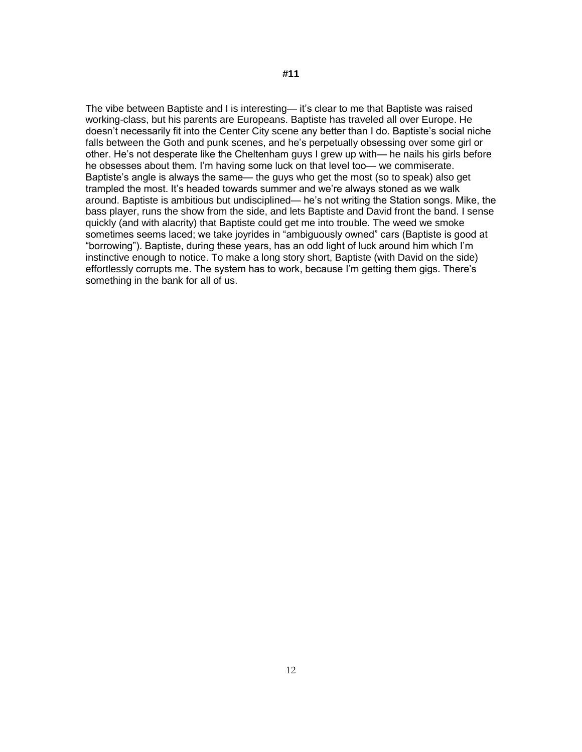**#11**

The vibe between Baptiste and I is interesting— it's clear to me that Baptiste was raised working-class, but his parents are Europeans. Baptiste has traveled all over Europe. He doesn't necessarily fit into the Center City scene any better than I do. Baptiste's social niche falls between the Goth and punk scenes, and he's perpetually obsessing over some girl or other. He's not desperate like the Cheltenham guys I grew up with— he nails his girls before he obsesses about them. I'm having some luck on that level too— we commiserate. Baptiste's angle is always the same— the guys who get the most (so to speak) also get trampled the most. It's headed towards summer and we're always stoned as we walk around. Baptiste is ambitious but undisciplined— he's not writing the Station songs. Mike, the bass player, runs the show from the side, and lets Baptiste and David front the band. I sense quickly (and with alacrity) that Baptiste could get me into trouble. The weed we smoke sometimes seems laced; we take joyrides in "ambiguously owned" cars (Baptiste is good at "borrowing"). Baptiste, during these years, has an odd light of luck around him which I'm instinctive enough to notice. To make a long story short, Baptiste (with David on the side) effortlessly corrupts me. The system has to work, because I'm getting them gigs. There's something in the bank for all of us.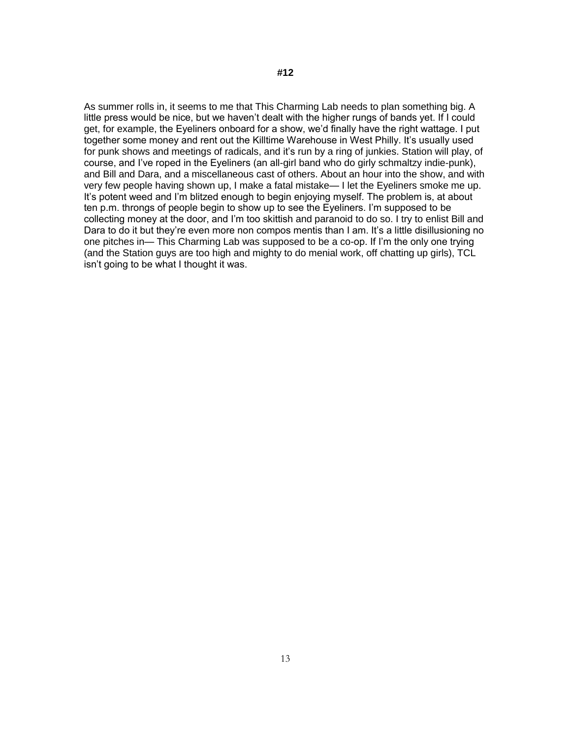#12

As summer rolls in, it seems to me that This Charming Lab needs to plan something big. A little press would be nice, but we haven't dealt with the higher rungs of bands yet. If I could get, for example, the Eyeliners onboard for a show, we'd finally have the right wattage. I put together some money and rent out the Killtime Warehouse in West Philly. It's usually used for punk shows and meetings of radicals, and it's run by a ring of junkies. Station will play, of course, and I've roped in the Eyeliners (an all-girl band who do girly schmaltzy indie-punk), and Bill and Dara, and a miscellaneous cast of others. About an hour into the show, and with very few people having shown up, I make a fatal mistake— I let the Eyeliners smoke me up. It's potent weed and I'm blitzed enough to begin enjoying myself. The problem is, at about ten p.m. throngs of people begin to show up to see the Eyeliners. I'm supposed to be collecting money at the door, and I'm too skittish and paranoid to do so. I try to enlist Bill and Dara to do it but they're even more non compos mentis than I am. It's a little disillusioning no one pitches in— This Charming Lab was supposed to be a co-op. If I'm the only one trying (and the Station guys are too high and mighty to do menial work, off chatting up girls), TCL isn't going to be what I thought it was.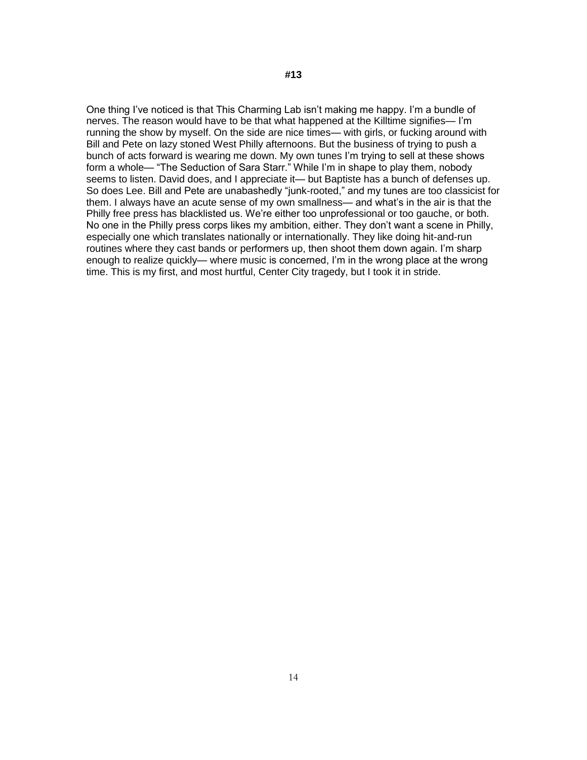**#13**

One thing I've noticed is that This Charming Lab isn't making me happy. I'm a bundle of nerves. The reason would have to be that what happened at the Killtime signifies— I'm running the show by myself. On the side are nice times— with girls, or fucking around with Bill and Pete on lazy stoned West Philly afternoons. But the business of trying to push a bunch of acts forward is wearing me down. My own tunes I'm trying to sell at these shows form a whole— "The Seduction of Sara Starr." While I'm in shape to play them, nobody seems to listen. David does, and I appreciate it— but Baptiste has a bunch of defenses up. So does Lee. Bill and Pete are unabashedly "junk-rooted," and my tunes are too classicist for them. I always have an acute sense of my own smallness— and what's in the air is that the Philly free press has blacklisted us. We're either too unprofessional or too gauche, or both. No one in the Philly press corps likes my ambition, either. They don't want a scene in Philly, especially one which translates nationally or internationally. They like doing hit-and-run routines where they cast bands or performers up, then shoot them down again. I'm sharp enough to realize quickly— where music is concerned, I'm in the wrong place at the wrong time. This is my first, and most hurtful, Center City tragedy, but I took it in stride.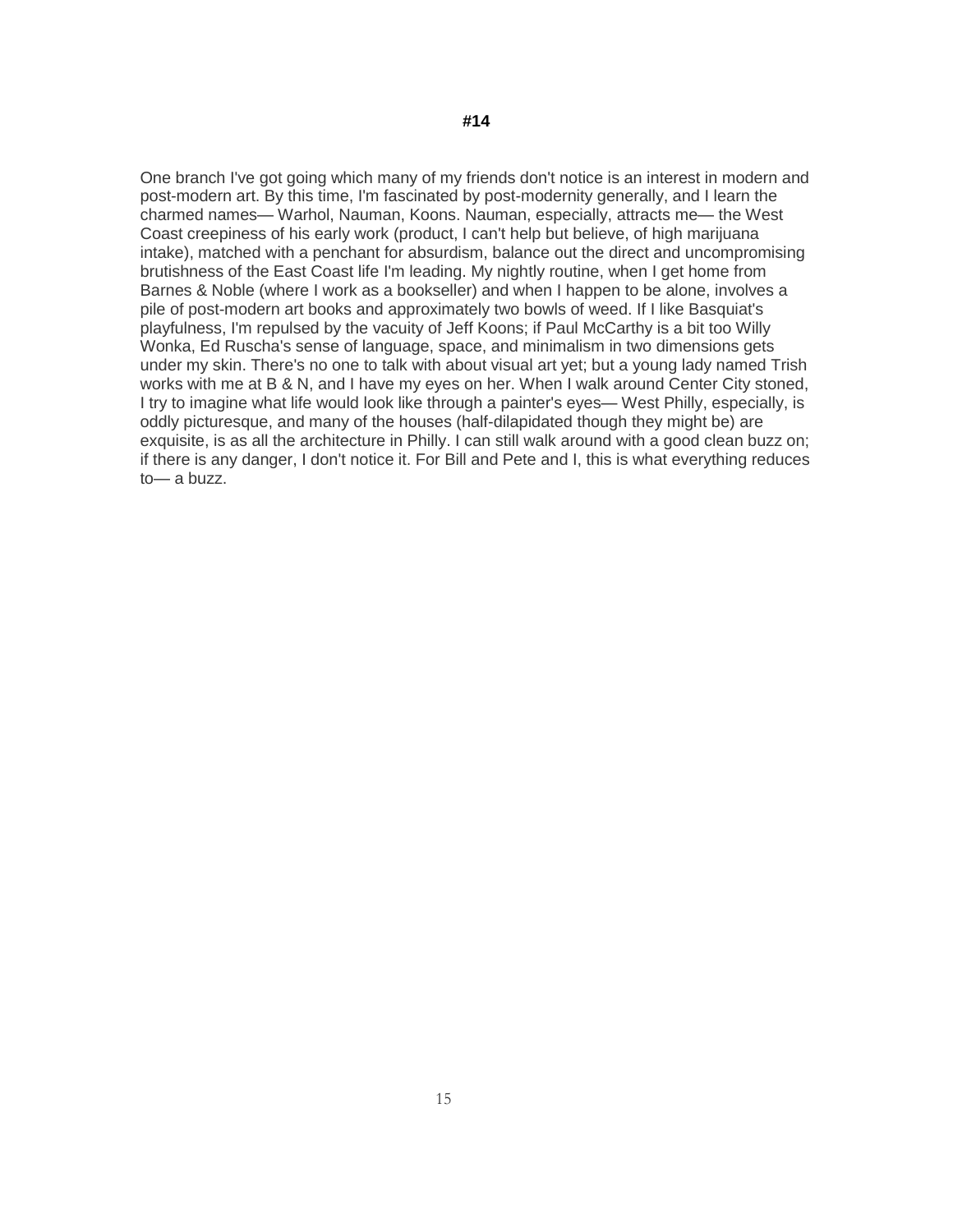**#14**

One branch I've got going which many of my friends don't notice is an interest in modern and post-modern art. By this time, I'm fascinated by post-modernity generally, and I learn the charmed names— Warhol, Nauman, Koons. Nauman, especially, attracts me— the West Coast creepiness of his early work (product, I can't help but believe, of high marijuana intake), matched with a penchant for absurdism, balance out the direct and uncompromising brutishness of the East Coast life I'm leading. My nightly routine, when I get home from Barnes & Noble (where I work as a bookseller) and when I happen to be alone, involves a pile of post-modern art books and approximately two bowls of weed. If I like Basquiat's playfulness, I'm repulsed by the vacuity of Jeff Koons; if Paul McCarthy is a bit too Willy Wonka, Ed Ruscha's sense of language, space, and minimalism in two dimensions gets under my skin. There's no one to talk with about visual art yet; but a young lady named Trish works with me at B & N, and I have my eyes on her. When I walk around Center City stoned, I try to imagine what life would look like through a painter's eyes— West Philly, especially, is oddly picturesque, and many of the houses (half-dilapidated though they might be) are exquisite, is as all the architecture in Philly. I can still walk around with a good clean buzz on; if there is any danger, I don't notice it. For Bill and Pete and I, this is what everything reduces to— a buzz.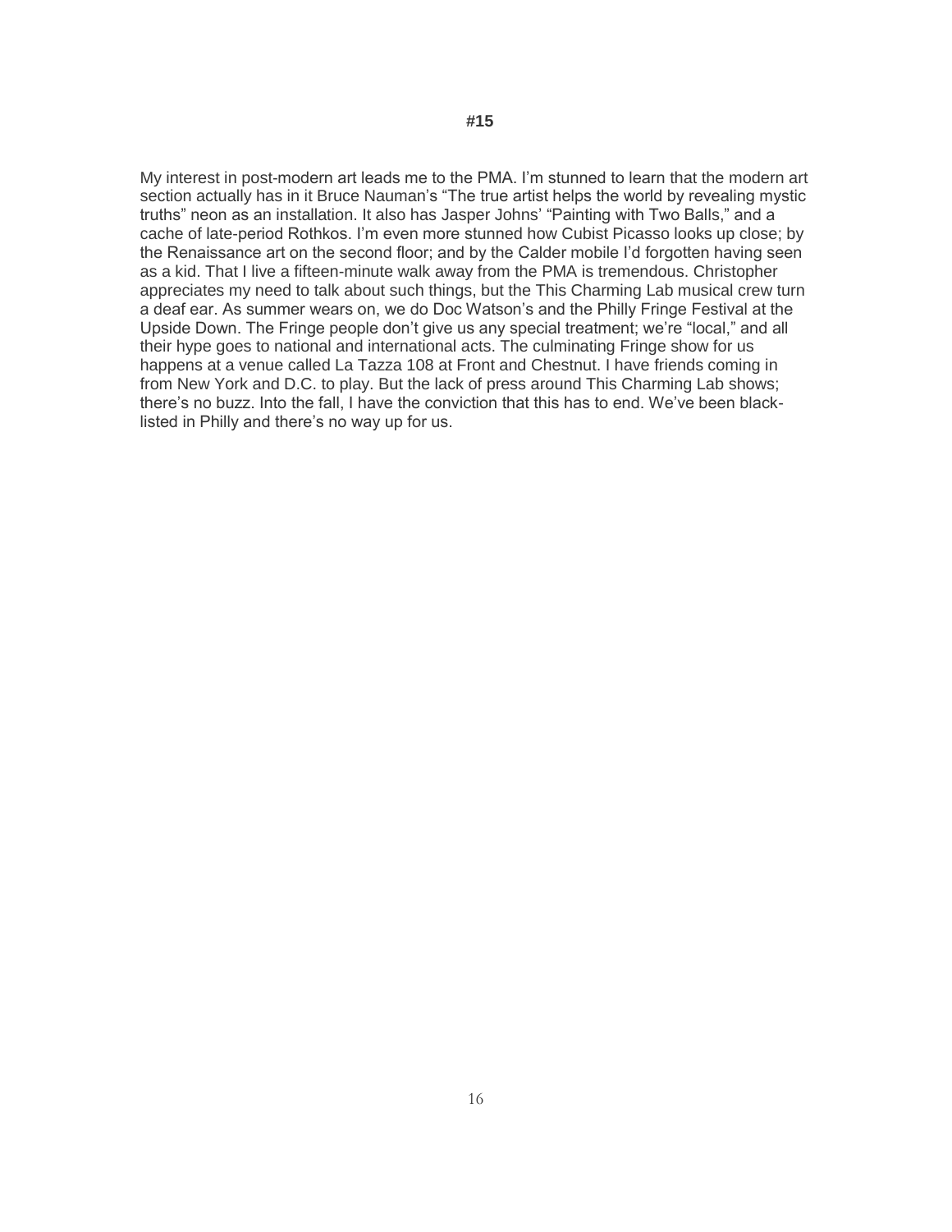**#15**

My interest in post-modern art leads me to the PMA. I'm stunned to learn that the modern art section actually has in it Bruce Nauman's "The true artist helps the world by revealing mystic truths" neon as an installation. It also has Jasper Johns' "Painting with Two Balls," and a cache of late-period Rothkos. I'm even more stunned how Cubist Picasso looks up close; by the Renaissance art on the second floor; and by the Calder mobile I'd forgotten having seen as a kid. That I live a fifteen-minute walk away from the PMA is tremendous. Christopher appreciates my need to talk about such things, but the This Charming Lab musical crew turn a deaf ear. As summer wears on, we do Doc Watson's and the Philly Fringe Festival at the Upside Down. The Fringe people don't give us any special treatment; we're "local," and all their hype goes to national and international acts. The culminating Fringe show for us happens at a venue called La Tazza 108 at Front and Chestnut. I have friends coming in from New York and D.C. to play. But the lack of press around This Charming Lab shows; there's no buzz. Into the fall, I have the conviction that this has to end. We've been black-listed in Philly and there's no way up for us.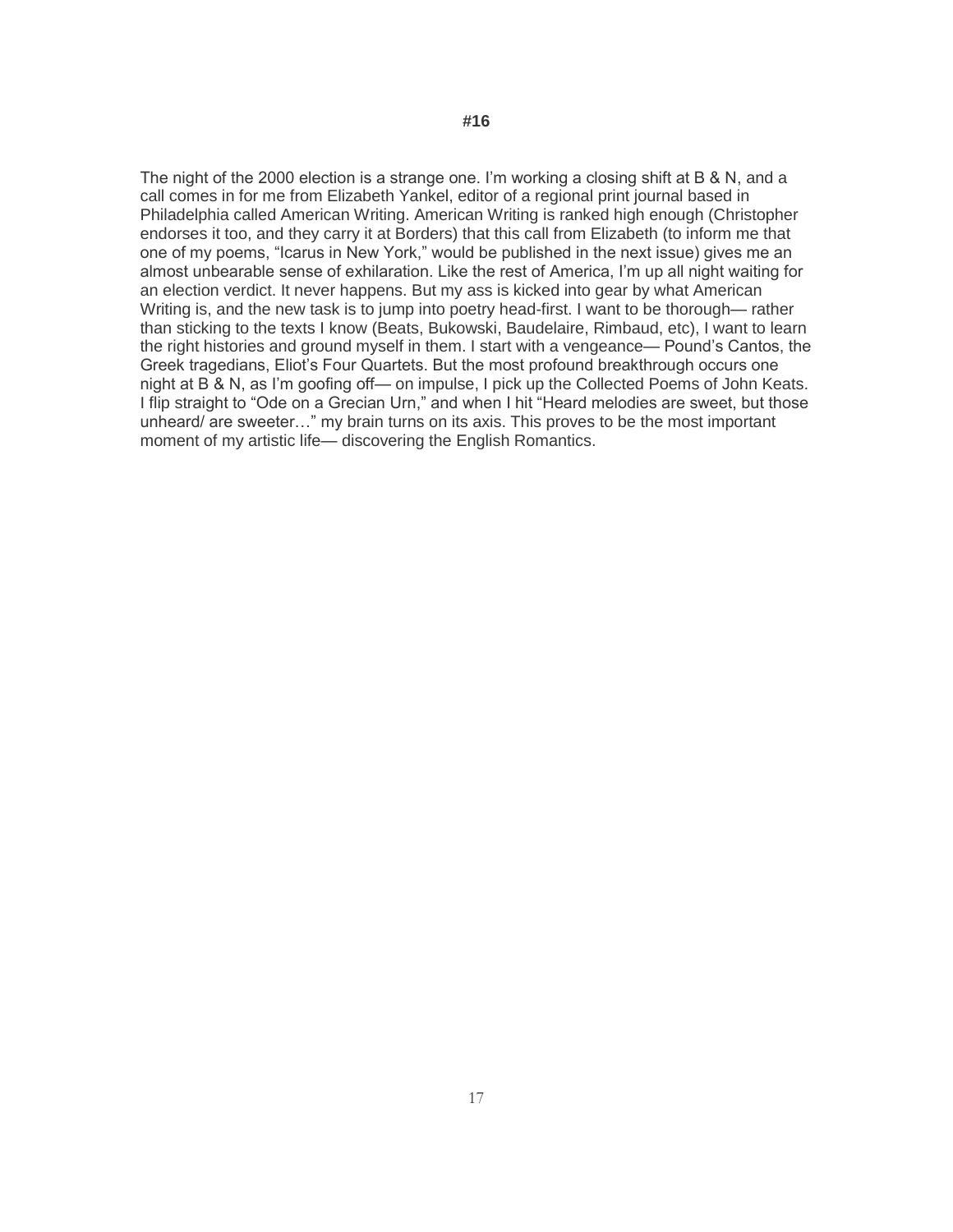#16

The night of the 2000 election is a strange one. I'm working a closing shift at B & N, and a call comes in for me from Elizabeth Yankel, editor of a regional print journal based in Philadelphia called American Writing. American Writing is ranked high enough (Christopher endorses it too, and they carry it at Borders) that this call from Elizabeth (to inform me that one of my poems, "Icarus in New York," would be published in the next issue) gives me an almost unbearable sense of exhilaration. Like the rest of America, I'm up all night waiting for an election verdict. It never happens. But my ass is kicked into gear by what American Writing is, and the new task is to jump into poetry head-first. I want to be thorough— rather than sticking to the texts I know (Beats, Bukowski, Baudelaire, Rimbaud, etc), I want to learn the right histories and ground myself in them. I start with a vengeance— Pound's Cantos, the Greek tragedians, Eliot's Four Quartets. But the most profound breakthrough occurs one night at B & N, as I'm goofing off— on impulse, I pick up the Collected Poems of John Keats. I flip straight to "Ode on a Grecian Urn," and when I hit "Heard melodies are sweet, but those unheard/ are sweeter…" my brain turns on its axis. This proves to be the most important moment of my artistic life— discovering the English Romantics.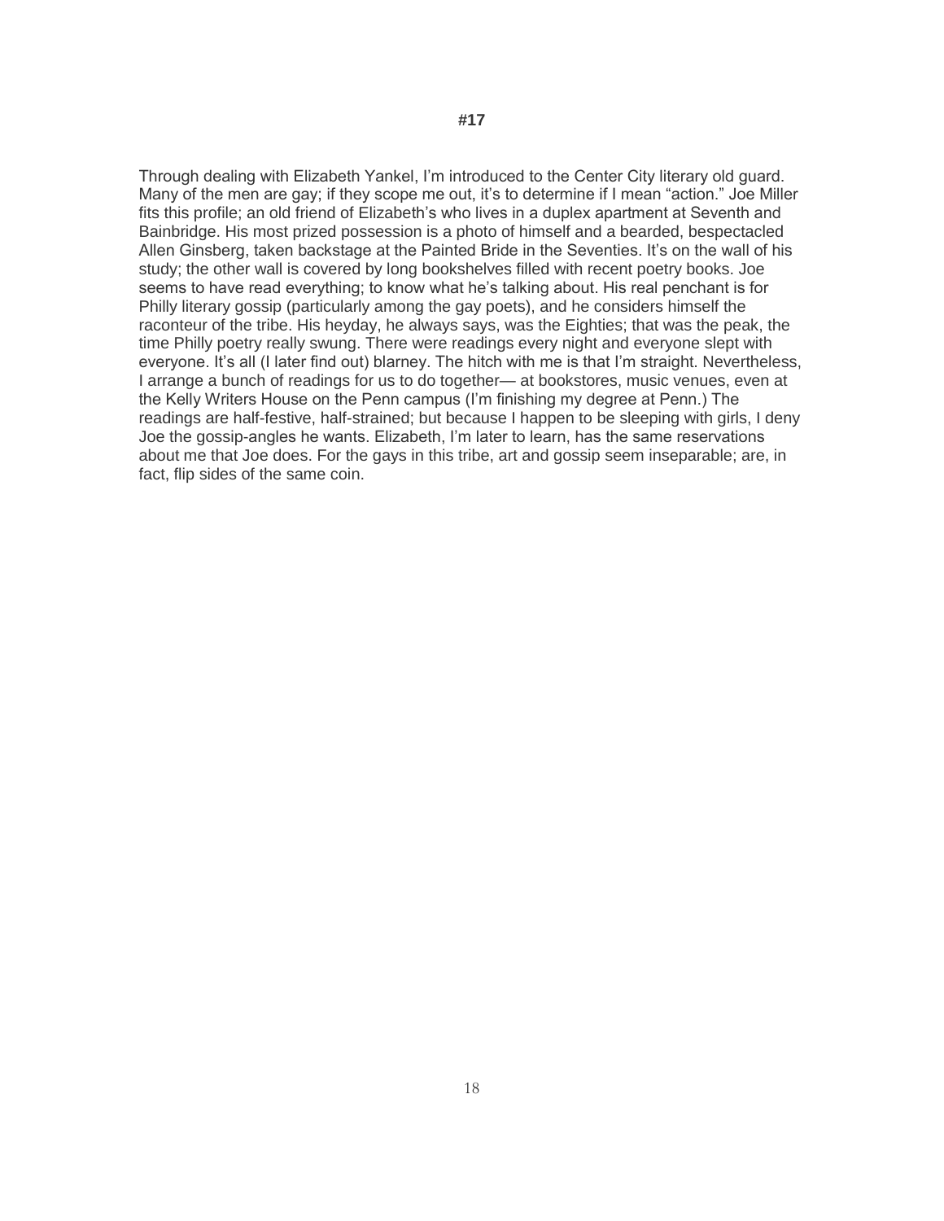#17

Through dealing with Elizabeth Yankel, I'm introduced to the Center City literary old guard. Many of the men are gay; if they scope me out, it's to determine if I mean "action." Joe Miller fits this profile; an old friend of Elizabeth's who lives in a duplex apartment at Seventh and Bainbridge. His most prized possession is a photo of himself and a bearded, bespectacled Allen Ginsberg, taken backstage at the Painted Bride in the Seventies. It's on the wall of his study; the other wall is covered by long bookshelves filled with recent poetry books. Joe seems to have read everything; to know what he's talking about. His real penchant is for Philly literary gossip (particularly among the gay poets), and he considers himself the raconteur of the tribe. His heyday, he always says, was the Eighties; that was the peak, the time Philly poetry really swung. There were readings every night and everyone slept with everyone. It's all (I later find out) blarney. The hitch with me is that I'm straight. Nevertheless, I arrange a bunch of readings for us to do together— at bookstores, music venues, even at the Kelly Writers House on the Penn campus (I'm finishing my degree at Penn.) The readings are half-festive, half-strained; but because I happen to be sleeping with girls, I deny Joe the gossip-angles he wants. Elizabeth, I'm later to learn, has the same reservations about me that Joe does. For the gays in this tribe, art and gossip seem inseparable; are, in fact, flip sides of the same coin.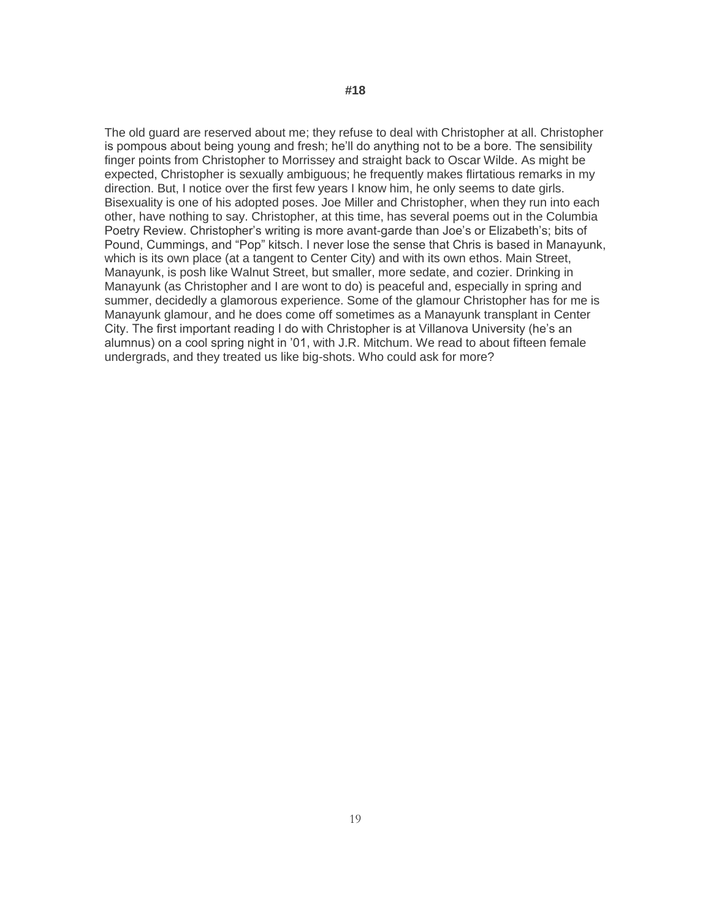#18

The old guard are reserved about me; they refuse to deal with Christopher at all. Christopher is pompous about being young and fresh; he'll do anything not to be a bore. The sensibility finger points from Christopher to Morrissey and straight back to Oscar Wilde. As might be expected, Christopher is sexually ambiguous; he frequently makes flirtatious remarks in my direction. But, I notice over the first few years I know him, he only seems to date girls. Bisexuality is one of his adopted poses. Joe Miller and Christopher, when they run into each other, have nothing to say. Christopher, at this time, has several poems out in the Columbia Poetry Review. Christopher's writing is more avant-garde than Joe's or Elizabeth's; bits of Pound, Cummings, and "Pop" kitsch. I never lose the sense that Chris is based in Manayunk, which is its own place (at a tangent to Center City) and with its own ethos. Main Street, Manayunk, is posh like Walnut Street, but smaller, more sedate, and cozier. Drinking in Manayunk (as Christopher and I are wont to do) is peaceful and, especially in spring and summer, decidedly a glamorous experience. Some of the glamour Christopher has for me is Manayunk glamour, and he does come off sometimes as a Manayunk transplant in Center City. The first important reading I do with Christopher is at Villanova University (he's an alumnus) on a cool spring night in '01, with J.R. Mitchum. We read to about fifteen female undergrads, and they treated us like big-shots. Who could ask for more?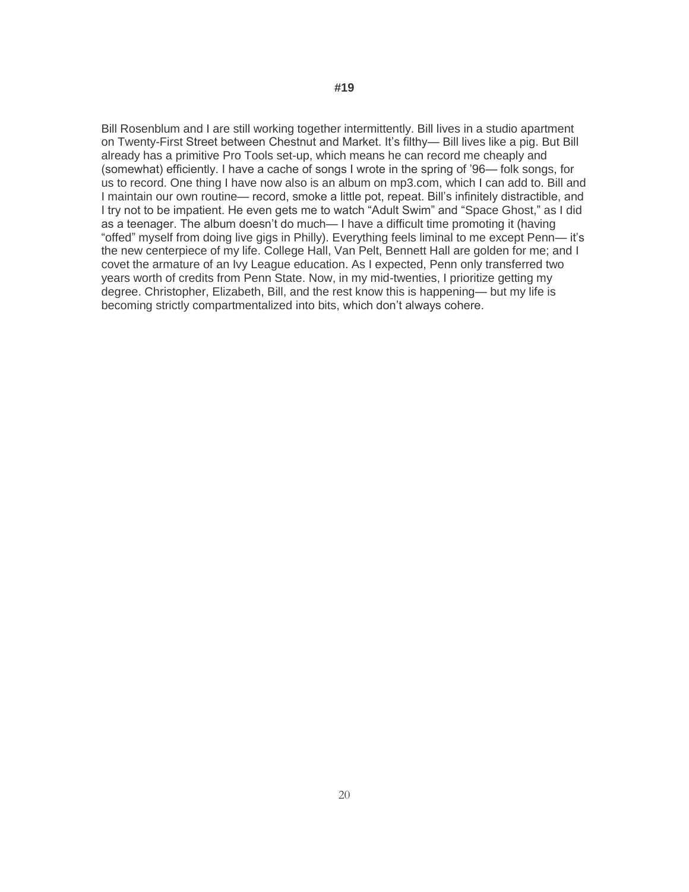# #19

Bill Rosenblum and I are still working together intermittently. Bill lives in a studio apartment on Twenty-First Street between Chestnut and Market. It's filthy— Bill lives like a pig. But Bill already has a primitive Pro Tools set-up, which means he can record me cheaply and (somewhat) efficiently. I have a cache of songs I wrote in the spring of '96— folk songs, for us to record. One thing I have now also is an album on mp3.com, which I can add to. Bill and I maintain our own routine— record, smoke a little pot, repeat. Bill's infinitely distractible, and I try not to be impatient. He even gets me to watch "Adult Swim" and "Space Ghost," as I did as a teenager. The album doesn't do much— I have a difficult time promoting it (having "offed" myself from doing live gigs in Philly). Everything feels liminal to me except Penn— it's the new centerpiece of my life. College Hall, Van Pelt, Bennett Hall are golden for me; and I covet the armature of an Ivy League education. As I expected, Penn only transferred two years worth of credits from Penn State. Now, in my mid-twenties, I prioritize getting my degree. Christopher, Elizabeth, Bill, and the rest know this is happening— but my life is becoming strictly compartmentalized into bits, which don't always cohere.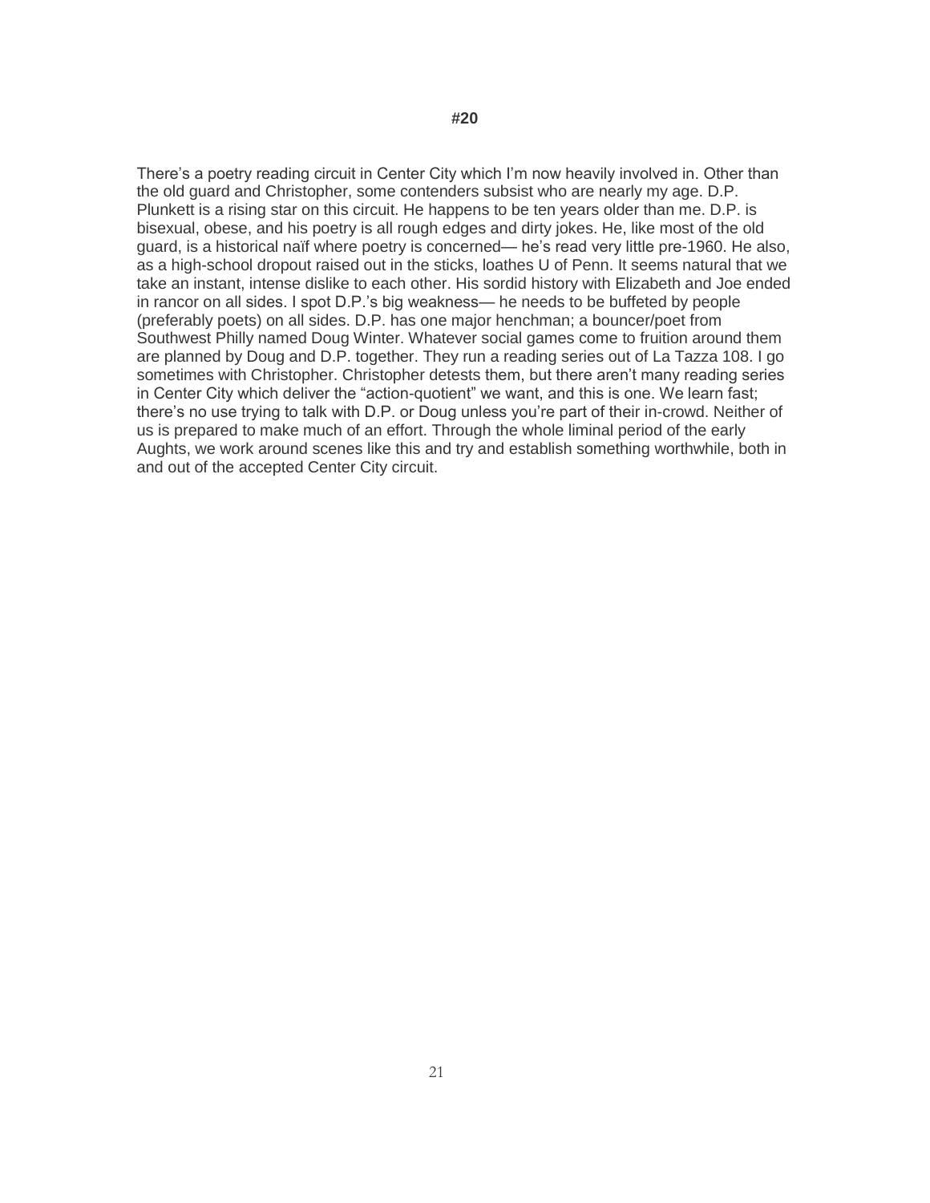## #20

There's a poetry reading circuit in Center City which I'm now heavily involved in. Other than the old guard and Christopher, some contenders subsist who are nearly my age. D.P. Plunkett is a rising star on this circuit. He happens to be ten years older than me. D.P. is bisexual, obese, and his poetry is all rough edges and dirty jokes. He, like most of the old guard, is a historical naïf where poetry is concerned— he's read very little pre-1960. He also, as a high-school dropout raised out in the sticks, loathes U of Penn. It seems natural that we take an instant, intense dislike to each other. His sordid history with Elizabeth and Joe ended in rancor on all sides. I spot D.P.'s big weakness— he needs to be buffeted by people (preferably poets) on all sides. D.P. has one major henchman; a bouncer/poet from Southwest Philly named Doug Winter. Whatever social games come to fruition around them are planned by Doug and D.P. together. They run a reading series out of La Tazza 108. I go sometimes with Christopher. Christopher detests them, but there aren't many reading series in Center City which deliver the "action-quotient" we want, and this is one. We learn fast; there's no use trying to talk with D.P. or Doug unless you're part of their in-crowd. Neither of us is prepared to make much of an effort. Through the whole liminal period of the early Aughts, we work around scenes like this and try and establish something worthwhile, both in and out of the accepted Center City circuit.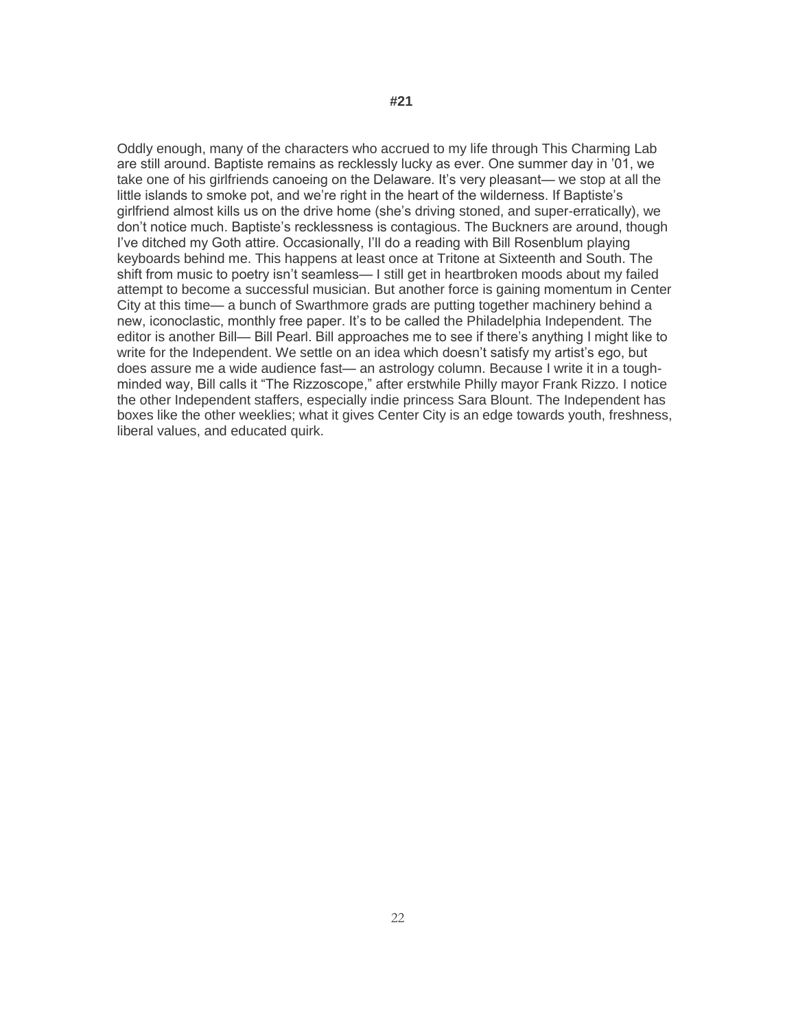**#21**

Oddly enough, many of the characters who accrued to my life through This Charming Lab are still around. Baptiste remains as recklessly lucky as ever. One summer day in '01, we take one of his girlfriends canoeing on the Delaware. It's very pleasant— we stop at all the little islands to smoke pot, and we're right in the heart of the wilderness. If Baptiste's girlfriend almost kills us on the drive home (she's driving stoned, and super-erratically), we don't notice much. Baptiste's recklessness is contagious. The Buckners are around, though I've ditched my Goth attire. Occasionally, I'll do a reading with Bill Rosenblum playing keyboards behind me. This happens at least once at Tritone at Sixteenth and South. The shift from music to poetry isn't seamless— I still get in heartbroken moods about my failed attempt to become a successful musician. But another force is gaining momentum in Center City at this time— a bunch of Swarthmore grads are putting together machinery behind a new, iconoclastic, monthly free paper. It's to be called the Philadelphia Independent. The editor is another Bill— Bill Pearl. Bill approaches me to see if there's anything I might like to write for the Independent. We settle on an idea which doesn't satisfy my artist's ego, but does assure me a wide audience fast— an astrology column. Because I write it in a tough-minded way, Bill calls it "The Rizzoscope," after erstwhile Philly mayor Frank Rizzo. I notice the other Independent staffers, especially indie princess Sara Blount. The Independent has boxes like the other weeklies; what it gives Center City is an edge towards youth, freshness, liberal values, and educated quirk.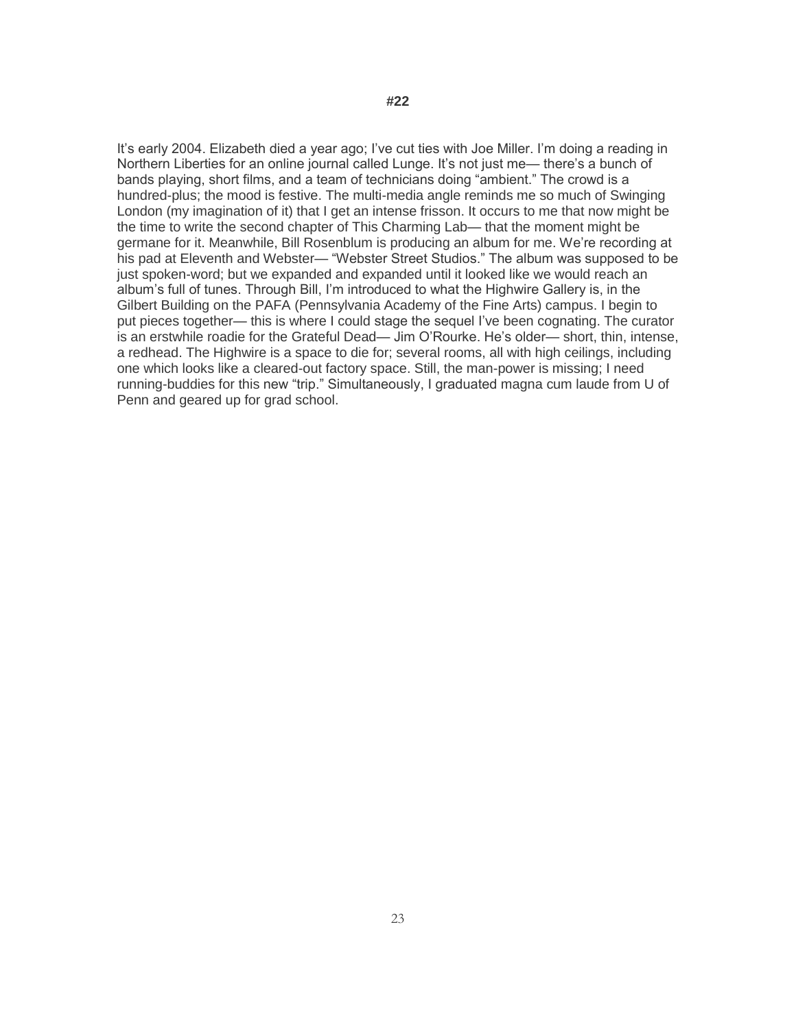**#22**

It's early 2004. Elizabeth died a year ago; I've cut ties with Joe Miller. I'm doing a reading in Northern Liberties for an online journal called Lunge. It's not just me— there's a bunch of bands playing, short films, and a team of technicians doing "ambient." The crowd is a hundred-plus; the mood is festive. The multi-media angle reminds me so much of Swinging London (my imagination of it) that I get an intense frisson. It occurs to me that now might be the time to write the second chapter of This Charming Lab— that the moment might be germane for it. Meanwhile, Bill Rosenblum is producing an album for me. We're recording at his pad at Eleventh and Webster— "Webster Street Studios." The album was supposed to be just spoken-word; but we expanded and expanded until it looked like we would reach an album's full of tunes. Through Bill, I'm introduced to what the Highwire Gallery is, in the Gilbert Building on the PAFA (Pennsylvania Academy of the Fine Arts) campus. I begin to put pieces together— this is where I could stage the sequel I've been cognating. The curator is an erstwhile roadie for the Grateful Dead— Jim O'Rourke. He's older— short, thin, intense, a redhead. The Highwire is a space to die for; several rooms, all with high ceilings, including one which looks like a cleared-out factory space. Still, the man-power is missing; I need running-buddies for this new "trip." Simultaneously, I graduated magna cum laude from U of Penn and geared up for grad school.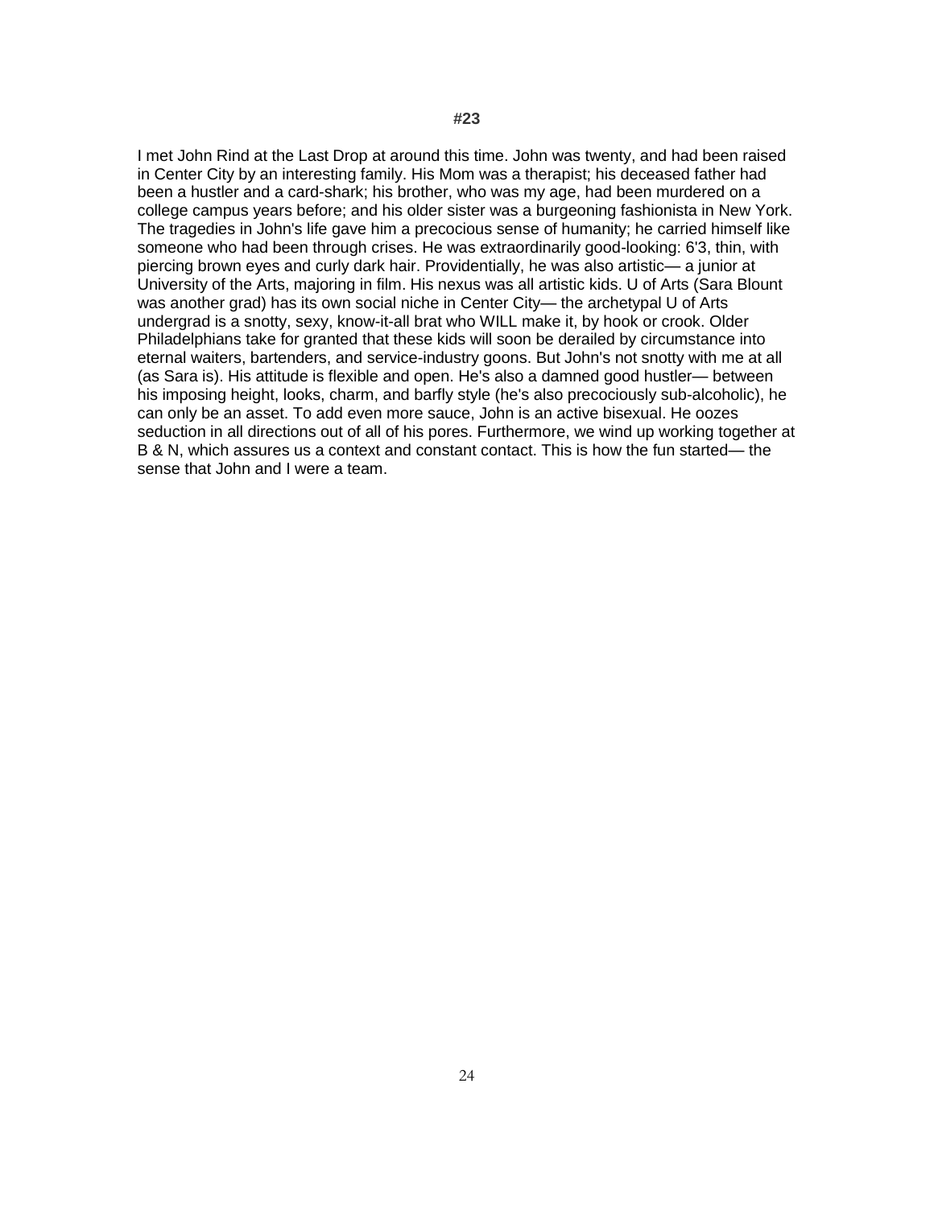#23

I met John Rind at the Last Drop at around this time. John was twenty, and had been raised in Center City by an interesting family. His Mom was a therapist; his deceased father had been a hustler and a card-shark; his brother, who was my age, had been murdered on a college campus years before; and his older sister was a burgeoning fashionista in New York. The tragedies in John's life gave him a precocious sense of humanity; he carried himself like someone who had been through crises. He was extraordinarily good-looking: 6'3, thin, with piercing brown eyes and curly dark hair. Providentially, he was also artistic— a junior at University of the Arts, majoring in film. His nexus was all artistic kids. U of Arts (Sara Blount was another grad) has its own social niche in Center City— the archetypal U of Arts undergrad is a snotty, sexy, know-it-all brat who WILL make it, by hook or crook. Older Philadelphians take for granted that these kids will soon be derailed by circumstance into eternal waiters, bartenders, and service-industry goons. But John's not snotty with me at all (as Sara is). His attitude is flexible and open. He's also a damned good hustler— between his imposing height, looks, charm, and barfly style (he's also precociously sub-alcoholic), he can only be an asset. To add even more sauce, John is an active bisexual. He oozes seduction in all directions out of all of his pores. Furthermore, we wind up working together at B & N, which assures us a context and constant contact. This is how the fun started— the sense that John and I were a team.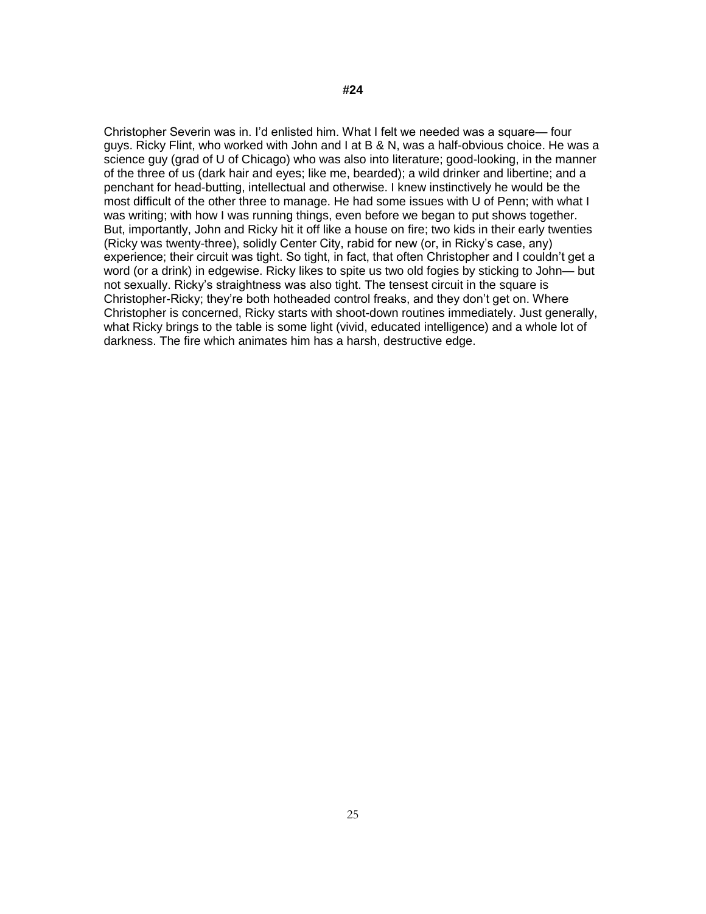**#24**

Christopher Severin was in. I'd enlisted him. What I felt we needed was a square— four guys. Ricky Flint, who worked with John and I at B & N, was a half-obvious choice. He was a science guy (grad of U of Chicago) who was also into literature; good-looking, in the manner of the three of us (dark hair and eyes; like me, bearded); a wild drinker and libertine; and a penchant for head-butting, intellectual and otherwise. I knew instinctively he would be the most difficult of the other three to manage. He had some issues with U of Penn; with what I was writing; with how I was running things, even before we began to put shows together. But, importantly, John and Ricky hit it off like a house on fire; two kids in their early twenties (Ricky was twenty-three), solidly Center City, rabid for new (or, in Ricky's case, any) experience; their circuit was tight. So tight, in fact, that often Christopher and I couldn't get a word (or a drink) in edgewise. Ricky likes to spite us two old fogies by sticking to John— but not sexually. Ricky's straightness was also tight. The tensest circuit in the square is Christopher-Ricky; they're both hotheaded control freaks, and they don't get on. Where Christopher is concerned, Ricky starts with shoot-down routines immediately. Just generally, what Ricky brings to the table is some light (vivid, educated intelligence) and a whole lot of darkness. The fire which animates him has a harsh, destructive edge.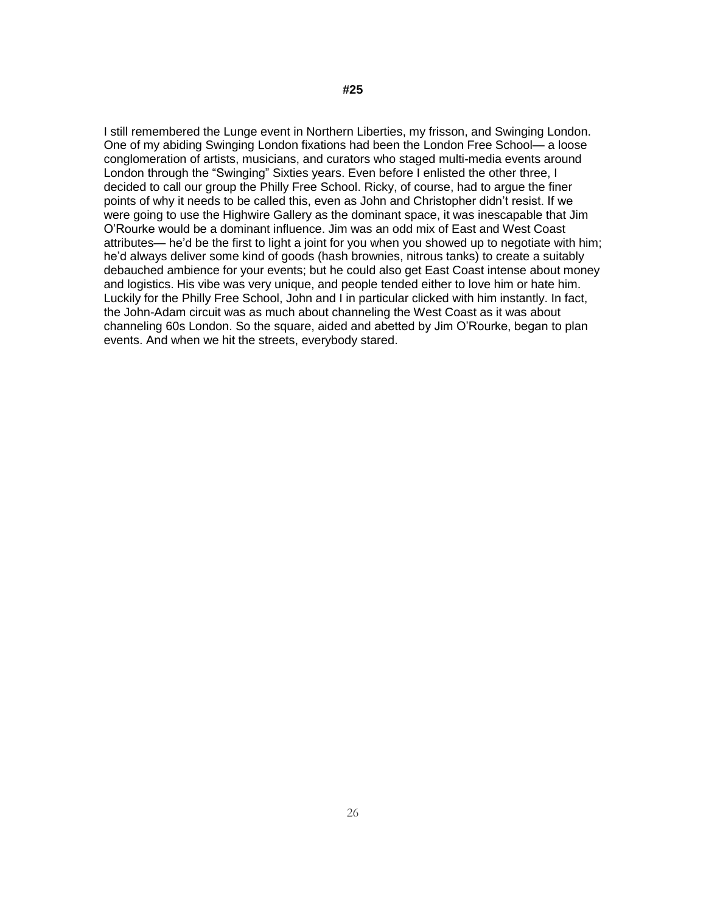**#25**

I still remembered the Lunge event in Northern Liberties, my frisson, and Swinging London. One of my abiding Swinging London fixations had been the London Free School— a loose conglomeration of artists, musicians, and curators who staged multi-media events around London through the "Swinging" Sixties years. Even before I enlisted the other three, I decided to call our group the Philly Free School. Ricky, of course, had to argue the finer points of why it needs to be called this, even as John and Christopher didn't resist. If we were going to use the Highwire Gallery as the dominant space, it was inescapable that Jim O'Rourke would be a dominant influence. Jim was an odd mix of East and West Coast attributes— he'd be the first to light a joint for you when you showed up to negotiate with him; he'd always deliver some kind of goods (hash brownies, nitrous tanks) to create a suitably debauched ambience for your events; but he could also get East Coast intense about money and logistics. His vibe was very unique, and people tended either to love him or hate him. Luckily for the Philly Free School, John and I in particular clicked with him instantly. In fact, the John-Adam circuit was as much about channeling the West Coast as it was about channeling 60s London. So the square, aided and abetted by Jim O'Rourke, began to plan events. And when we hit the streets, everybody stared.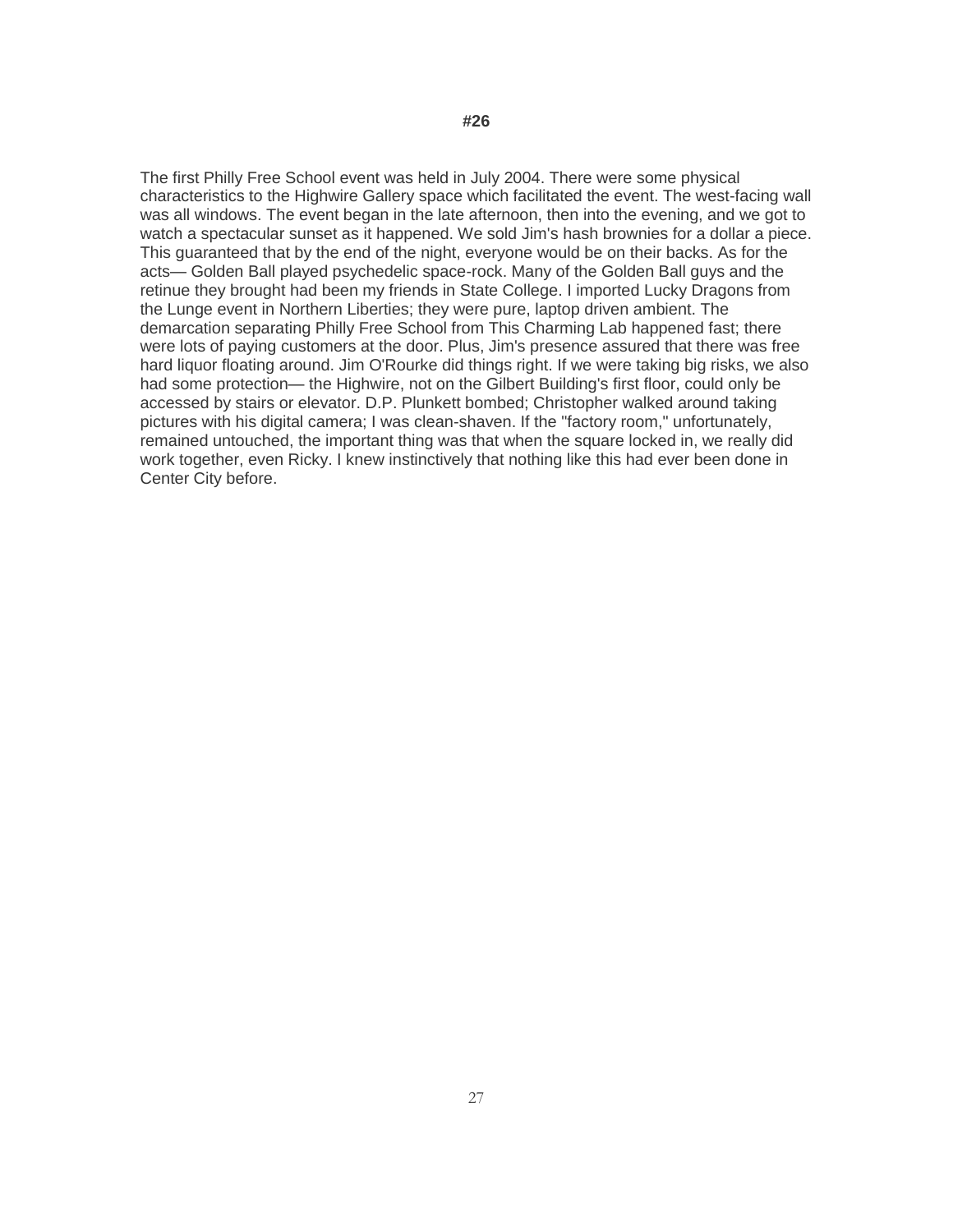**#26**

The first Philly Free School event was held in July 2004. There were some physical characteristics to the Highwire Gallery space which facilitated the event. The west-facing wall was all windows. The event began in the late afternoon, then into the evening, and we got to watch a spectacular sunset as it happened. We sold Jim's hash brownies for a dollar a piece. This guaranteed that by the end of the night, everyone would be on their backs. As for the acts— Golden Ball played psychedelic space-rock. Many of the Golden Ball guys and the retinue they brought had been my friends in State College. I imported Lucky Dragons from the Lunge event in Northern Liberties; they were pure, laptop driven ambient. The demarcation separating Philly Free School from This Charming Lab happened fast; there were lots of paying customers at the door. Plus, Jim's presence assured that there was free hard liquor floating around. Jim O'Rourke did things right. If we were taking big risks, we also had some protection— the Highwire, not on the Gilbert Building's first floor, could only be accessed by stairs or elevator. D.P. Plunkett bombed; Christopher walked around taking pictures with his digital camera; I was clean-shaven. If the "factory room," unfortunately, remained untouched, the important thing was that when the square locked in, we really did work together, even Ricky. I knew instinctively that nothing like this had ever been done in Center City before.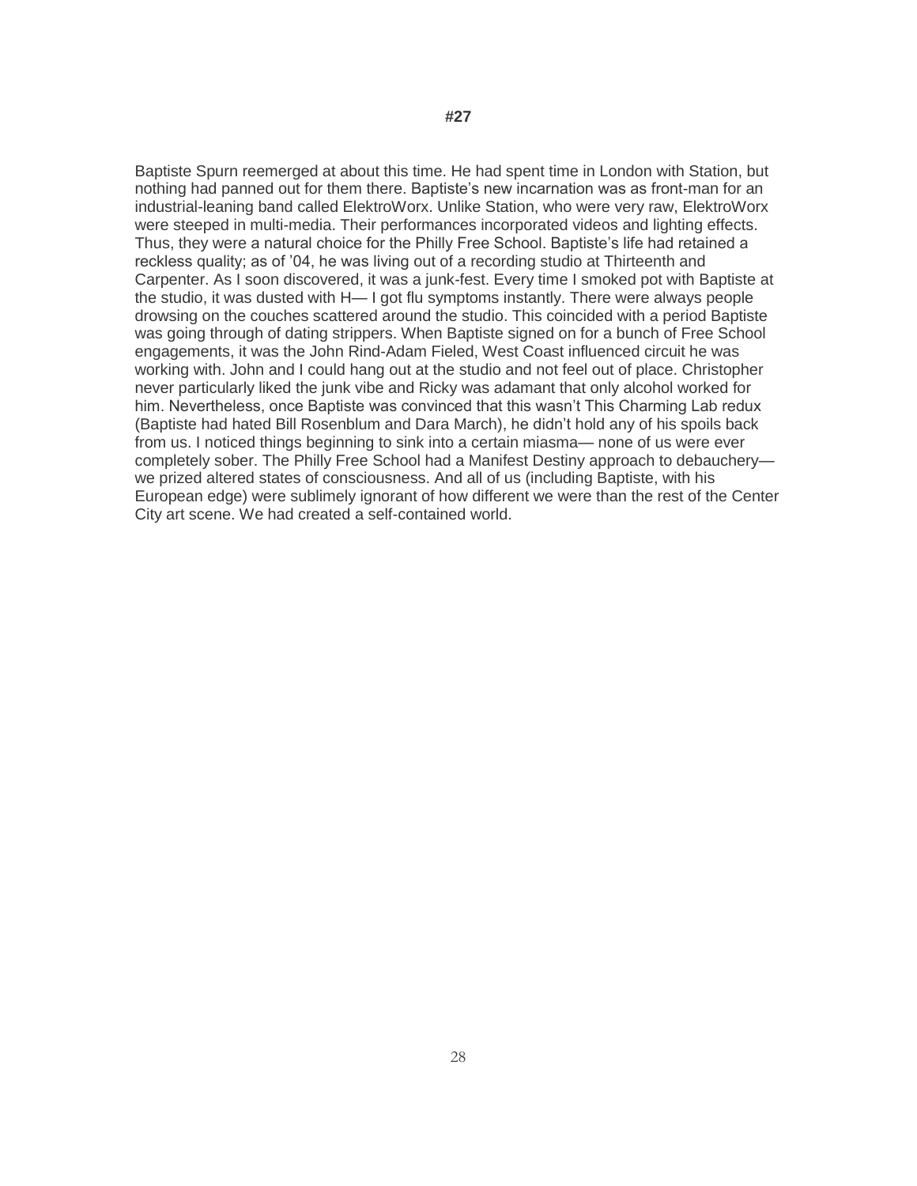**#27**

Baptiste Spurn reemerged at about this time. He had spent time in London with Station, but nothing had panned out for them there. Baptiste's new incarnation was as front-man for an industrial-leaning band called ElektroWorx. Unlike Station, who were very raw, ElektroWorx were steeped in multi-media. Their performances incorporated videos and lighting effects. Thus, they were a natural choice for the Philly Free School. Baptiste's life had retained a reckless quality; as of '04, he was living out of a recording studio at Thirteenth and Carpenter. As I soon discovered, it was a junk-fest. Every time I smoked pot with Baptiste at the studio, it was dusted with H— I got flu symptoms instantly. There were always people drowsing on the couches scattered around the studio. This coincided with a period Baptiste was going through of dating strippers. When Baptiste signed on for a bunch of Free School engagements, it was the John Rind-Adam Fieled, West Coast influenced circuit he was working with. John and I could hang out at the studio and not feel out of place. Christopher never particularly liked the junk vibe and Ricky was adamant that only alcohol worked for him. Nevertheless, once Baptiste was convinced that this wasn't This Charming Lab redux (Baptiste had hated Bill Rosenblum and Dara March), he didn't hold any of his spoils back from us. I noticed things beginning to sink into a certain miasma— none of us were ever completely sober. The Philly Free School had a Manifest Destiny approach to debauchery— we prized altered states of consciousness. And all of us (including Baptiste, with his European edge) were sublimely ignorant of how different we were than the rest of the Center City art scene. We had created a self-contained world.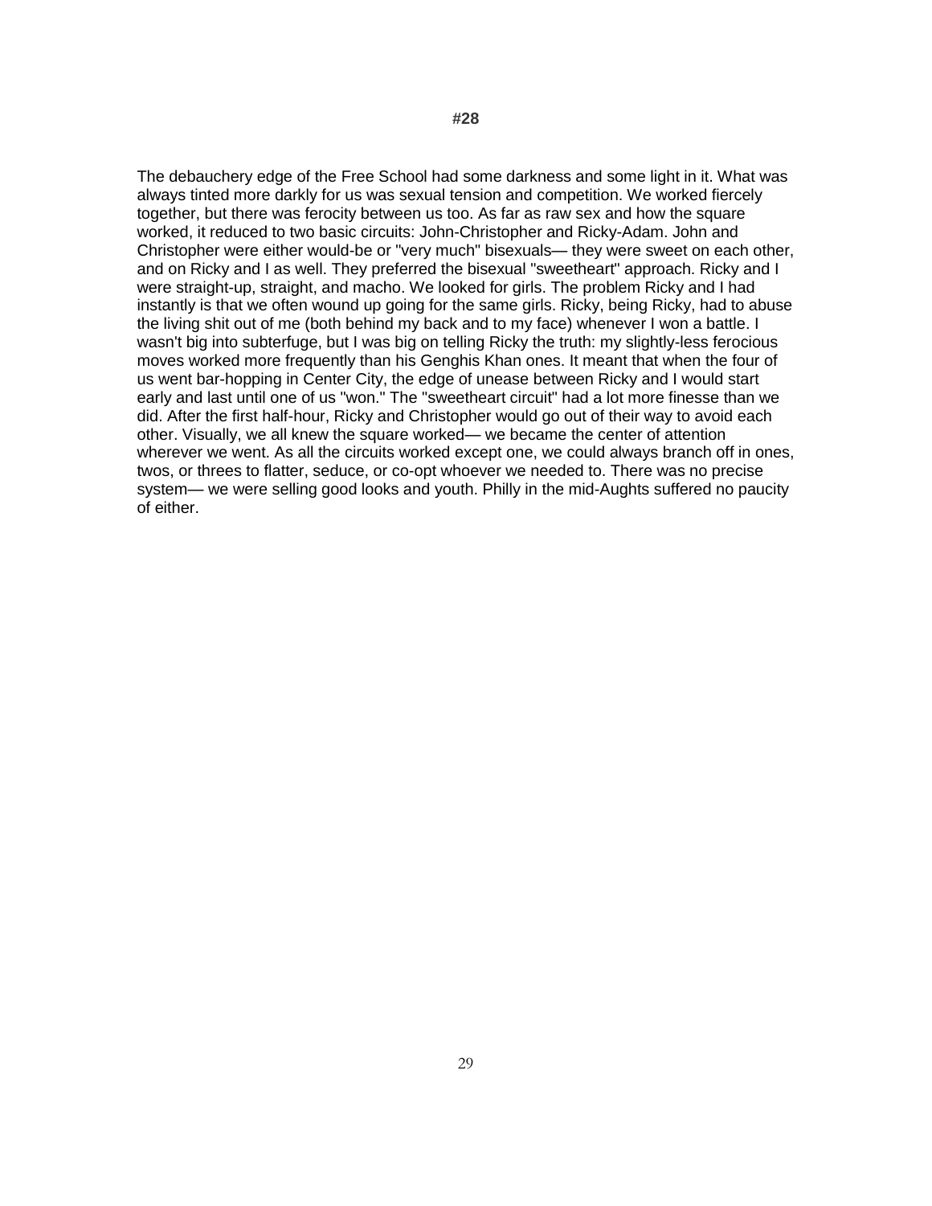# #28

The debauchery edge of the Free School had some darkness and some light in it. What was always tinted more darkly for us was sexual tension and competition. We worked fiercely together, but there was ferocity between us too. As far as raw sex and how the square worked, it reduced to two basic circuits: John-Christopher and Ricky-Adam. John and Christopher were either would-be or "very much" bisexuals— they were sweet on each other, and on Ricky and I as well. They preferred the bisexual "sweetheart" approach. Ricky and I were straight-up, straight, and macho. We looked for girls. The problem Ricky and I had instantly is that we often wound up going for the same girls. Ricky, being Ricky, had to abuse the living shit out of me (both behind my back and to my face) whenever I won a battle. I wasn't big into subterfuge, but I was big on telling Ricky the truth: my slightly-less ferocious moves worked more frequently than his Genghis Khan ones. It meant that when the four of us went bar-hopping in Center City, the edge of unease between Ricky and I would start early and last until one of us "won." The "sweetheart circuit" had a lot more finesse than we did. After the first half-hour, Ricky and Christopher would go out of their way to avoid each other. Visually, we all knew the square worked— we became the center of attention wherever we went. As all the circuits worked except one, we could always branch off in ones, twos, or threes to flatter, seduce, or co-opt whoever we needed to. There was no precise system— we were selling good looks and youth. Philly in the mid-Aughts suffered no paucity of either.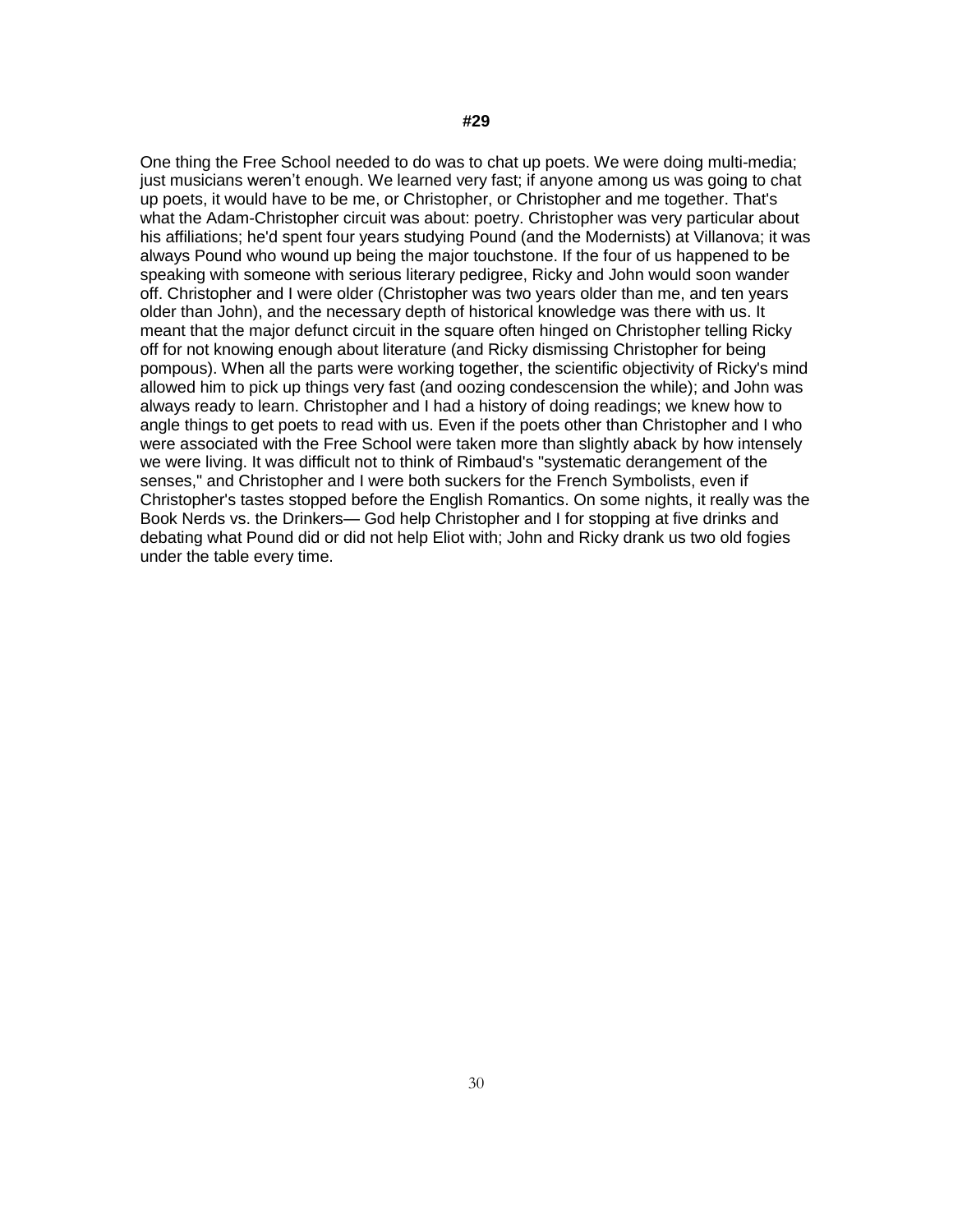**#29**

One thing the Free School needed to do was to chat up poets. We were doing multi-media; just musicians weren't enough. We learned very fast; if anyone among us was going to chat up poets, it would have to be me, or Christopher, or Christopher and me together. That's what the Adam-Christopher circuit was about: poetry. Christopher was very particular about his affiliations; he'd spent four years studying Pound (and the Modernists) at Villanova; it was always Pound who wound up being the major touchstone. If the four of us happened to be speaking with someone with serious literary pedigree, Ricky and John would soon wander off. Christopher and I were older (Christopher was two years older than me, and ten years older than John), and the necessary depth of historical knowledge was there with us. It meant that the major defunct circuit in the square often hinged on Christopher telling Ricky off for not knowing enough about literature (and Ricky dismissing Christopher for being pompous). When all the parts were working together, the scientific objectivity of Ricky's mind allowed him to pick up things very fast (and oozing condescension the while); and John was always ready to learn. Christopher and I had a history of doing readings; we knew how to angle things to get poets to read with us. Even if the poets other than Christopher and I who were associated with the Free School were taken more than slightly aback by how intensely we were living. It was difficult not to think of Rimbaud's "systematic derangement of the senses," and Christopher and I were both suckers for the French Symbolists, even if Christopher's tastes stopped before the English Romantics. On some nights, it really was the Book Nerds vs. the Drinkers— God help Christopher and I for stopping at five drinks and debating what Pound did or did not help Eliot with; John and Ricky drank us two old fogies under the table every time.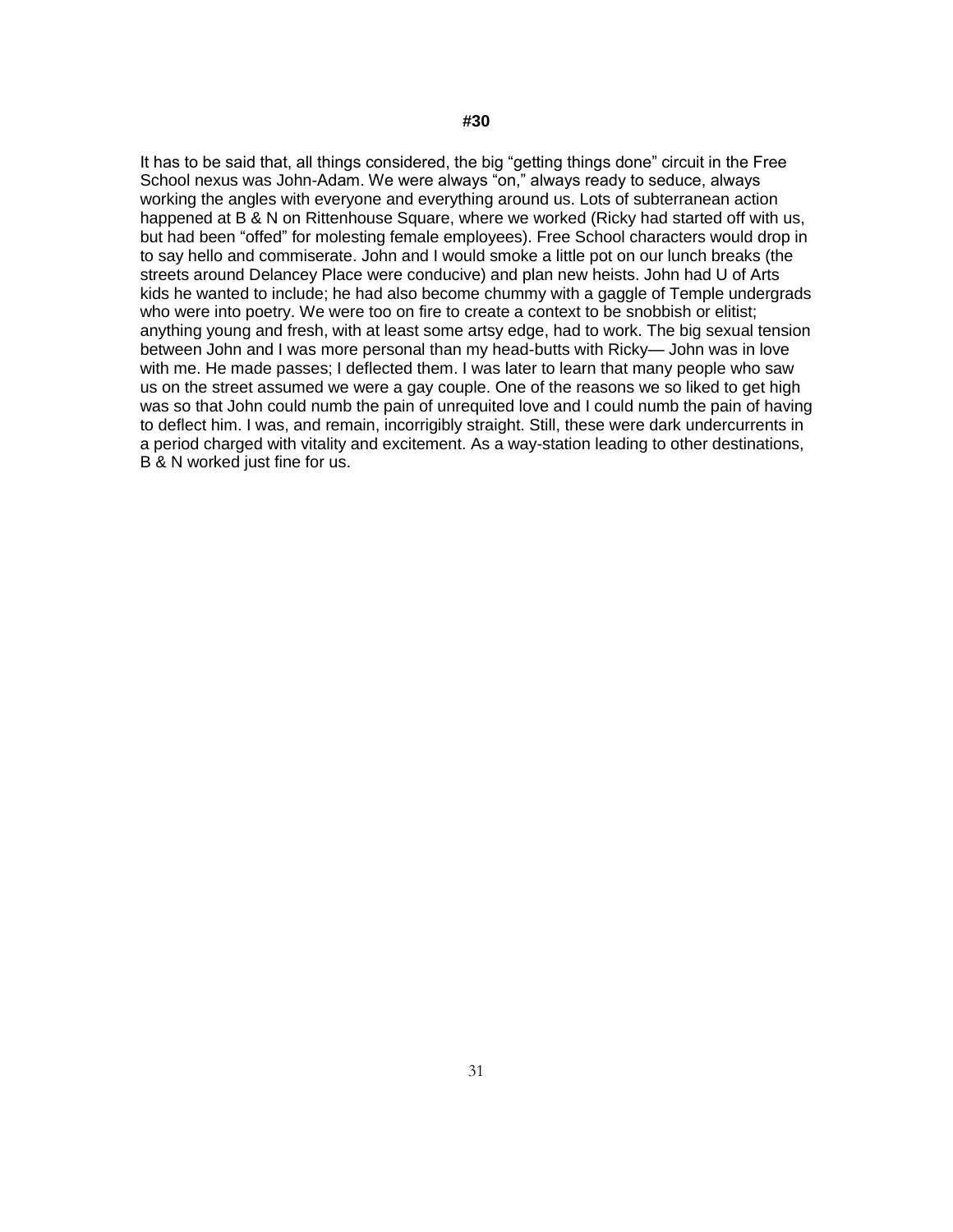**#30**

It has to be said that, all things considered, the big "getting things done" circuit in the Free School nexus was John-Adam. We were always "on," always ready to seduce, always working the angles with everyone and everything around us. Lots of subterranean action happened at B & N on Rittenhouse Square, where we worked (Ricky had started off with us, but had been "offed" for molesting female employees). Free School characters would drop in to say hello and commiserate. John and I would smoke a little pot on our lunch breaks (the streets around Delancey Place were conducive) and plan new heists. John had U of Arts kids he wanted to include; he had also become chummy with a gaggle of Temple undergrads who were into poetry. We were too on fire to create a context to be snobbish or elitist; anything young and fresh, with at least some artsy edge, had to work. The big sexual tension between John and I was more personal than my head-butts with Ricky— John was in love with me. He made passes; I deflected them. I was later to learn that many people who saw us on the street assumed we were a gay couple. One of the reasons we so liked to get high was so that John could numb the pain of unrequited love and I could numb the pain of having to deflect him. I was, and remain, incorrigibly straight. Still, these were dark undercurrents in a period charged with vitality and excitement. As a way-station leading to other destinations, B & N worked just fine for us.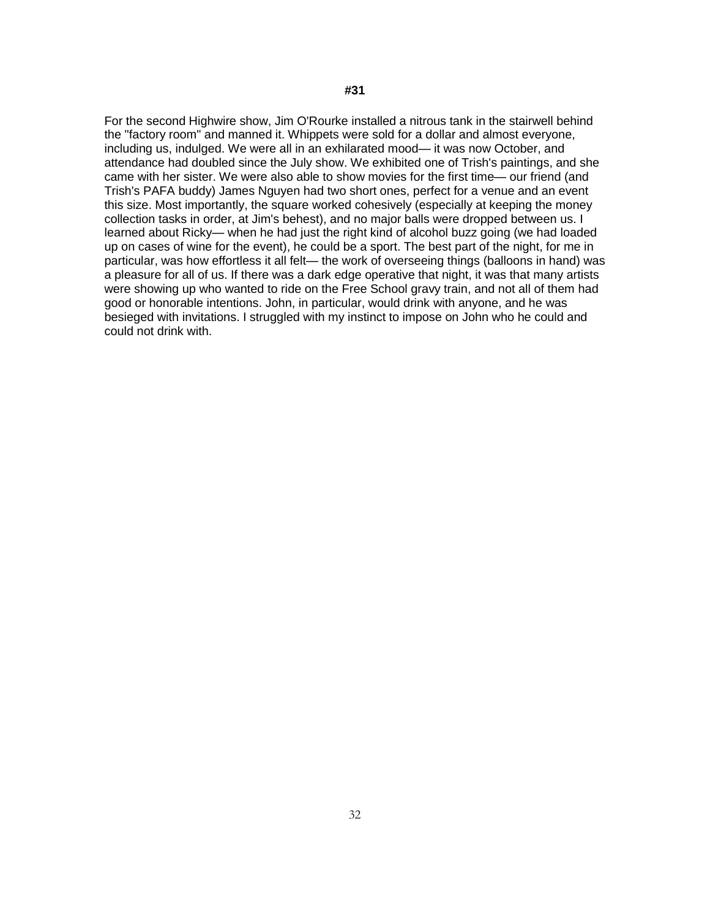**#31**

For the second Highwire show, Jim O'Rourke installed a nitrous tank in the stairwell behind the "factory room" and manned it. Whippets were sold for a dollar and almost everyone, including us, indulged. We were all in an exhilarated mood— it was now October, and attendance had doubled since the July show. We exhibited one of Trish's paintings, and she came with her sister. We were also able to show movies for the first time— our friend (and Trish's PAFA buddy) James Nguyen had two short ones, perfect for a venue and an event this size. Most importantly, the square worked cohesively (especially at keeping the money collection tasks in order, at Jim's behest), and no major balls were dropped between us. I learned about Ricky— when he had just the right kind of alcohol buzz going (we had loaded up on cases of wine for the event), he could be a sport. The best part of the night, for me in particular, was how effortless it all felt— the work of overseeing things (balloons in hand) was a pleasure for all of us. If there was a dark edge operative that night, it was that many artists were showing up who wanted to ride on the Free School gravy train, and not all of them had good or honorable intentions. John, in particular, would drink with anyone, and he was besieged with invitations. I struggled with my instinct to impose on John who he could and could not drink with.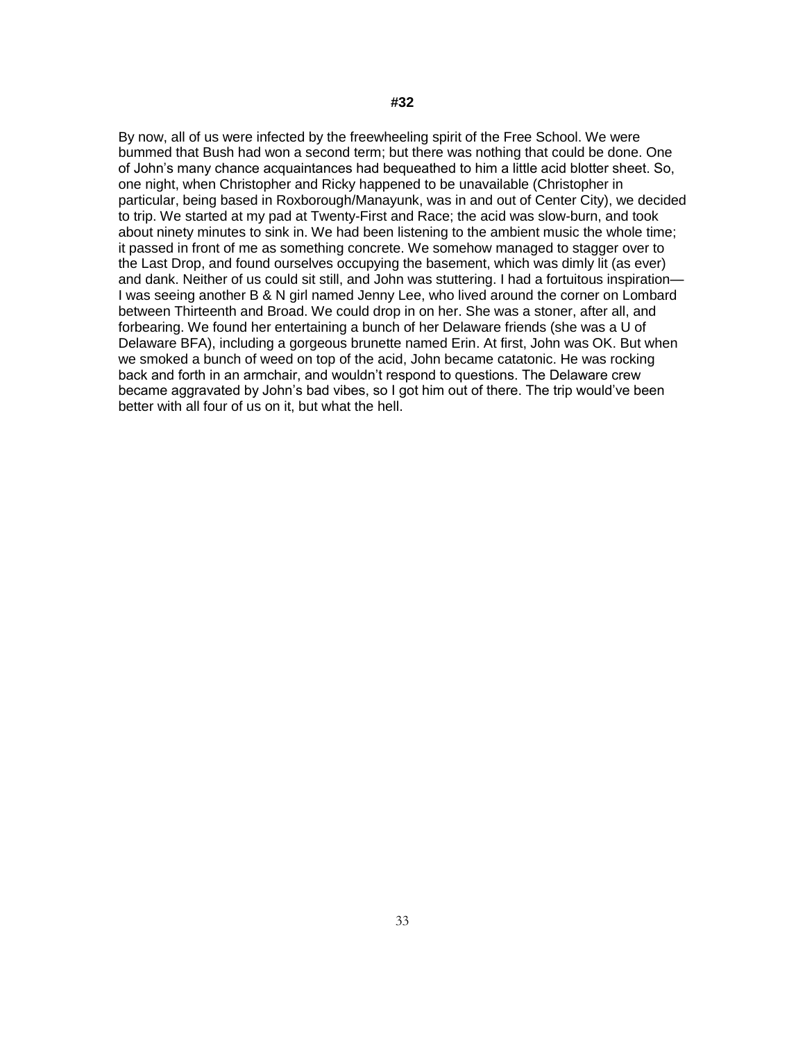# #32

By now, all of us were infected by the freewheeling spirit of the Free School. We were bummed that Bush had won a second term; but there was nothing that could be done. One of John's many chance acquaintances had bequeathed to him a little acid blotter sheet. So, one night, when Christopher and Ricky happened to be unavailable (Christopher in particular, being based in Roxborough/Manayunk, was in and out of Center City), we decided to trip. We started at my pad at Twenty-First and Race; the acid was slow-burn, and took about ninety minutes to sink in. We had been listening to the ambient music the whole time; it passed in front of me as something concrete. We somehow managed to stagger over to the Last Drop, and found ourselves occupying the basement, which was dimly lit (as ever) and dank. Neither of us could sit still, and John was stuttering. I had a fortuitous inspiration—I was seeing another B & N girl named Jenny Lee, who lived around the corner on Lombard between Thirteenth and Broad. We could drop in on her. She was a stoner, after all, and forbearing. We found her entertaining a bunch of her Delaware friends (she was a U of Delaware BFA), including a gorgeous brunette named Erin. At first, John was OK. But when we smoked a bunch of weed on top of the acid, John became catatonic. He was rocking back and forth in an armchair, and wouldn't respond to questions. The Delaware crew became aggravated by John's bad vibes, so I got him out of there. The trip would've been better with all four of us on it, but what the hell.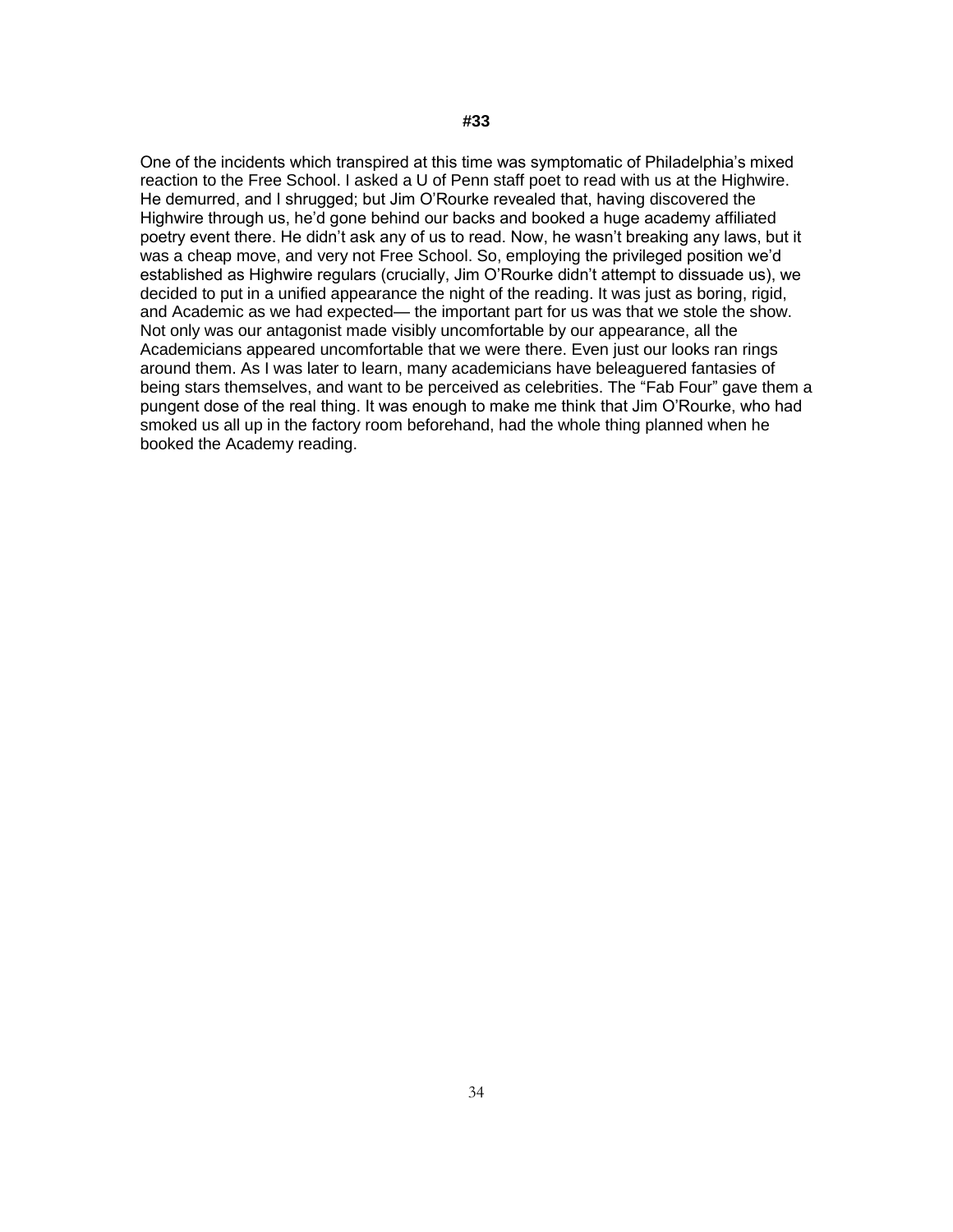**#33**

One of the incidents which transpired at this time was symptomatic of Philadelphia's mixed reaction to the Free School. I asked a U of Penn staff poet to read with us at the Highwire. He demurred, and I shrugged; but Jim O'Rourke revealed that, having discovered the Highwire through us, he'd gone behind our backs and booked a huge academy affiliated poetry event there. He didn't ask any of us to read. Now, he wasn't breaking any laws, but it was a cheap move, and very not Free School. So, employing the privileged position we'd established as Highwire regulars (crucially, Jim O'Rourke didn't attempt to dissuade us), we decided to put in a unified appearance the night of the reading. It was just as boring, rigid, and Academic as we had expected— the important part for us was that we stole the show. Not only was our antagonist made visibly uncomfortable by our appearance, all the Academicians appeared uncomfortable that we were there. Even just our looks ran rings around them. As I was later to learn, many academicians have beleaguered fantasies of being stars themselves, and want to be perceived as celebrities. The "Fab Four" gave them a pungent dose of the real thing. It was enough to make me think that Jim O'Rourke, who had smoked us all up in the factory room beforehand, had the whole thing planned when he booked the Academy reading.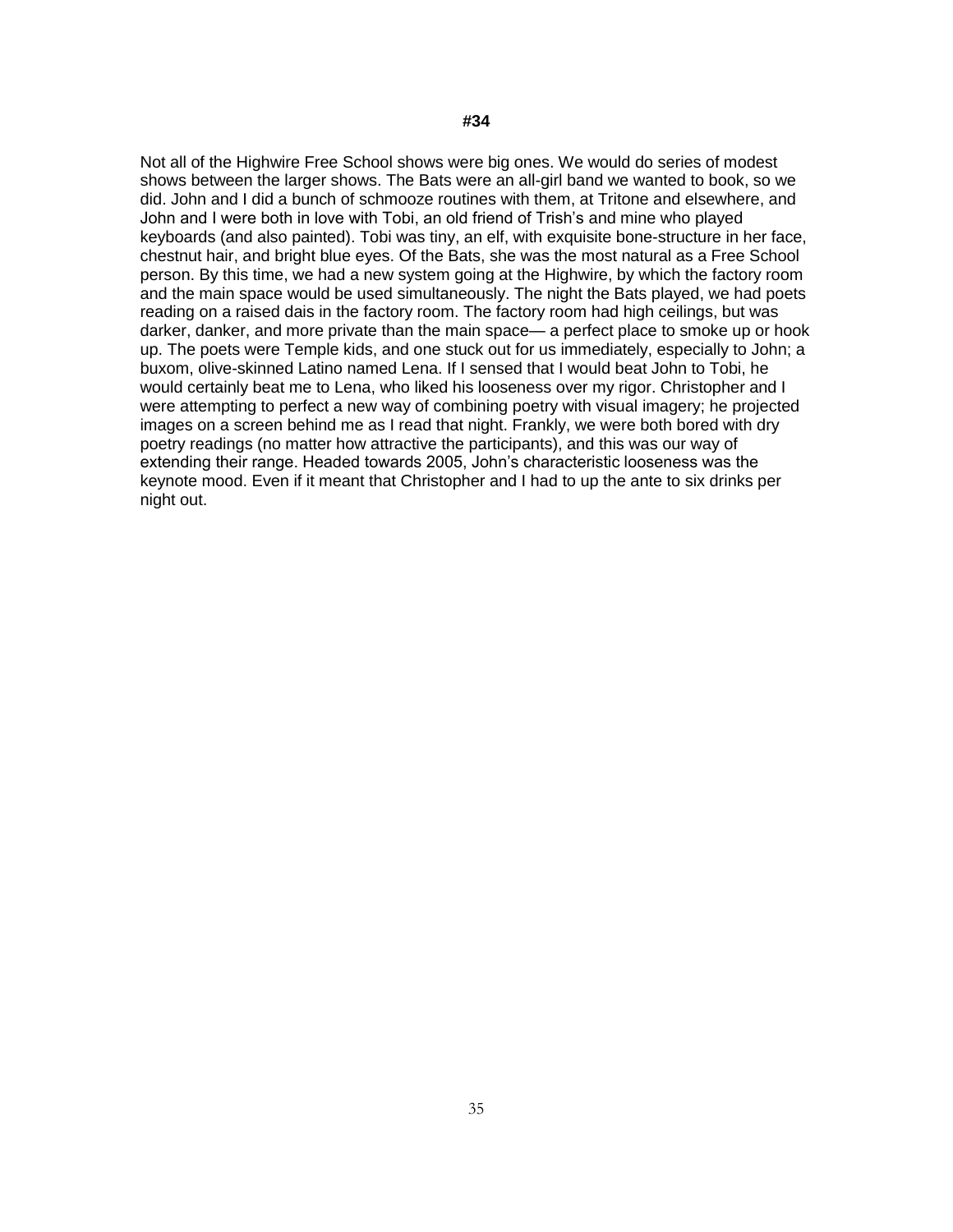#### #34

Not all of the Highwire Free School shows were big ones. We would do series of modest shows between the larger shows. The Bats were an all-girl band we wanted to book, so we did. John and I did a bunch of schmooze routines with them, at Tritone and elsewhere, and John and I were both in love with Tobi, an old friend of Trish's and mine who played keyboards (and also painted). Tobi was tiny, an elf, with exquisite bone-structure in her face, chestnut hair, and bright blue eyes. Of the Bats, she was the most natural as a Free School person. By this time, we had a new system going at the Highwire, by which the factory room and the main space would be used simultaneously. The night the Bats played, we had poets reading on a raised dais in the factory room. The factory room had high ceilings, but was darker, danker, and more private than the main space— a perfect place to smoke up or hook up. The poets were Temple kids, and one stuck out for us immediately, especially to John; a buxom, olive-skinned Latino named Lena. If I sensed that I would beat John to Tobi, he would certainly beat me to Lena, who liked his looseness over my rigor. Christopher and I were attempting to perfect a new way of combining poetry with visual imagery; he projected images on a screen behind me as I read that night. Frankly, we were both bored with dry poetry readings (no matter how attractive the participants), and this was our way of extending their range. Headed towards 2005, John's characteristic looseness was the keynote mood. Even if it meant that Christopher and I had to up the ante to six drinks per night out.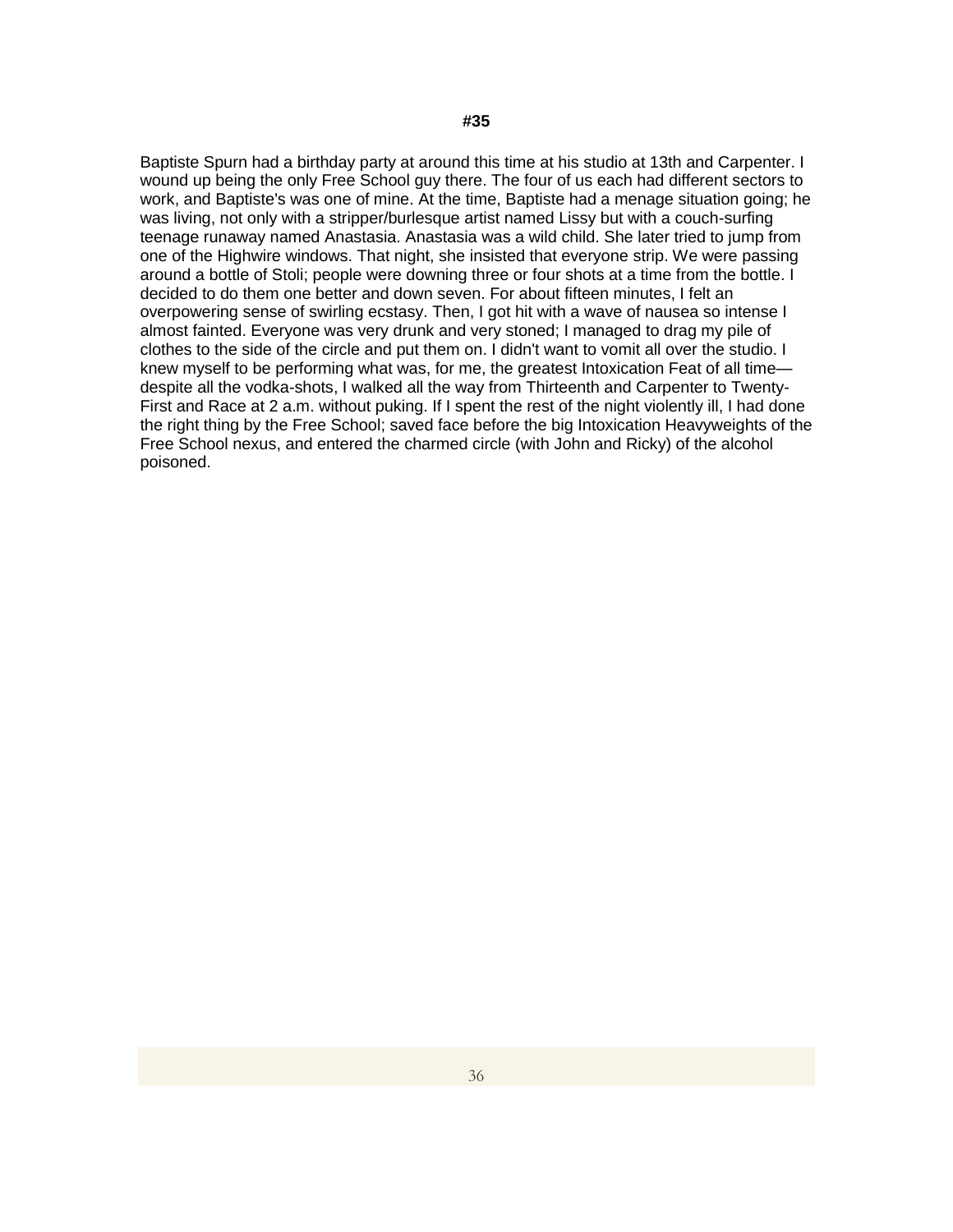#35

Baptiste Spurn had a birthday party at around this time at his studio at 13th and Carpenter. I wound up being the only Free School guy there. The four of us each had different sectors to work, and Baptiste's was one of mine. At the time, Baptiste had a menage situation going; he was living, not only with a stripper/burlesque artist named Lissy but with a couch-surfing teenage runaway named Anastasia. Anastasia was a wild child. She later tried to jump from one of the Highwire windows. That night, she insisted that everyone strip. We were passing around a bottle of Stoli; people were downing three or four shots at a time from the bottle. I decided to do them one better and down seven. For about fifteen minutes, I felt an overpowering sense of swirling ecstasy. Then, I got hit with a wave of nausea so intense I almost fainted. Everyone was very drunk and very stoned; I managed to drag my pile of clothes to the side of the circle and put them on. I didn't want to vomit all over the studio. I knew myself to be performing what was, for me, the greatest Intoxication Feat of all time—despite all the vodka-shots, I walked all the way from Thirteenth and Carpenter to Twenty-First and Race at 2 a.m. without puking. If I spent the rest of the night violently ill, I had done the right thing by the Free School; saved face before the big Intoxication Heavyweights of the Free School nexus, and entered the charmed circle (with John and Ricky) of the alcohol poisoned.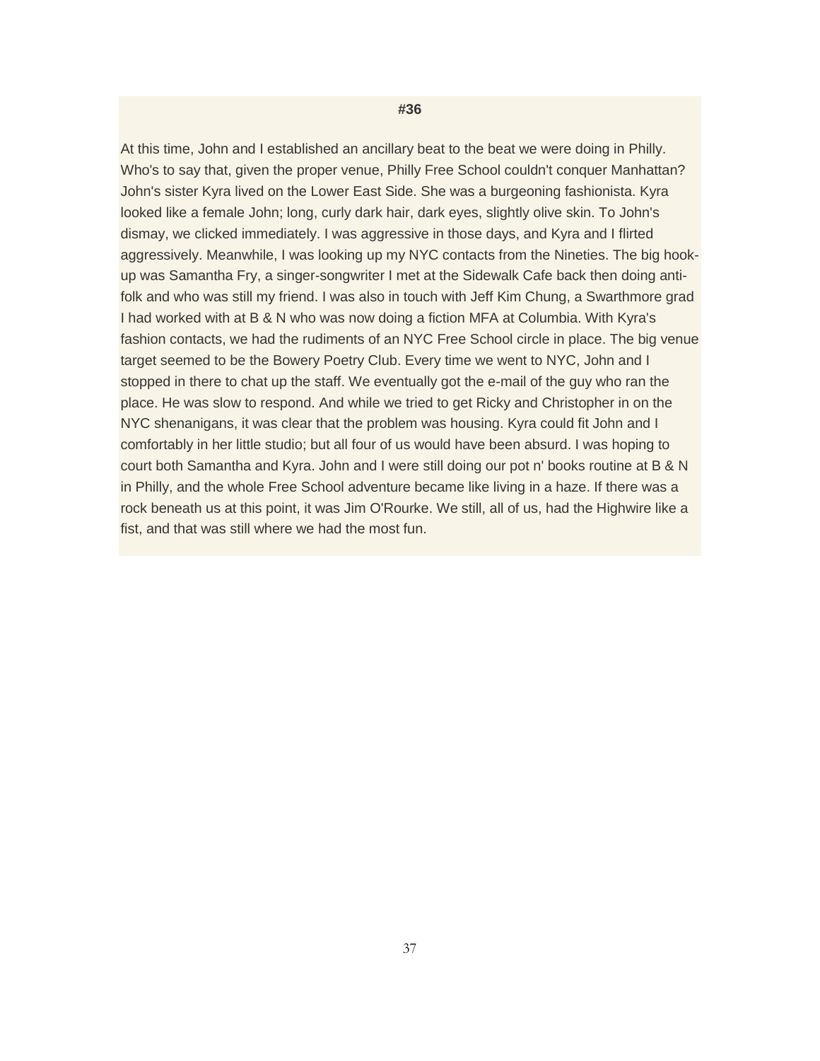**#36**

At this time, John and I established an ancillary beat to the beat we were doing in Philly. Who's to say that, given the proper venue, Philly Free School couldn't conquer Manhattan? John's sister Kyra lived on the Lower East Side. She was a burgeoning fashionista. Kyra looked like a female John; long, curly dark hair, dark eyes, slightly olive skin. To John's dismay, we clicked immediately. I was aggressive in those days, and Kyra and I flirted aggressively. Meanwhile, I was looking up my NYC contacts from the Nineties. The big hook-up was Samantha Fry, a singer-songwriter I met at the Sidewalk Cafe back then doing anti-folk and who was still my friend. I was also in touch with Jeff Kim Chung, a Swarthmore grad I had worked with at B & N who was now doing a fiction MFA at Columbia. With Kyra's fashion contacts, we had the rudiments of an NYC Free School circle in place. The big venue target seemed to be the Bowery Poetry Club. Every time we went to NYC, John and I stopped in there to chat up the staff. We eventually got the e-mail of the guy who ran the place. He was slow to respond. And while we tried to get Ricky and Christopher in on the NYC shenanigans, it was clear that the problem was housing. Kyra could fit John and I comfortably in her little studio; but all four of us would have been absurd. I was hoping to court both Samantha and Kyra. John and I were still doing our pot n' books routine at B & N in Philly, and the whole Free School adventure became like living in a haze. If there was a rock beneath us at this point, it was Jim O'Rourke. We still, all of us, had the Highwire like a fist, and that was still where we had the most fun.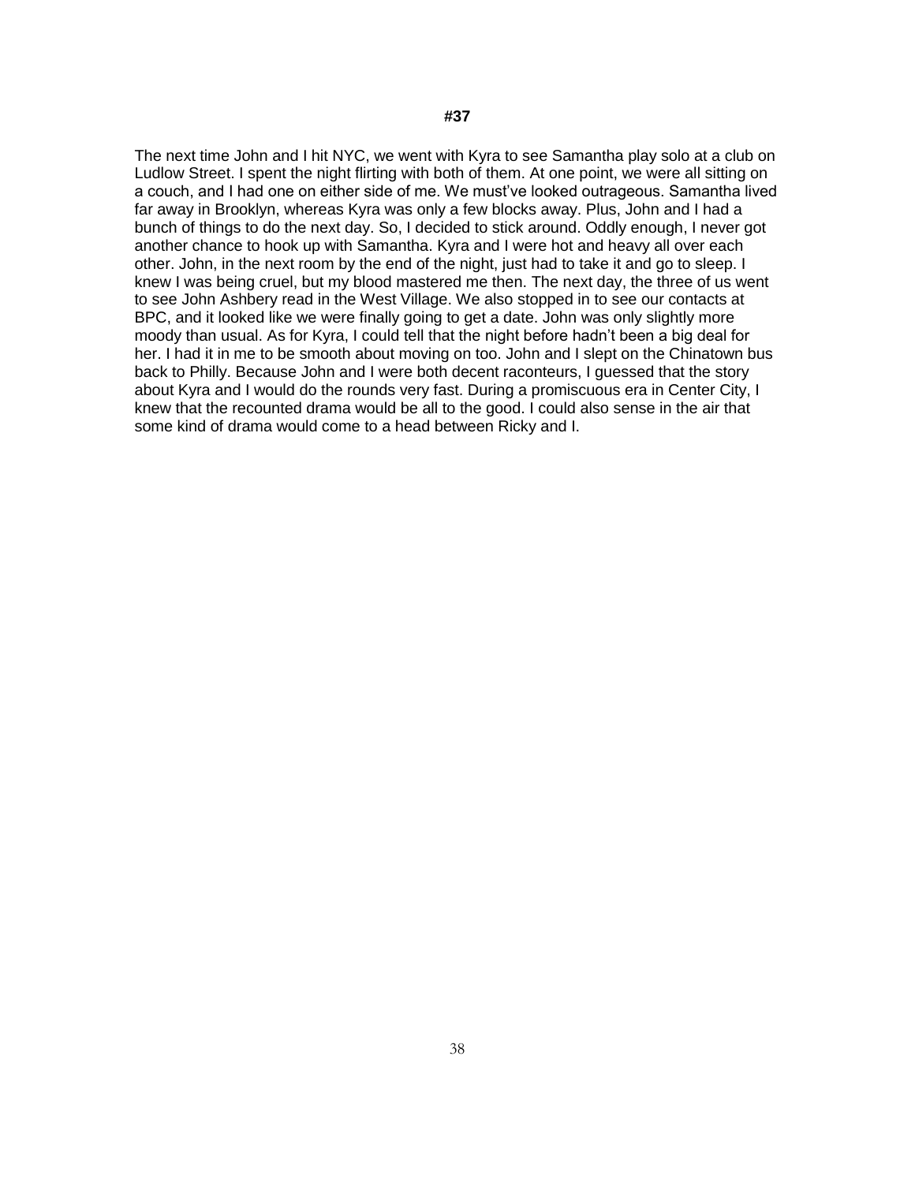**#37**

The next time John and I hit NYC, we went with Kyra to see Samantha play solo at a club on Ludlow Street. I spent the night flirting with both of them. At one point, we were all sitting on a couch, and I had one on either side of me. We must've looked outrageous. Samantha lived far away in Brooklyn, whereas Kyra was only a few blocks away. Plus, John and I had a bunch of things to do the next day. So, I decided to stick around. Oddly enough, I never got another chance to hook up with Samantha. Kyra and I were hot and heavy all over each other. John, in the next room by the end of the night, just had to take it and go to sleep. I knew I was being cruel, but my blood mastered me then. The next day, the three of us went to see John Ashbery read in the West Village. We also stopped in to see our contacts at BPC, and it looked like we were finally going to get a date. John was only slightly more moody than usual. As for Kyra, I could tell that the night before hadn't been a big deal for her. I had it in me to be smooth about moving on too. John and I slept on the Chinatown bus back to Philly. Because John and I were both decent raconteurs, I guessed that the story about Kyra and I would do the rounds very fast. During a promiscuous era in Center City, I knew that the recounted drama would be all to the good. I could also sense in the air that some kind of drama would come to a head between Ricky and I.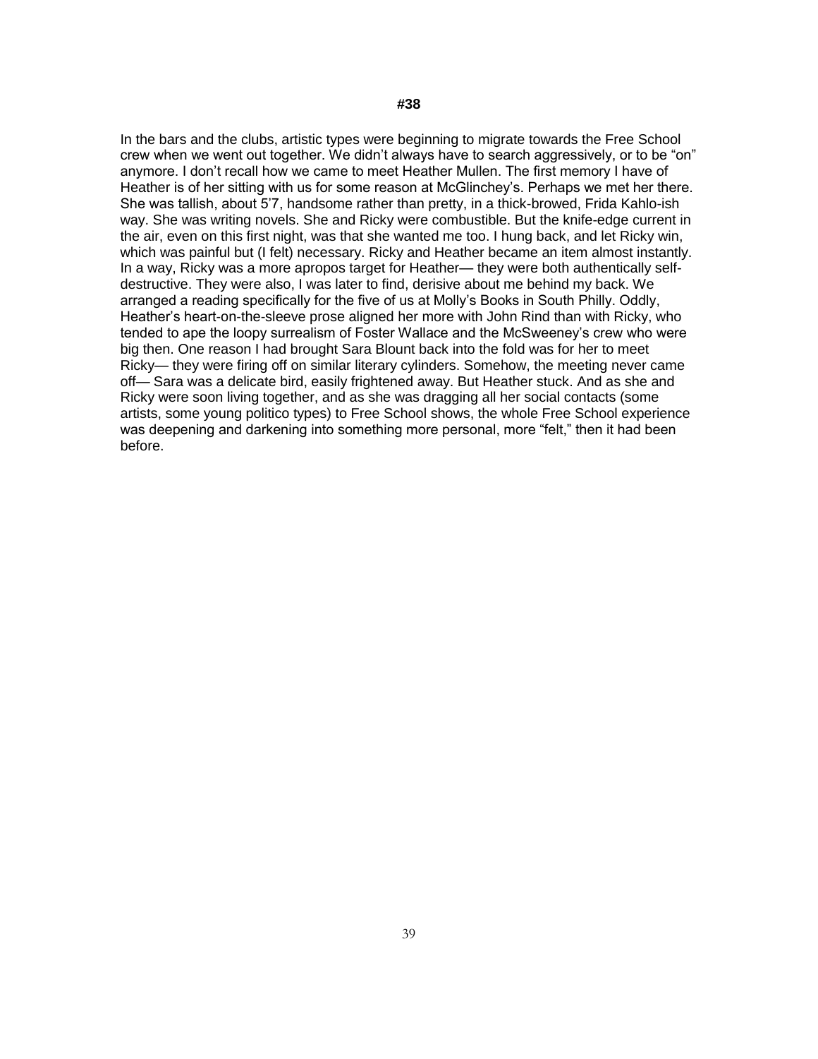**#38**

In the bars and the clubs, artistic types were beginning to migrate towards the Free School crew when we went out together. We didn't always have to search aggressively, or to be "on" anymore. I don't recall how we came to meet Heather Mullen. The first memory I have of Heather is of her sitting with us for some reason at McGlinchey's. Perhaps we met her there. She was tallish, about 5'7, handsome rather than pretty, in a thick-browed, Frida Kahlo-ish way. She was writing novels. She and Ricky were combustible. But the knife-edge current in the air, even on this first night, was that she wanted me too. I hung back, and let Ricky win, which was painful but (I felt) necessary. Ricky and Heather became an item almost instantly. In a way, Ricky was a more apropos target for Heather— they were both authentically self-destructive. They were also, I was later to find, derisive about me behind my back. We arranged a reading specifically for the five of us at Molly's Books in South Philly. Oddly, Heather's heart-on-the-sleeve prose aligned her more with John Rind than with Ricky, who tended to ape the loopy surrealism of Foster Wallace and the McSweeney's crew who were big then. One reason I had brought Sara Blount back into the fold was for her to meet Ricky— they were firing off on similar literary cylinders. Somehow, the meeting never came off— Sara was a delicate bird, easily frightened away. But Heather stuck. And as she and Ricky were soon living together, and as she was dragging all her social contacts (some artists, some young politico types) to Free School shows, the whole Free School experience was deepening and darkening into something more personal, more "felt," then it had been before.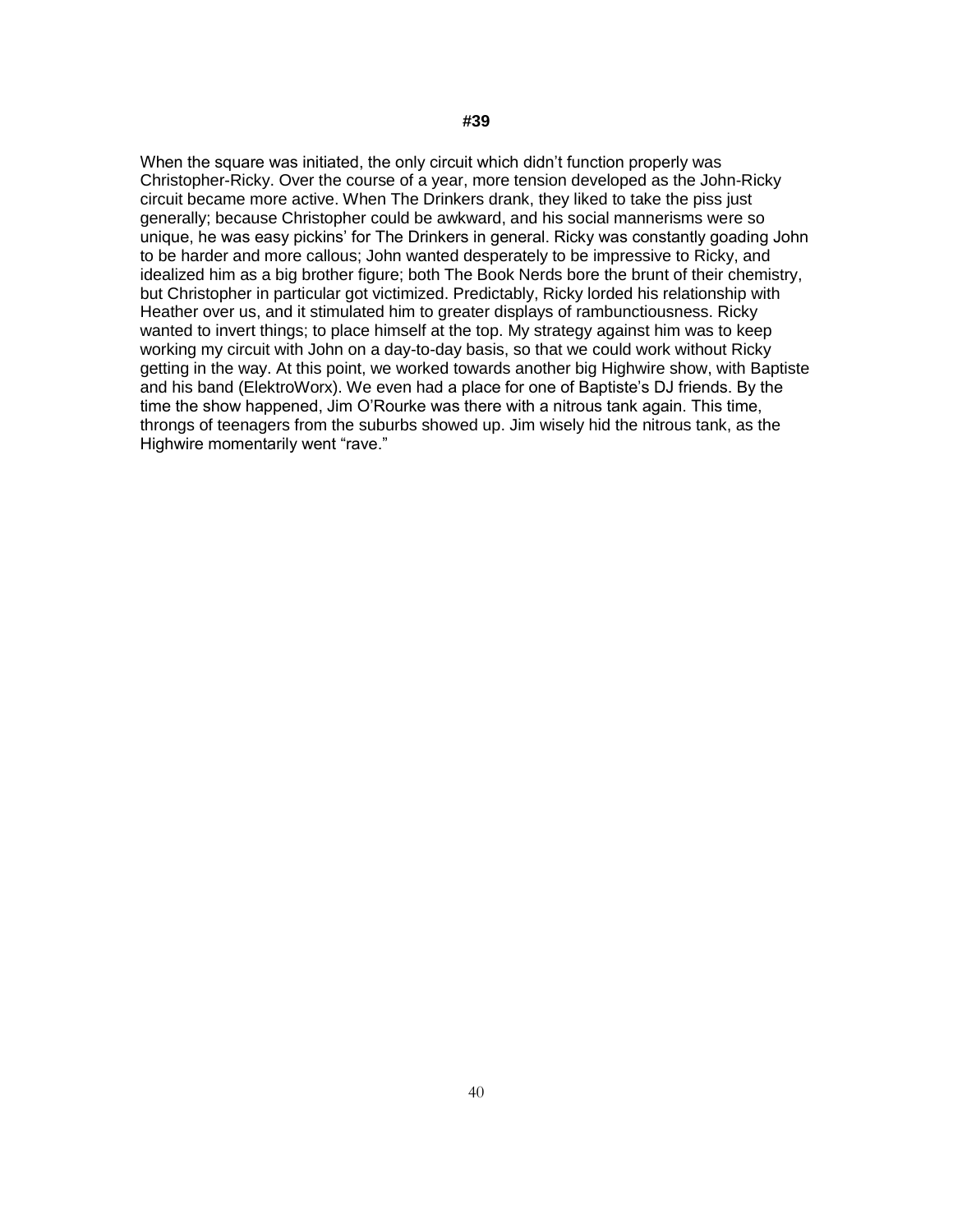# #39

When the square was initiated, the only circuit which didn't function properly was Christopher-Ricky. Over the course of a year, more tension developed as the John-Ricky circuit became more active. When The Drinkers drank, they liked to take the piss just generally; because Christopher could be awkward, and his social mannerisms were so unique, he was easy pickins' for The Drinkers in general. Ricky was constantly goading John to be harder and more callous; John wanted desperately to be impressive to Ricky, and idealized him as a big brother figure; both The Book Nerds bore the brunt of their chemistry, but Christopher in particular got victimized. Predictably, Ricky lorded his relationship with Heather over us, and it stimulated him to greater displays of rambunctiousness. Ricky wanted to invert things; to place himself at the top. My strategy against him was to keep working my circuit with John on a day-to-day basis, so that we could work without Ricky getting in the way. At this point, we worked towards another big Highwire show, with Baptiste and his band (ElektroWorx). We even had a place for one of Baptiste's DJ friends. By the time the show happened, Jim O'Rourke was there with a nitrous tank again. This time, throngs of teenagers from the suburbs showed up. Jim wisely hid the nitrous tank, as the Highwire momentarily went "rave."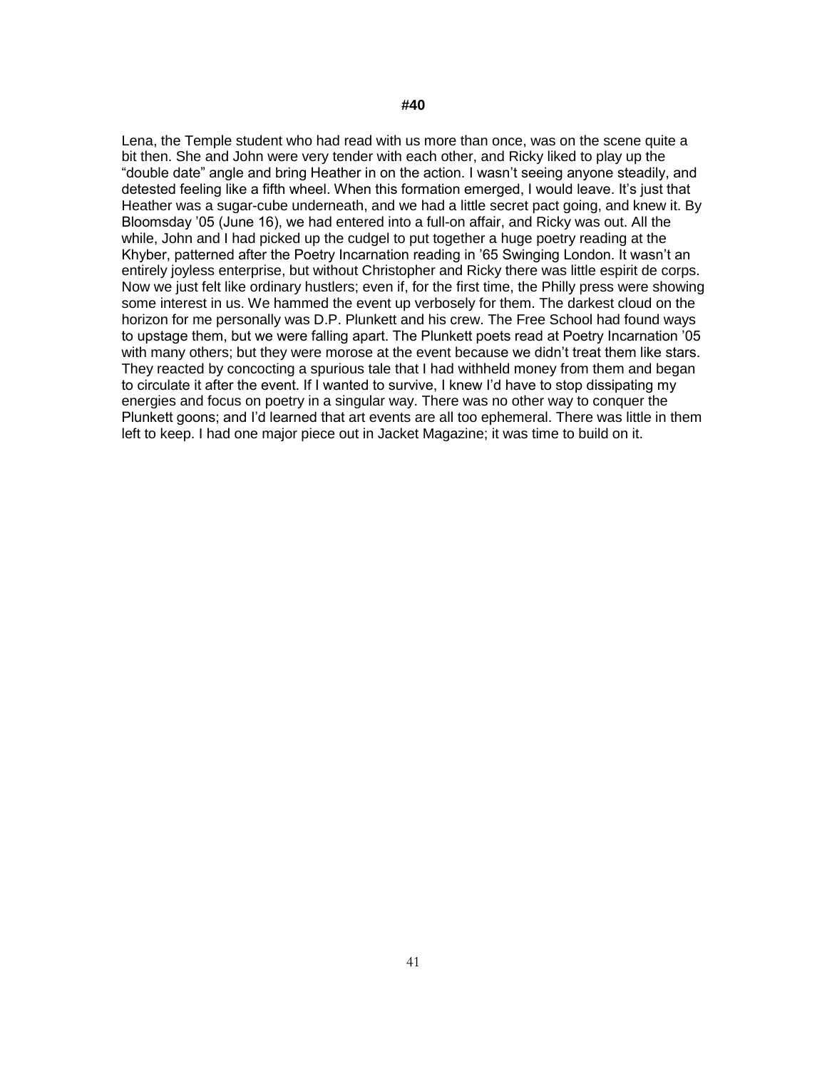**#40**

Lena, the Temple student who had read with us more than once, was on the scene quite a bit then. She and John were very tender with each other, and Ricky liked to play up the "double date" angle and bring Heather in on the action. I wasn't seeing anyone steadily, and detested feeling like a fifth wheel. When this formation emerged, I would leave. It's just that Heather was a sugar-cube underneath, and we had a little secret pact going, and knew it. By Bloomsday '05 (June 16), we had entered into a full-on affair, and Ricky was out. All the while, John and I had picked up the cudgel to put together a huge poetry reading at the Khyber, patterned after the Poetry Incarnation reading in '65 Swinging London. It wasn't an entirely joyless enterprise, but without Christopher and Ricky there was little espirit de corps. Now we just felt like ordinary hustlers; even if, for the first time, the Philly press were showing some interest in us. We hammed the event up verbosely for them. The darkest cloud on the horizon for me personally was D.P. Plunkett and his crew. The Free School had found ways to upstage them, but we were falling apart. The Plunkett poets read at Poetry Incarnation '05 with many others; but they were morose at the event because we didn't treat them like stars. They reacted by concocting a spurious tale that I had withheld money from them and began to circulate it after the event. If I wanted to survive, I knew I'd have to stop dissipating my energies and focus on poetry in a singular way. There was no other way to conquer the Plunkett goons; and I'd learned that art events are all too ephemeral. There was little in them left to keep. I had one major piece out in Jacket Magazine; it was time to build on it.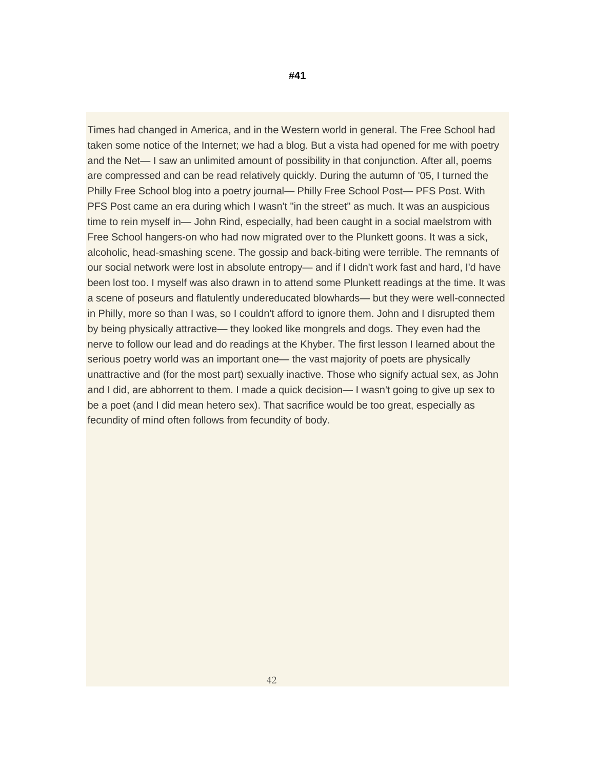# #41

Times had changed in America, and in the Western world in general. The Free School had taken some notice of the Internet; we had a blog. But a vista had opened for me with poetry and the Net— I saw an unlimited amount of possibility in that conjunction. After all, poems are compressed and can be read relatively quickly. During the autumn of '05, I turned the Philly Free School blog into a poetry journal— Philly Free School Post— PFS Post. With PFS Post came an era during which I wasn't "in the street" as much. It was an auspicious time to rein myself in— John Rind, especially, had been caught in a social maelstrom with Free School hangers-on who had now migrated over to the Plunkett goons. It was a sick, alcoholic, head-smashing scene. The gossip and back-biting were terrible. The remnants of our social network were lost in absolute entropy— and if I didn't work fast and hard, I'd have been lost too. I myself was also drawn in to attend some Plunkett readings at the time. It was a scene of poseurs and flatulently undereducated blowhards— but they were well-connected in Philly, more so than I was, so I couldn't afford to ignore them. John and I disrupted them by being physically attractive— they looked like mongrels and dogs. They even had the nerve to follow our lead and do readings at the Khyber. The first lesson I learned about the serious poetry world was an important one— the vast majority of poets are physically unattractive and (for the most part) sexually inactive. Those who signify actual sex, as John and I did, are abhorrent to them. I made a quick decision— I wasn't going to give up sex to be a poet (and I did mean hetero sex). That sacrifice would be too great, especially as fecundity of mind often follows from fecundity of body.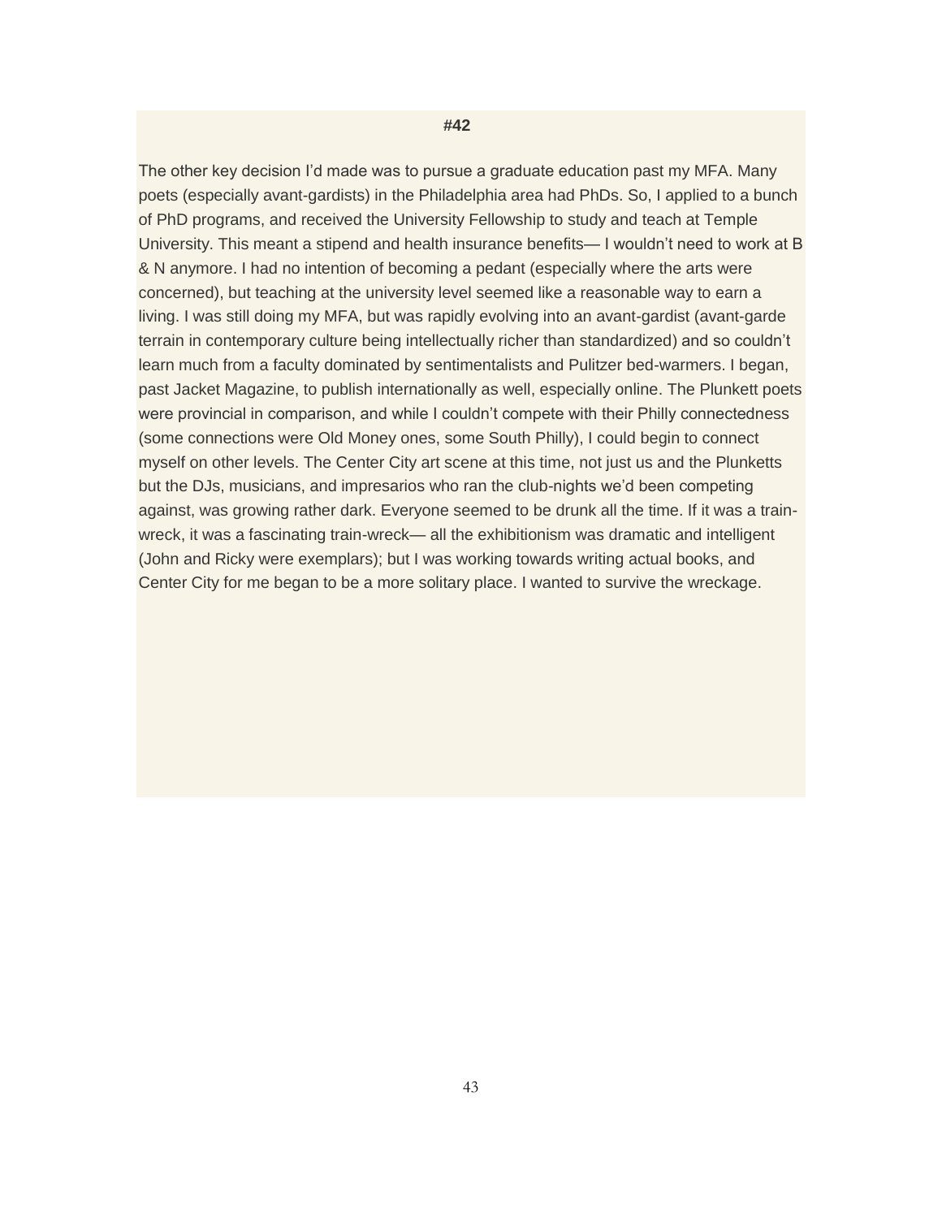**#42**

The other key decision I'd made was to pursue a graduate education past my MFA. Many poets (especially avant-gardists) in the Philadelphia area had PhDs. So, I applied to a bunch of PhD programs, and received the University Fellowship to study and teach at Temple University. This meant a stipend and health insurance benefits— I wouldn't need to work at B & N anymore. I had no intention of becoming a pedant (especially where the arts were concerned), but teaching at the university level seemed like a reasonable way to earn a living. I was still doing my MFA, but was rapidly evolving into an avant-gardist (avant-garde terrain in contemporary culture being intellectually richer than standardized) and so couldn't learn much from a faculty dominated by sentimentalists and Pulitzer bed-warmers. I began, past Jacket Magazine, to publish internationally as well, especially online. The Plunkett poets were provincial in comparison, and while I couldn't compete with their Philly connectedness (some connections were Old Money ones, some South Philly), I could begin to connect myself on other levels. The Center City art scene at this time, not just us and the Plunketts but the DJs, musicians, and impresarios who ran the club-nights we'd been competing against, was growing rather dark. Everyone seemed to be drunk all the time. If it was a train-wreck, it was a fascinating train-wreck— all the exhibitionism was dramatic and intelligent (John and Ricky were exemplars); but I was working towards writing actual books, and Center City for me began to be a more solitary place. I wanted to survive the wreckage.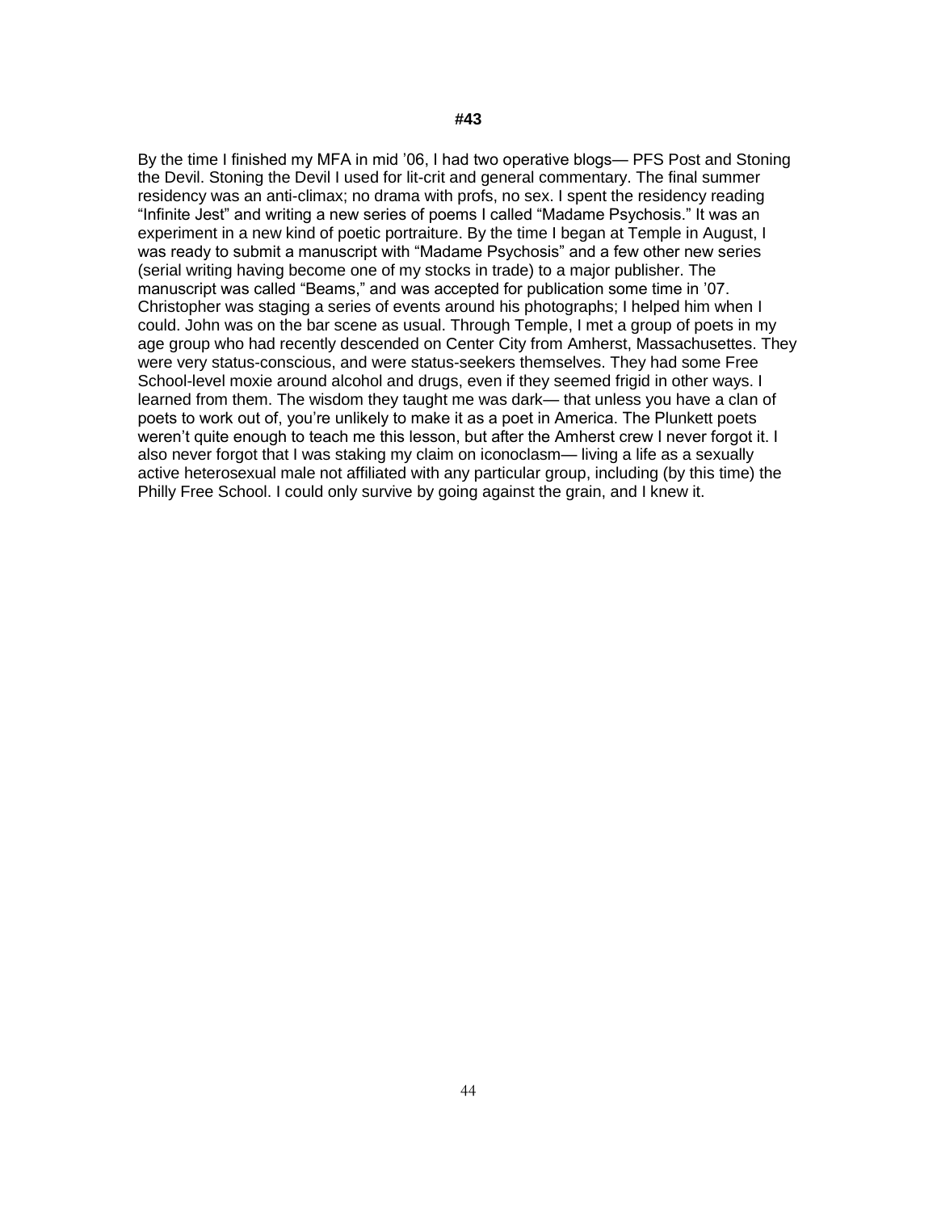**#43**

By the time I finished my MFA in mid '06, I had two operative blogs— PFS Post and Stoning the Devil. Stoning the Devil I used for lit-crit and general commentary. The final summer residency was an anti-climax; no drama with profs, no sex. I spent the residency reading "Infinite Jest" and writing a new series of poems I called "Madame Psychosis." It was an experiment in a new kind of poetic portraiture. By the time I began at Temple in August, I was ready to submit a manuscript with "Madame Psychosis" and a few other new series (serial writing having become one of my stocks in trade) to a major publisher. The manuscript was called "Beams," and was accepted for publication some time in '07. Christopher was staging a series of events around his photographs; I helped him when I could. John was on the bar scene as usual. Through Temple, I met a group of poets in my age group who had recently descended on Center City from Amherst, Massachusettes. They were very status-conscious, and were status-seekers themselves. They had some Free School-level moxie around alcohol and drugs, even if they seemed frigid in other ways. I learned from them. The wisdom they taught me was dark— that unless you have a clan of poets to work out of, you're unlikely to make it as a poet in America. The Plunkett poets weren't quite enough to teach me this lesson, but after the Amherst crew I never forgot it. I also never forgot that I was staking my claim on iconoclasm— living a life as a sexually active heterosexual male not affiliated with any particular group, including (by this time) the Philly Free School. I could only survive by going against the grain, and I knew it.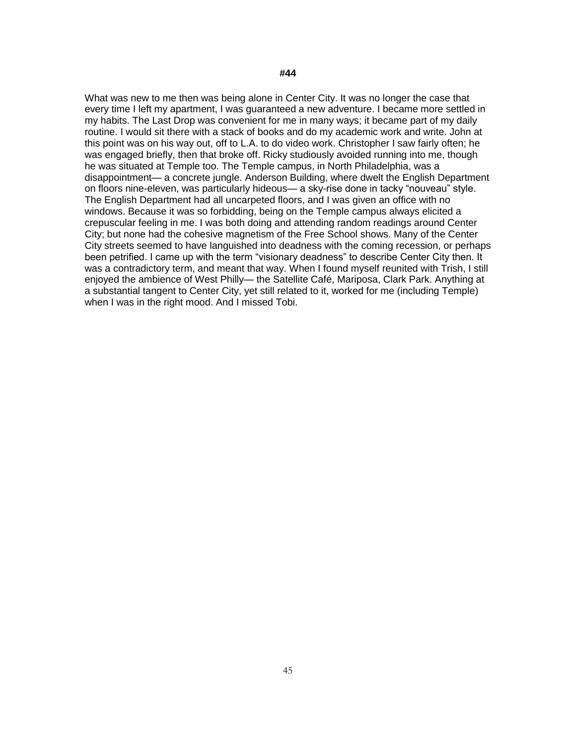**#44**

What was new to me then was being alone in Center City. It was no longer the case that every time I left my apartment, I was guaranteed a new adventure. I became more settled in my habits. The Last Drop was convenient for me in many ways; it became part of my daily routine. I would sit there with a stack of books and do my academic work and write. John at this point was on his way out, off to L.A. to do video work. Christopher I saw fairly often; he was engaged briefly, then that broke off. Ricky studiously avoided running into me, though he was situated at Temple too. The Temple campus, in North Philadelphia, was a disappointment— a concrete jungle. Anderson Building, where dwelt the English Department on floors nine-eleven, was particularly hideous— a sky-rise done in tacky "nouveau" style. The English Department had all uncarpeted floors, and I was given an office with no windows. Because it was so forbidding, being on the Temple campus always elicited a crepuscular feeling in me. I was both doing and attending random readings around Center City; but none had the cohesive magnetism of the Free School shows. Many of the Center City streets seemed to have languished into deadness with the coming recession, or perhaps been petrified. I came up with the term "visionary deadness" to describe Center City then. It was a contradictory term, and meant that way. When I found myself reunited with Trish, I still enjoyed the ambience of West Philly— the Satellite Café, Mariposa, Clark Park. Anything at a substantial tangent to Center City, yet still related to it, worked for me (including Temple) when I was in the right mood. And I missed Tobi.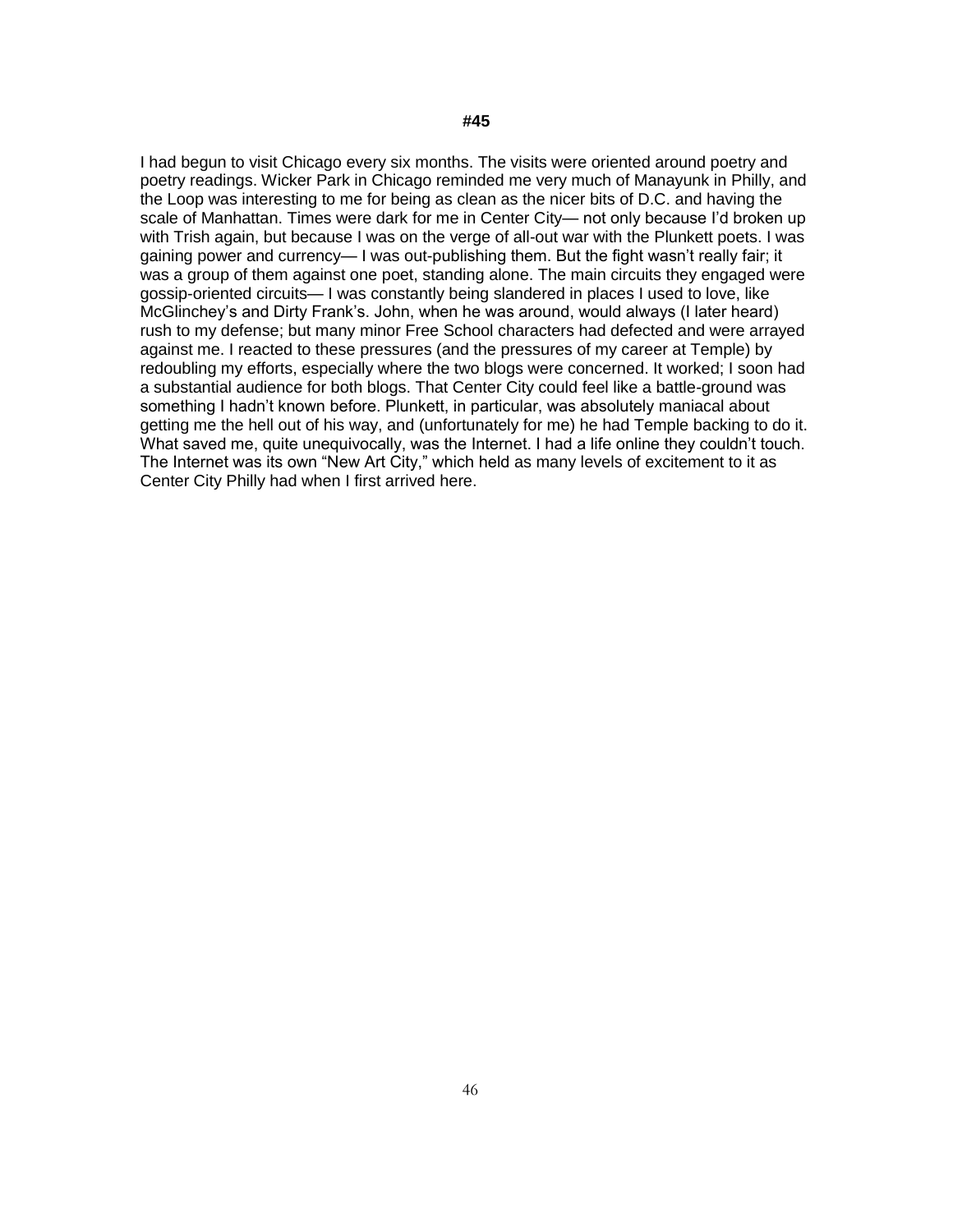**#45**

I had begun to visit Chicago every six months. The visits were oriented around poetry and poetry readings. Wicker Park in Chicago reminded me very much of Manayunk in Philly, and the Loop was interesting to me for being as clean as the nicer bits of D.C. and having the scale of Manhattan. Times were dark for me in Center City— not only because I'd broken up with Trish again, but because I was on the verge of all-out war with the Plunkett poets. I was gaining power and currency— I was out-publishing them. But the fight wasn't really fair; it was a group of them against one poet, standing alone. The main circuits they engaged were gossip-oriented circuits— I was constantly being slandered in places I used to love, like McGlinchey's and Dirty Frank's. John, when he was around, would always (I later heard) rush to my defense; but many minor Free School characters had defected and were arrayed against me. I reacted to these pressures (and the pressures of my career at Temple) by redoubling my efforts, especially where the two blogs were concerned. It worked; I soon had a substantial audience for both blogs. That Center City could feel like a battle-ground was something I hadn't known before. Plunkett, in particular, was absolutely maniacal about getting me the hell out of his way, and (unfortunately for me) he had Temple backing to do it. What saved me, quite unequivocally, was the Internet. I had a life online they couldn't touch. The Internet was its own "New Art City," which held as many levels of excitement to it as Center City Philly had when I first arrived here.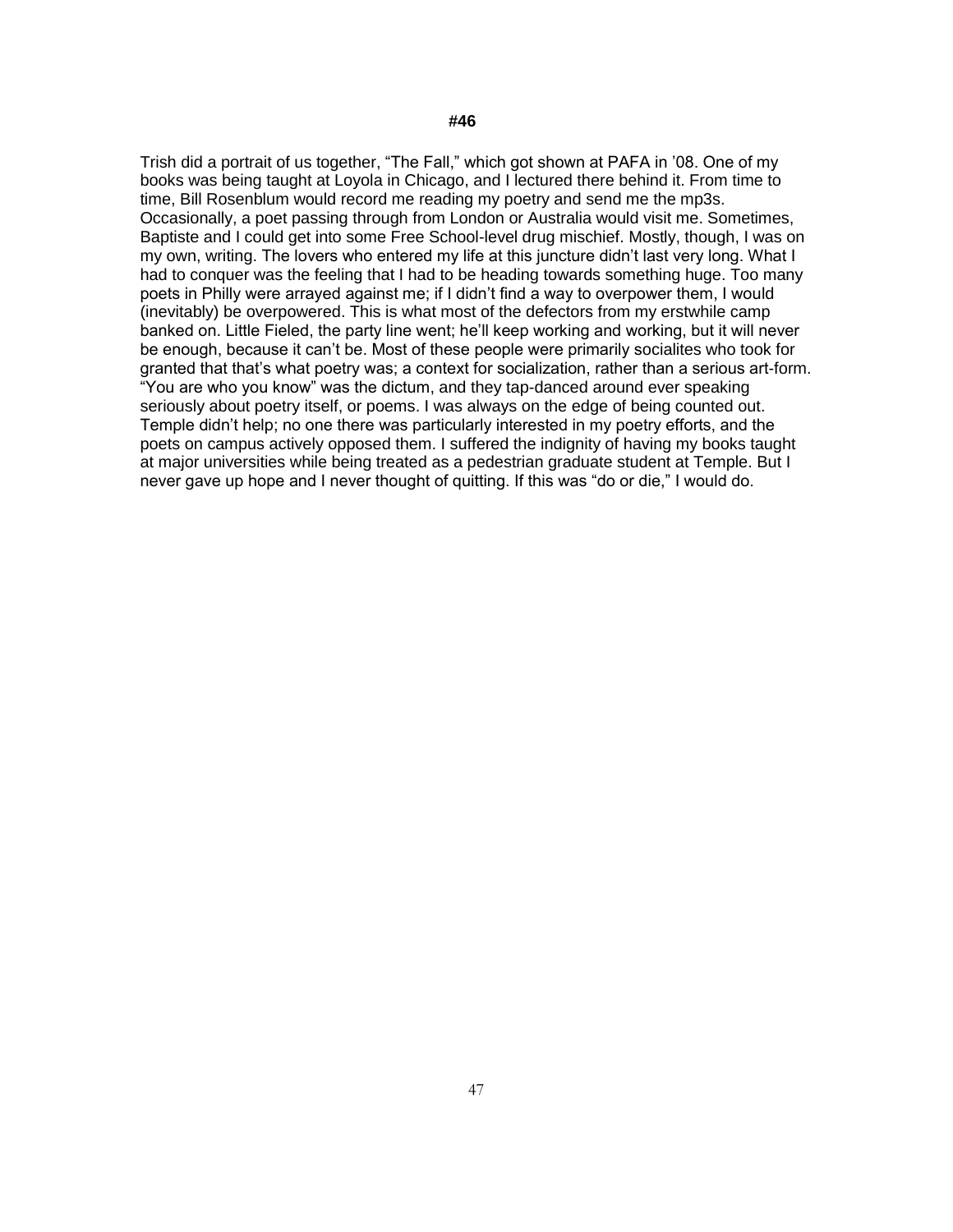**#46**

Trish did a portrait of us together, "The Fall," which got shown at PAFA in '08. One of my books was being taught at Loyola in Chicago, and I lectured there behind it. From time to time, Bill Rosenblum would record me reading my poetry and send me the mp3s. Occasionally, a poet passing through from London or Australia would visit me. Sometimes, Baptiste and I could get into some Free School-level drug mischief. Mostly, though, I was on my own, writing. The lovers who entered my life at this juncture didn't last very long. What I had to conquer was the feeling that I had to be heading towards something huge. Too many poets in Philly were arrayed against me; if I didn't find a way to overpower them, I would (inevitably) be overpowered. This is what most of the defectors from my erstwhile camp banked on. Little Fieled, the party line went; he'll keep working and working, but it will never be enough, because it can't be. Most of these people were primarily socialites who took for granted that that's what poetry was; a context for socialization, rather than a serious art-form. "You are who you know" was the dictum, and they tap-danced around ever speaking seriously about poetry itself, or poems. I was always on the edge of being counted out. Temple didn't help; no one there was particularly interested in my poetry efforts, and the poets on campus actively opposed them. I suffered the indignity of having my books taught at major universities while being treated as a pedestrian graduate student at Temple. But I never gave up hope and I never thought of quitting. If this was "do or die," I would do.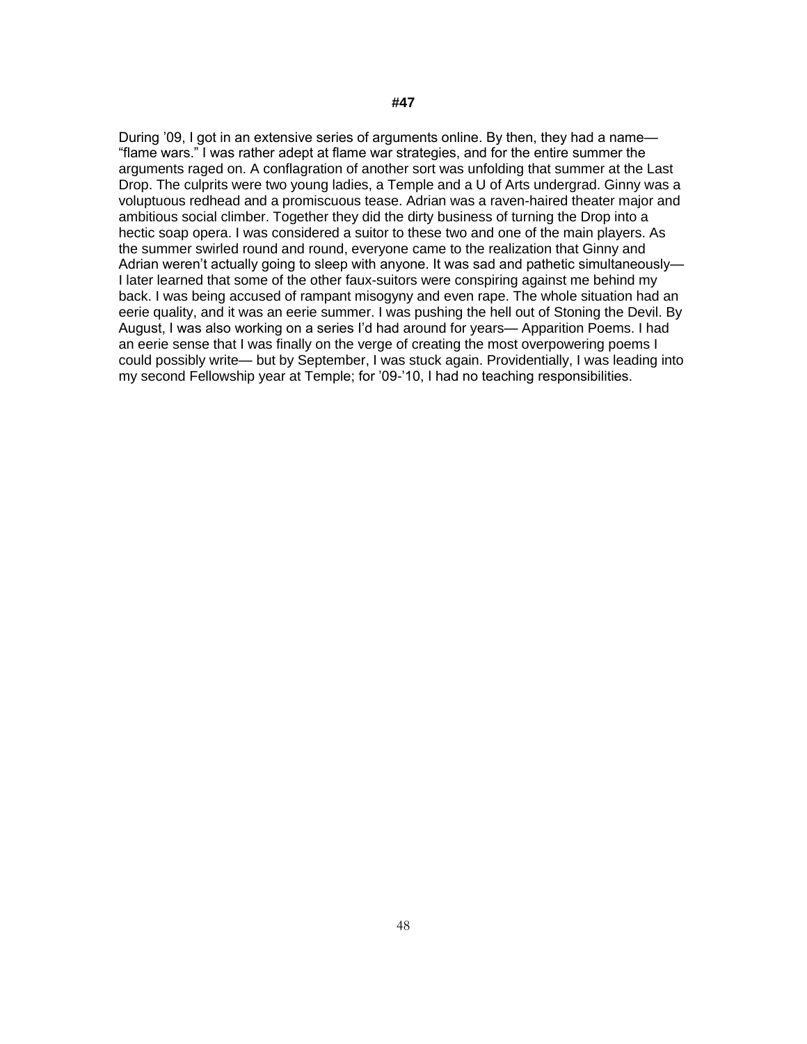# #47

During ’09, I got in an extensive series of arguments online. By then, they had a name— “flame wars.” I was rather adept at flame war strategies, and for the entire summer the arguments raged on. A conflagration of another sort was unfolding that summer at the Last Drop. The culprits were two young ladies, a Temple and a U of Arts undergrad. Ginny was a voluptuous redhead and a promiscuous tease. Adrian was a raven-haired theater major and ambitious social climber. Together they did the dirty business of turning the Drop into a hectic soap opera. I was considered a suitor to these two and one of the main players. As the summer swirled round and round, everyone came to the realization that Ginny and Adrian weren’t actually going to sleep with anyone. It was sad and pathetic simultaneously— I later learned that some of the other faux-suitors were conspiring against me behind my back. I was being accused of rampant misogyny and even rape. The whole situation had an eerie quality, and it was an eerie summer. I was pushing the hell out of Stoning the Devil. By August, I was also working on a series I’d had around for years— Apparition Poems. I had an eerie sense that I was finally on the verge of creating the most overpowering poems I could possibly write— but by September, I was stuck again. Providentially, I was leading into my second Fellowship year at Temple; for ’09-’10, I had no teaching responsibilities.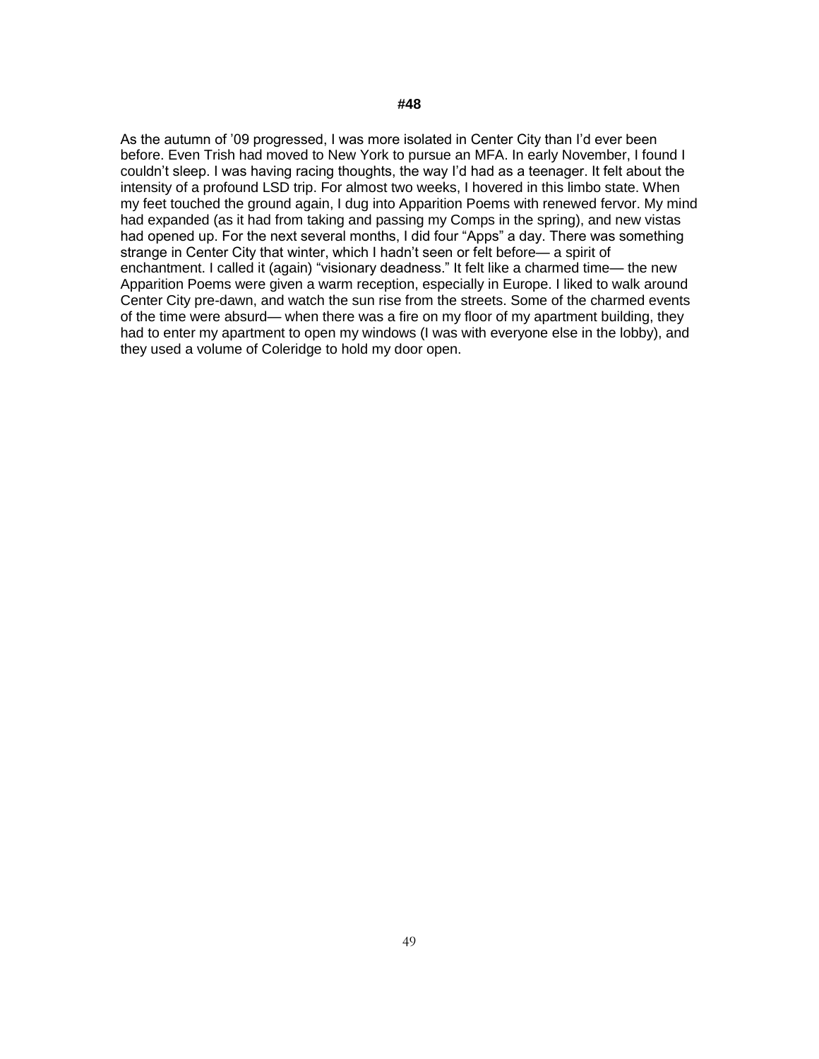**#48**

As the autumn of ’09 progressed, I was more isolated in Center City than I’d ever been before. Even Trish had moved to New York to pursue an MFA. In early November, I found I couldn’t sleep. I was having racing thoughts, the way I’d had as a teenager. It felt about the intensity of a profound LSD trip. For almost two weeks, I hovered in this limbo state. When my feet touched the ground again, I dug into Apparition Poems with renewed fervor. My mind had expanded (as it had from taking and passing my Comps in the spring), and new vistas had opened up. For the next several months, I did four “Apps” a day. There was something strange in Center City that winter, which I hadn’t seen or felt before— a spirit of enchantment. I called it (again) “visionary deadness.” It felt like a charmed time— the new Apparition Poems were given a warm reception, especially in Europe. I liked to walk around Center City pre-dawn, and watch the sun rise from the streets. Some of the charmed events of the time were absurd— when there was a fire on my floor of my apartment building, they had to enter my apartment to open my windows (I was with everyone else in the lobby), and they used a volume of Coleridge to hold my door open.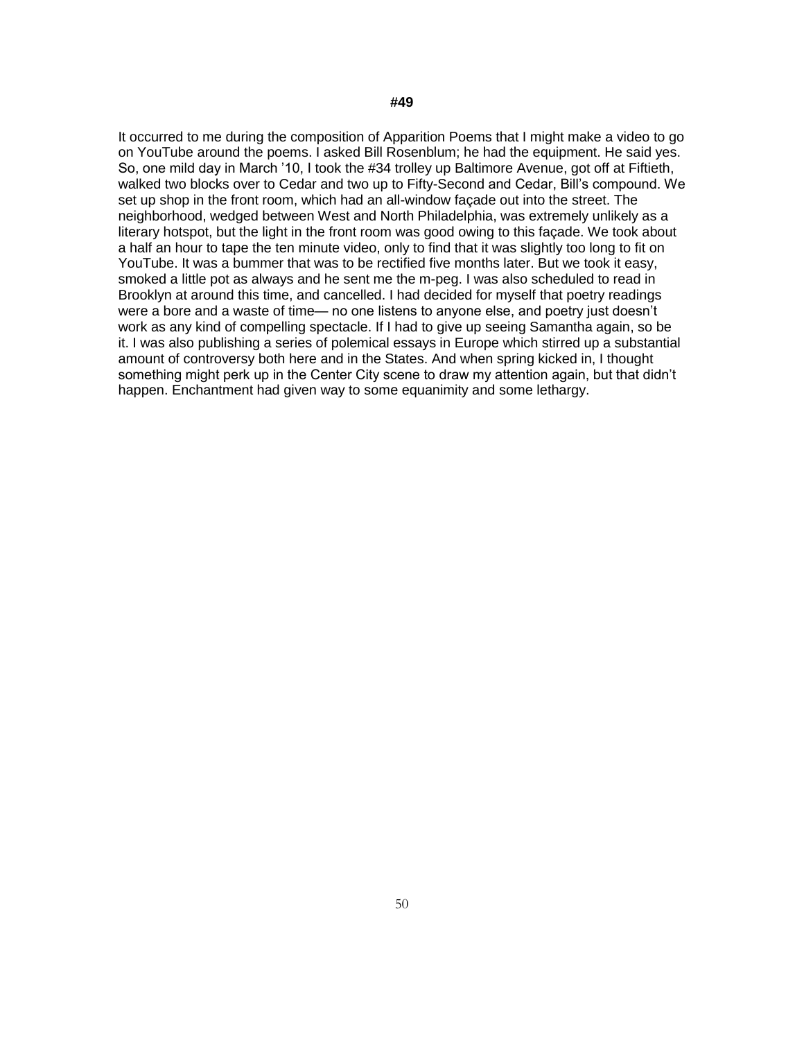**#49**

It occurred to me during the composition of Apparition Poems that I might make a video to go on YouTube around the poems. I asked Bill Rosenblum; he had the equipment. He said yes. So, one mild day in March ’10, I took the #34 trolley up Baltimore Avenue, got off at Fiftieth, walked two blocks over to Cedar and two up to Fifty-Second and Cedar, Bill’s compound. We set up shop in the front room, which had an all-window façade out into the street. The neighborhood, wedged between West and North Philadelphia, was extremely unlikely as a literary hotspot, but the light in the front room was good owing to this façade. We took about a half an hour to tape the ten minute video, only to find that it was slightly too long to fit on YouTube. It was a bummer that was to be rectified five months later. But we took it easy, smoked a little pot as always and he sent me the m-peg. I was also scheduled to read in Brooklyn at around this time, and cancelled. I had decided for myself that poetry readings were a bore and a waste of time— no one listens to anyone else, and poetry just doesn’t work as any kind of compelling spectacle. If I had to give up seeing Samantha again, so be it. I was also publishing a series of polemical essays in Europe which stirred up a substantial amount of controversy both here and in the States. And when spring kicked in, I thought something might perk up in the Center City scene to draw my attention again, but that didn’t happen. Enchantment had given way to some equanimity and some lethargy.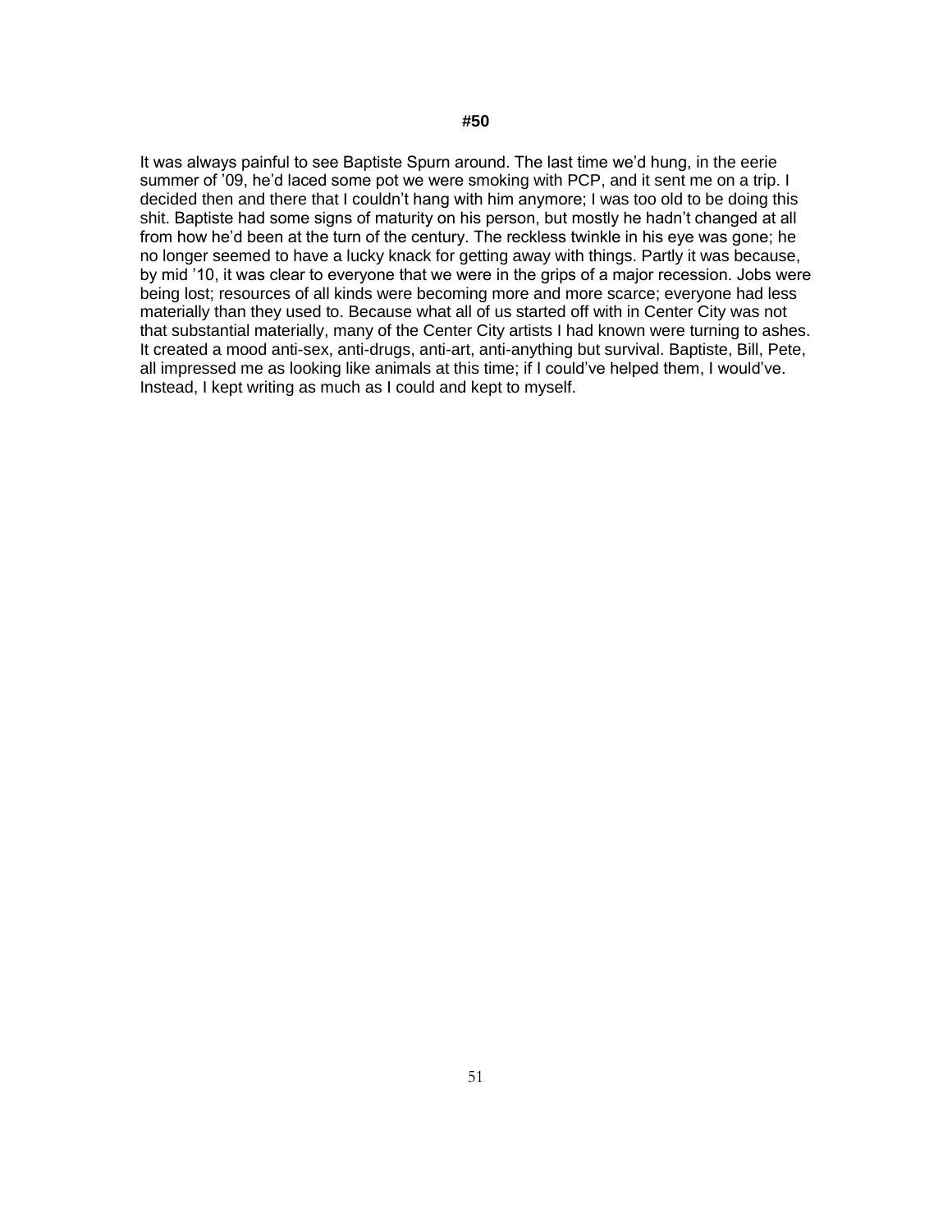**#50**

It was always painful to see Baptiste Spurn around. The last time we'd hung, in the eerie summer of '09, he'd laced some pot we were smoking with PCP, and it sent me on a trip. I decided then and there that I couldn't hang with him anymore; I was too old to be doing this shit. Baptiste had some signs of maturity on his person, but mostly he hadn't changed at all from how he'd been at the turn of the century. The reckless twinkle in his eye was gone; he no longer seemed to have a lucky knack for getting away with things. Partly it was because, by mid '10, it was clear to everyone that we were in the grips of a major recession. Jobs were being lost; resources of all kinds were becoming more and more scarce; everyone had less materially than they used to. Because what all of us started off with in Center City was not that substantial materially, many of the Center City artists I had known were turning to ashes. It created a mood anti-sex, anti-drugs, anti-art, anti-anything but survival. Baptiste, Bill, Pete, all impressed me as looking like animals at this time; if I could've helped them, I would've. Instead, I kept writing as much as I could and kept to myself.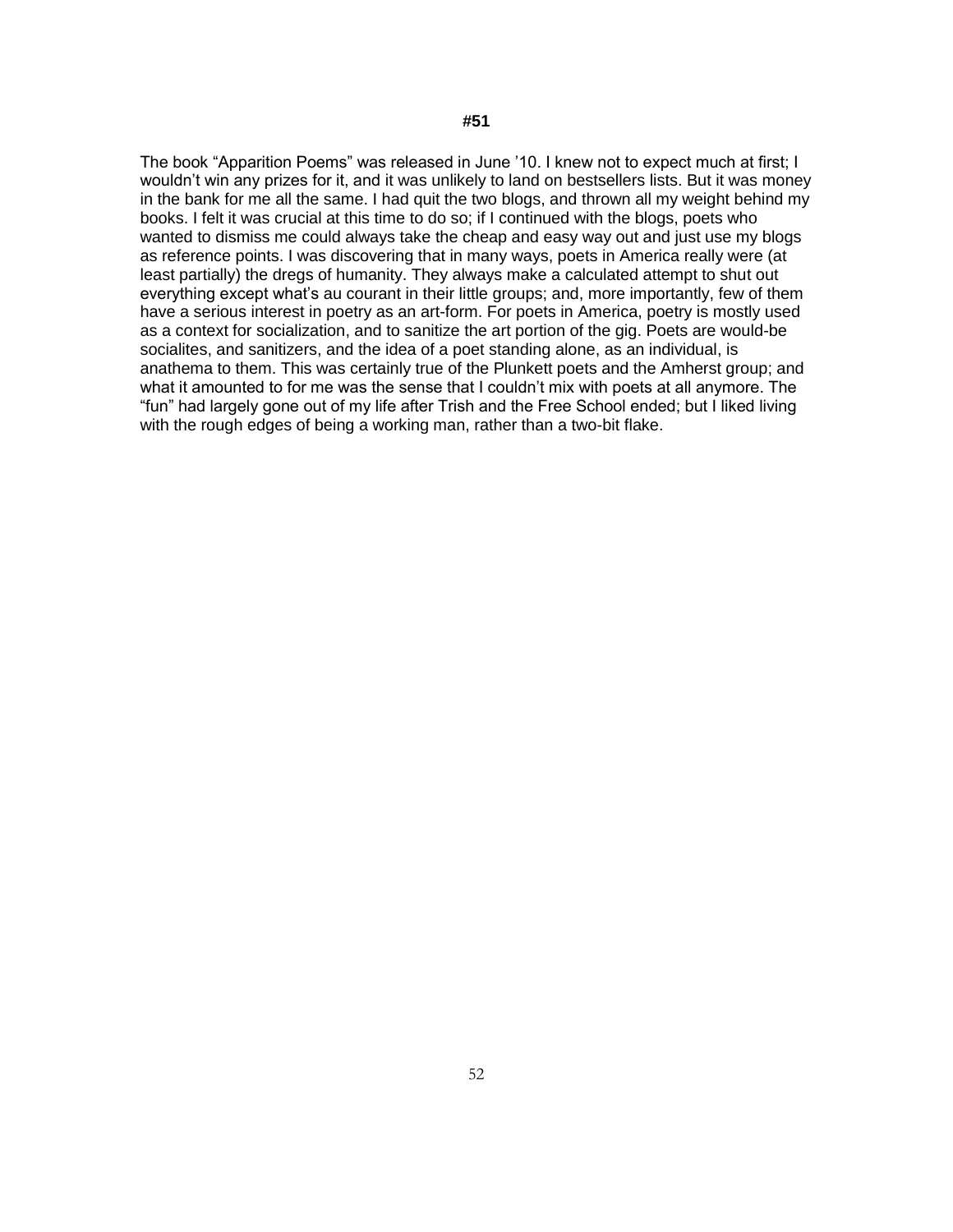**#51**

The book "Apparition Poems" was released in June '10. I knew not to expect much at first; I wouldn't win any prizes for it, and it was unlikely to land on bestsellers lists. But it was money in the bank for me all the same. I had quit the two blogs, and thrown all my weight behind my books. I felt it was crucial at this time to do so; if I continued with the blogs, poets who wanted to dismiss me could always take the cheap and easy way out and just use my blogs as reference points. I was discovering that in many ways, poets in America really were (at least partially) the dregs of humanity. They always make a calculated attempt to shut out everything except what's au courant in their little groups; and, more importantly, few of them have a serious interest in poetry as an art-form. For poets in America, poetry is mostly used as a context for socialization, and to sanitize the art portion of the gig. Poets are would-be socialites, and sanitizers, and the idea of a poet standing alone, as an individual, is anathema to them. This was certainly true of the Plunkett poets and the Amherst group; and what it amounted to for me was the sense that I couldn't mix with poets at all anymore. The "fun" had largely gone out of my life after Trish and the Free School ended; but I liked living with the rough edges of being a working man, rather than a two-bit flake.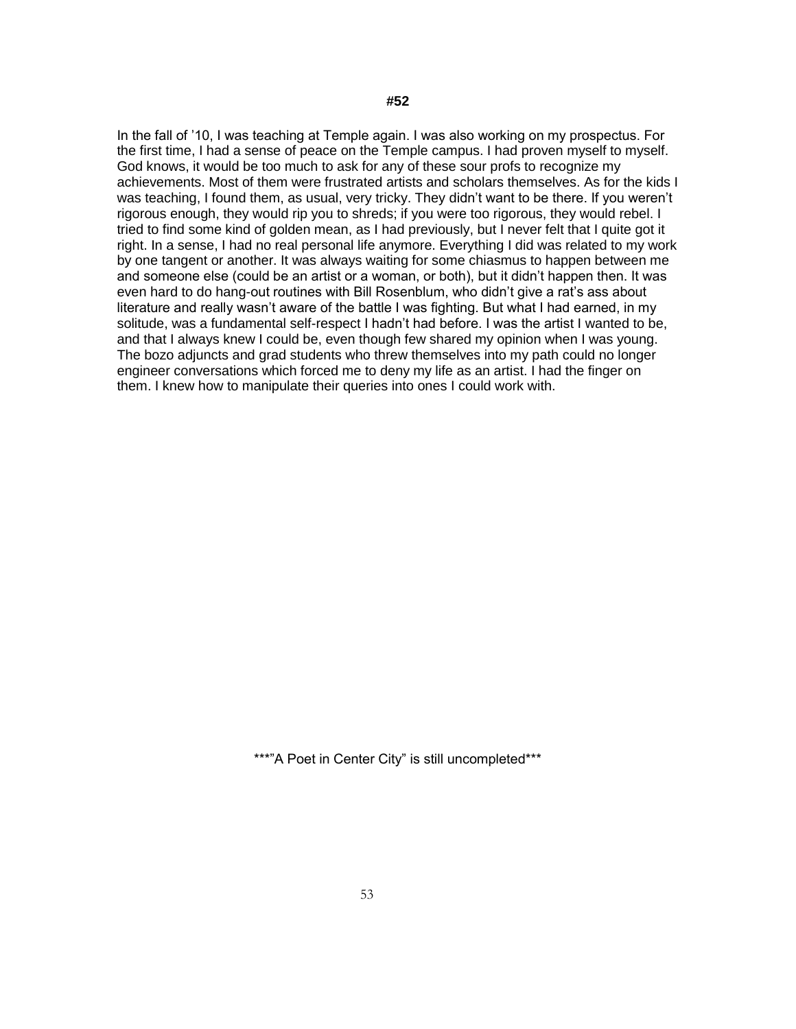## #52

In the fall of '10, I was teaching at Temple again. I was also working on my prospectus. For the first time, I had a sense of peace on the Temple campus. I had proven myself to myself. God knows, it would be too much to ask for any of these sour profs to recognize my achievements. Most of them were frustrated artists and scholars themselves. As for the kids I was teaching, I found them, as usual, very tricky. They didn't want to be there. If you weren't rigorous enough, they would rip you to shreds; if you were too rigorous, they would rebel. I tried to find some kind of golden mean, as I had previously, but I never felt that I quite got it right. In a sense, I had no real personal life anymore. Everything I did was related to my work by one tangent or another. It was always waiting for some chiasmus to happen between me and someone else (could be an artist or a woman, or both), but it didn't happen then. It was even hard to do hang-out routines with Bill Rosenblum, who didn't give a rat's ass about literature and really wasn't aware of the battle I was fighting. But what I had earned, in my solitude, was a fundamental self-respect I hadn't had before. I was the artist I wanted to be, and that I always knew I could be, even though few shared my opinion when I was young. The bozo adjuncts and grad students who threw themselves into my path could no longer engineer conversations which forced me to deny my life as an artist. I had the finger on them. I knew how to manipulate their queries into ones I could work with.

***"A Poet in Center City" is still uncompleted***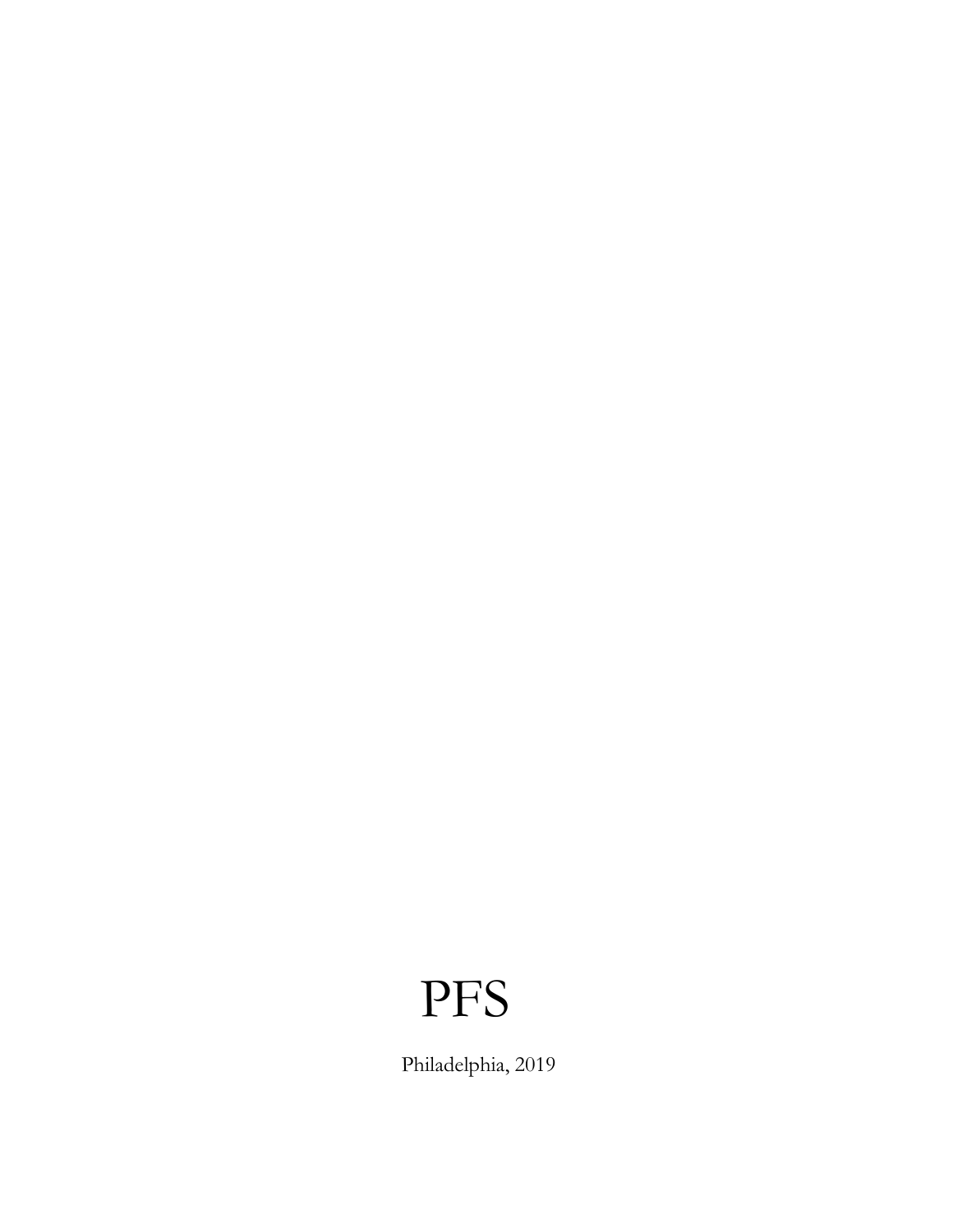PFS

Philadelphia, 2019